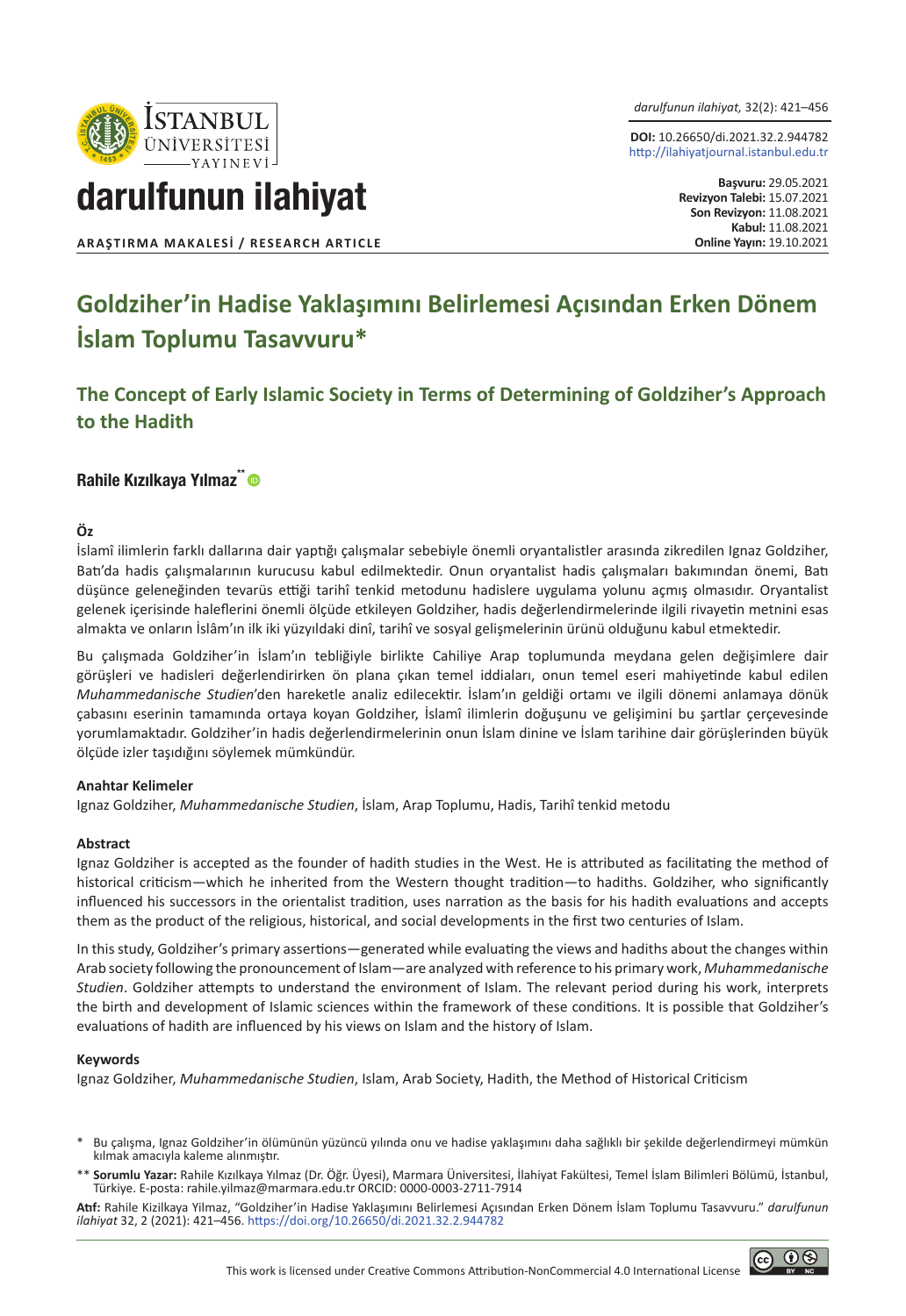darulfunun ilahiyat

ARAŞTIRMA MAKALESİ / RESEARCH ARTICLE

*darulfunun ilahiyat,* 32(2): 421–456

**DOI:** 10.26650/di.2021.32.2.944782
http://ilahiyatjournal.istanbul.edu.tr

**Başvuru:** 29.05.2021
**Revizyon Talebi:** 15.07.2021
**Son Revizyon:** 11.08.2021
**Kabul:** 11.08.2021
**Online Yayın:** 19.10.2021

# Goldziher'in Hadise Yaklaşımını Belirlemesi Açısından Erken Dönem İslam Toplumu Tasavvuru*

## The Concept of Early Islamic Society in Terms of Determining of Goldziher's Approach to the Hadith

**Rahile Kızılkaya Yılmaz****

### Öz

İslamî ilimlerin farklı dallarına dair yaptığı çalışmalar sebebiyle önemli oryantalistler arasında zikredilen Ignaz Goldziher, Batı'da hadis çalışmalarının kurucusu kabul edilmektedir. Onun oryantalist hadis çalışmaları bakımından önemi, Batı düşünce geleneğinden tevarüs ettiği tarihî tenkid metodunu hadislere uygulama yolunu açmış olmasıdır. Oryantalist gelenek içerisinde haleflerini önemli ölçüde etkileyen Goldziher, hadis değerlendirmelerinde ilgili rivayetin metnini esas almakta ve onların İslâm'ın ilk iki yüzyıldaki dinî, tarihî ve sosyal gelişmelerinin ürünü olduğunu kabul etmektedir.

Bu çalışmada Goldziher'in İslam'ın tebliğiyle birlikte Cahiliye Arap toplumunda meydana gelen değişimlere dair görüşleri ve hadisleri değerlendirirken ön plana çıkan temel iddiaları, onun temel eseri mahiyetinde kabul edilen *Muhammedanische Studien*'den hareketle analiz edilecektir. İslam'ın geldiği ortamı ve ilgili dönemi anlamaya dönük çabasını eserinin tamamında ortaya koyan Goldziher, İslamî ilimlerin doğuşunu ve gelişimini bu şartlar çerçevesinde yorumlamaktadır. Goldziher'in hadis değerlendirmelerinin onun İslam dinine ve İslam tarihine dair görüşlerinden büyük ölçüde izler taşıdığını söylemek mümkündür.

### Anahtar Kelimeler

Ignaz Goldziher, *Muhammedanische Studien*, İslam, Arap Toplumu, Hadis, Tarihî tenkid metodu

### Abstract

Ignaz Goldziher is accepted as the founder of hadith studies in the West. He is attributed as facilitating the method of historical criticism—which he inherited from the Western thought tradition—to hadiths. Goldziher, who significantly influenced his successors in the orientalist tradition, uses narration as the basis for his hadith evaluations and accepts them as the product of the religious, historical, and social developments in the first two centuries of Islam.

In this study, Goldziher's primary assertions—generated while evaluating the views and hadiths about the changes within Arab society following the pronouncement of Islam—are analyzed with reference to his primary work, *Muhammedanische Studien*. Goldziher attempts to understand the environment of Islam. The relevant period during his work, interprets the birth and development of Islamic sciences within the framework of these conditions. It is possible that Goldziher's evaluations of hadith are influenced by his views on Islam and the history of Islam.

### Keywords

Ignaz Goldziher, *Muhammedanische Studien*, Islam, Arab Society, Hadith, the Method of Historical Criticism

\* Bu çalışma, Ignaz Goldziher'in ölümünün yüzüncü yılında onu ve hadise yaklaşımını daha sağlıklı bir şekilde değerlendirmeyi mümkün kılmak amacıyla kaleme alınmıştır.

** **Sorumlu Yazar:** Rahile Kızılkaya Yılmaz (Dr. Öğr. Üyesi), Marmara Üniversitesi, İlahiyat Fakültesi, Temel İslam Bilimleri Bölümü, İstanbul, Türkiye. E-posta: rahile.yilmaz@marmara.edu.tr ORCID: 0000-0003-2711-7914

**Atıf:** Rahile Kizilkaya Yilmaz, "Goldziher'in Hadise Yaklaşımını Belirlemesi Açısından Erken Dönem İslam Toplumu Tasavvuru." *darulfunun ilahiyat* 32, 2 (2021): 421–456. https://doi.org/10.26650/di.2021.32.2.944782

This work is licensed under Creative Commons Attribution-NonCommercial 4.0 International License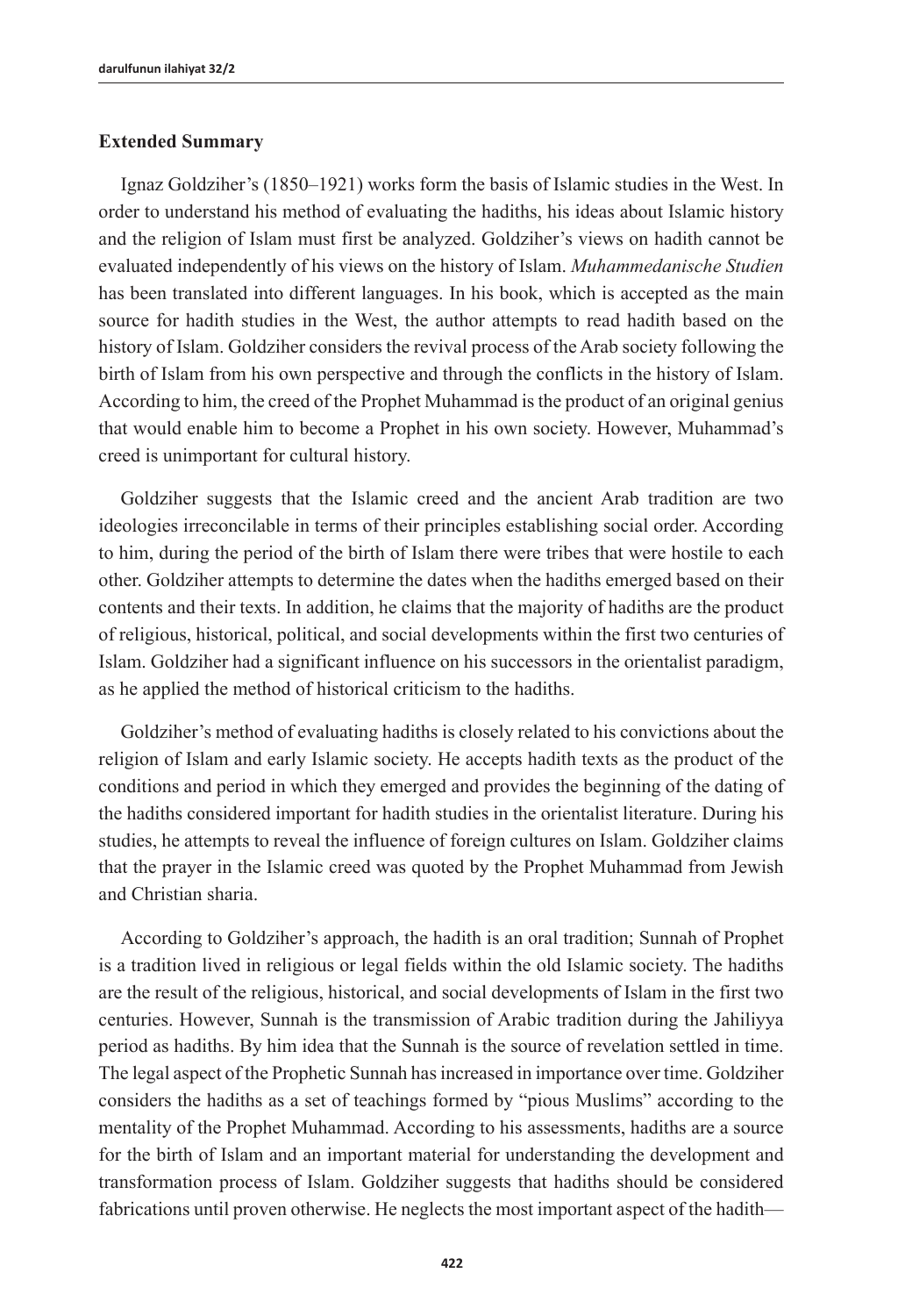### Extended Summary

Ignaz Goldziher's (1850–1921) works form the basis of Islamic studies in the West. In order to understand his method of evaluating the hadiths, his ideas about Islamic history and the religion of Islam must first be analyzed. Goldziher's views on hadith cannot be evaluated independently of his views on the history of Islam. *Muhammedanische Studien* has been translated into different languages. In his book, which is accepted as the main source for hadith studies in the West, the author attempts to read hadith based on the history of Islam. Goldziher considers the revival process of the Arab society following the birth of Islam from his own perspective and through the conflicts in the history of Islam. According to him, the creed of the Prophet Muhammad is the product of an original genius that would enable him to become a Prophet in his own society. However, Muhammad's creed is unimportant for cultural history.

Goldziher suggests that the Islamic creed and the ancient Arab tradition are two ideologies irreconcilable in terms of their principles establishing social order. According to him, during the period of the birth of Islam there were tribes that were hostile to each other. Goldziher attempts to determine the dates when the hadiths emerged based on their contents and their texts. In addition, he claims that the majority of hadiths are the product of religious, historical, political, and social developments within the first two centuries of Islam. Goldziher had a significant influence on his successors in the orientalist paradigm, as he applied the method of historical criticism to the hadiths.

Goldziher's method of evaluating hadiths is closely related to his convictions about the religion of Islam and early Islamic society. He accepts hadith texts as the product of the conditions and period in which they emerged and provides the beginning of the dating of the hadiths considered important for hadith studies in the orientalist literature. During his studies, he attempts to reveal the influence of foreign cultures on Islam. Goldziher claims that the prayer in the Islamic creed was quoted by the Prophet Muhammad from Jewish and Christian sharia.

According to Goldziher's approach, the hadith is an oral tradition; Sunnah of Prophet is a tradition lived in religious or legal fields within the old Islamic society. The hadiths are the result of the religious, historical, and social developments of Islam in the first two centuries. However, Sunnah is the transmission of Arabic tradition during the Jahiliyya period as hadiths. By him idea that the Sunnah is the source of revelation settled in time. The legal aspect of the Prophetic Sunnah has increased in importance over time. Goldziher considers the hadiths as a set of teachings formed by "pious Muslims" according to the mentality of the Prophet Muhammad. According to his assessments, hadiths are a source for the birth of Islam and an important material for understanding the development and transformation process of Islam. Goldziher suggests that hadiths should be considered fabrications until proven otherwise. He neglects the most important aspect of the hadith—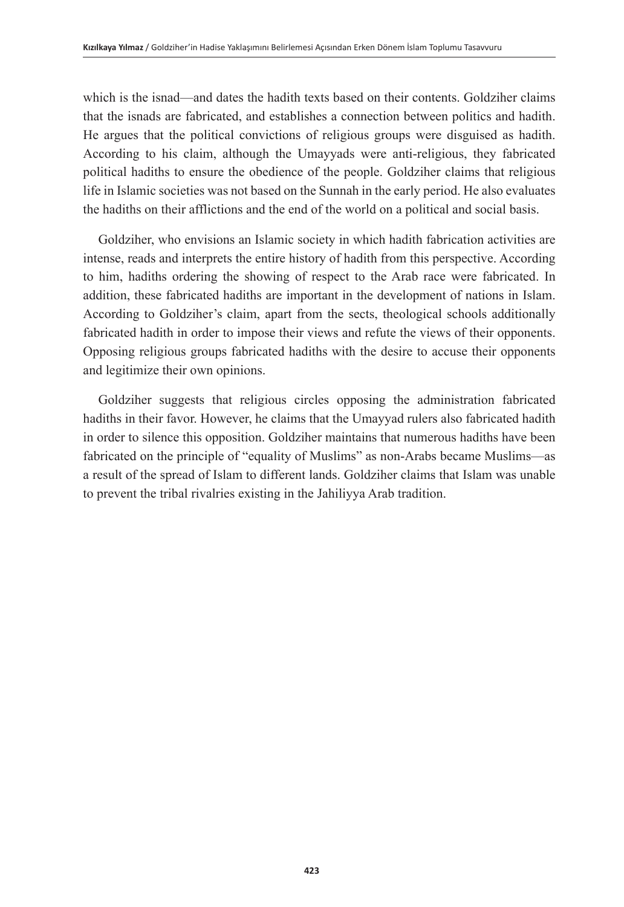which is the isnad—and dates the hadith texts based on their contents. Goldziher claims that the isnads are fabricated, and establishes a connection between politics and hadith. He argues that the political convictions of religious groups were disguised as hadith. According to his claim, although the Umayyads were anti-religious, they fabricated political hadiths to ensure the obedience of the people. Goldziher claims that religious life in Islamic societies was not based on the Sunnah in the early period. He also evaluates the hadiths on their afflictions and the end of the world on a political and social basis.

Goldziher, who envisions an Islamic society in which hadith fabrication activities are intense, reads and interprets the entire history of hadith from this perspective. According to him, hadiths ordering the showing of respect to the Arab race were fabricated. In addition, these fabricated hadiths are important in the development of nations in Islam. According to Goldziher's claim, apart from the sects, theological schools additionally fabricated hadith in order to impose their views and refute the views of their opponents. Opposing religious groups fabricated hadiths with the desire to accuse their opponents and legitimize their own opinions.

Goldziher suggests that religious circles opposing the administration fabricated hadiths in their favor. However, he claims that the Umayyad rulers also fabricated hadith in order to silence this opposition. Goldziher maintains that numerous hadiths have been fabricated on the principle of "equality of Muslims" as non-Arabs became Muslims—as a result of the spread of Islam to different lands. Goldziher claims that Islam was unable to prevent the tribal rivalries existing in the Jahiliyya Arab tradition.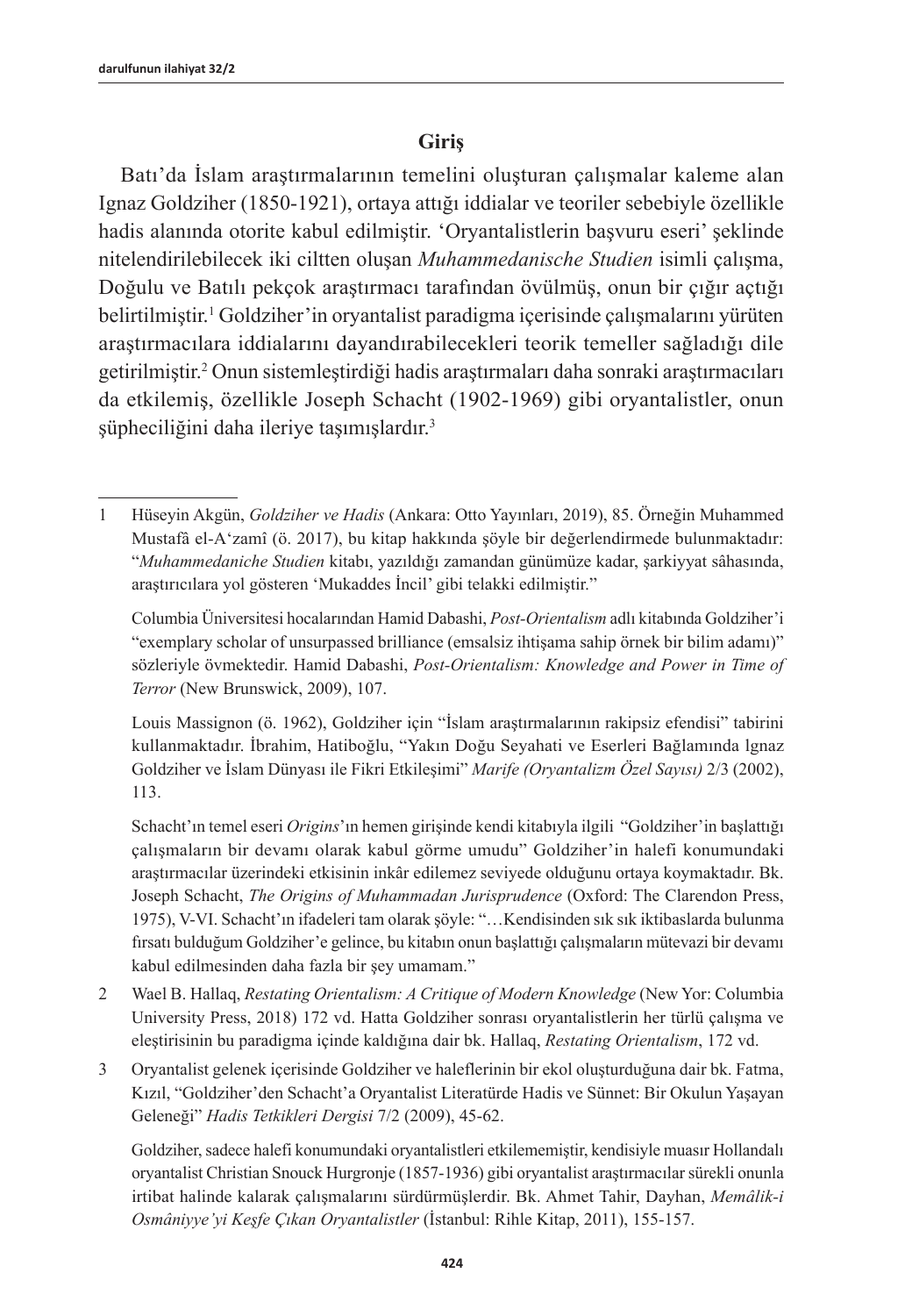## Giriş

Batı'da İslam araştırmalarının temelini oluşturan çalışmalar kaleme alan Ignaz Goldziher (1850-1921), ortaya attığı iddialar ve teoriler sebebiyle özellikle hadis alanında otorite kabul edilmiştir. 'Oryantalistlerin başvuru eseri' şeklinde nitelendirilebilecek iki ciltten oluşan *Muhammedanische Studien* isimli çalışma, Doğulu ve Batılı pekçok araştırmacı tarafından övülmüş, onun bir çığır açtığı belirtilmiştir.[1] Goldziher'in oryantalist paradigma içerisinde çalışmalarını yürüten araştırmacılara iddialarını dayandırabilecekleri teorik temeller sağladığı dile getirilmiştir.[2] Onun sistemleştirdiği hadis araştırmaları daha sonraki araştırmacıları da etkilemiş, özellikle Joseph Schacht (1902-1969) gibi oryantalistler, onun şüpheciliğini daha ileriye taşımışlardır.[3]

---

1 Hüseyin Akgün, *Goldziher ve Hadis* (Ankara: Otto Yayınları, 2019), 85. Örneğin Muhammed Mustafâ el-A'zamî (ö. 2017), bu kitap hakkında şöyle bir değerlendirmede bulunmaktadır: "*Muhammedaniche Studien* kitabı, yazıldığı zamandan günümüze kadar, şarkiyyat sâhasında, araştırıcılara yol gösteren 'Mukaddes İncil' gibi telakki edilmiştir."

Columbia Üniversitesi hocalarından Hamid Dabashi, *Post-Orientalism* adlı kitabında Goldziher'i "exemplary scholar of unsurpassed brilliance (emsalsiz ihtişama sahip örnek bir bilim adamı)" sözleriyle övmektedir. Hamid Dabashi, *Post-Orientalism: Knowledge and Power in Time of Terror* (New Brunswick, 2009), 107.

Louis Massignon (ö. 1962), Goldziher için "İslam araştırmalarının rakipsiz efendisi" tabirini kullanmaktadır. İbrahim, Hatiboğlu, "Yakın Doğu Seyahati ve Eserleri Bağlamında lgnaz Goldziher ve İslam Dünyası ile Fikri Etkileşimi" *Marife (Oryantalizm Özel Sayısı)* 2/3 (2002), 113.

Schacht'ın temel eseri *Origins*'ın hemen girişinde kendi kitabıyla ilgili "Goldziher'in başlattığı çalışmaların bir devamı olarak kabul görme umudu" Goldziher'in halefi konumundaki araştırmacılar üzerindeki etkisinin inkâr edilemez seviyede olduğunu ortaya koymaktadır. Bk. Joseph Schacht, *The Origins of Muhammadan Jurisprudence* (Oxford: The Clarendon Press, 1975), V-VI. Schacht'ın ifadeleri tam olarak şöyle: "…Kendisinden sık sık iktibaslarda bulunma fırsatı bulduğum Goldziher'e gelince, bu kitabın onun başlattığı çalışmaların mütevazi bir devamı kabul edilmesinden daha fazla bir şey umamam."

2 Wael B. Hallaq, *Restating Orientalism: A Critique of Modern Knowledge* (New Yor: Columbia University Press, 2018) 172 vd. Hatta Goldziher sonrası oryantalistlerin her türlü çalışma ve eleştirisinin bu paradigma içinde kaldığına dair bk. Hallaq, *Restating Orientalism*, 172 vd.

3 Oryantalist gelenek içerisinde Goldziher ve haleflerinin bir ekol oluşturduğuna dair bk. Fatma, Kızıl, "Goldziher'den Schacht'a Oryantalist Literatürde Hadis ve Sünnet: Bir Okulun Yaşayan Geleneği" *Hadis Tetkikleri Dergisi* 7/2 (2009), 45-62.

Goldziher, sadece halefi konumundaki oryantalistleri etkilememiştir, kendisiyle muasır Hollandalı oryantalist Christian Snouck Hurgronje (1857-1936) gibi oryantalist araştırmacılar sürekli onunla irtibat halinde kalarak çalışmalarını sürdürmüşlerdir. Bk. Ahmet Tahir, Dayhan, *Memâlik-i Osmâniyye'yi Keşfe Çıkan Oryantalistler* (İstanbul: Rihle Kitap, 2011), 155-157.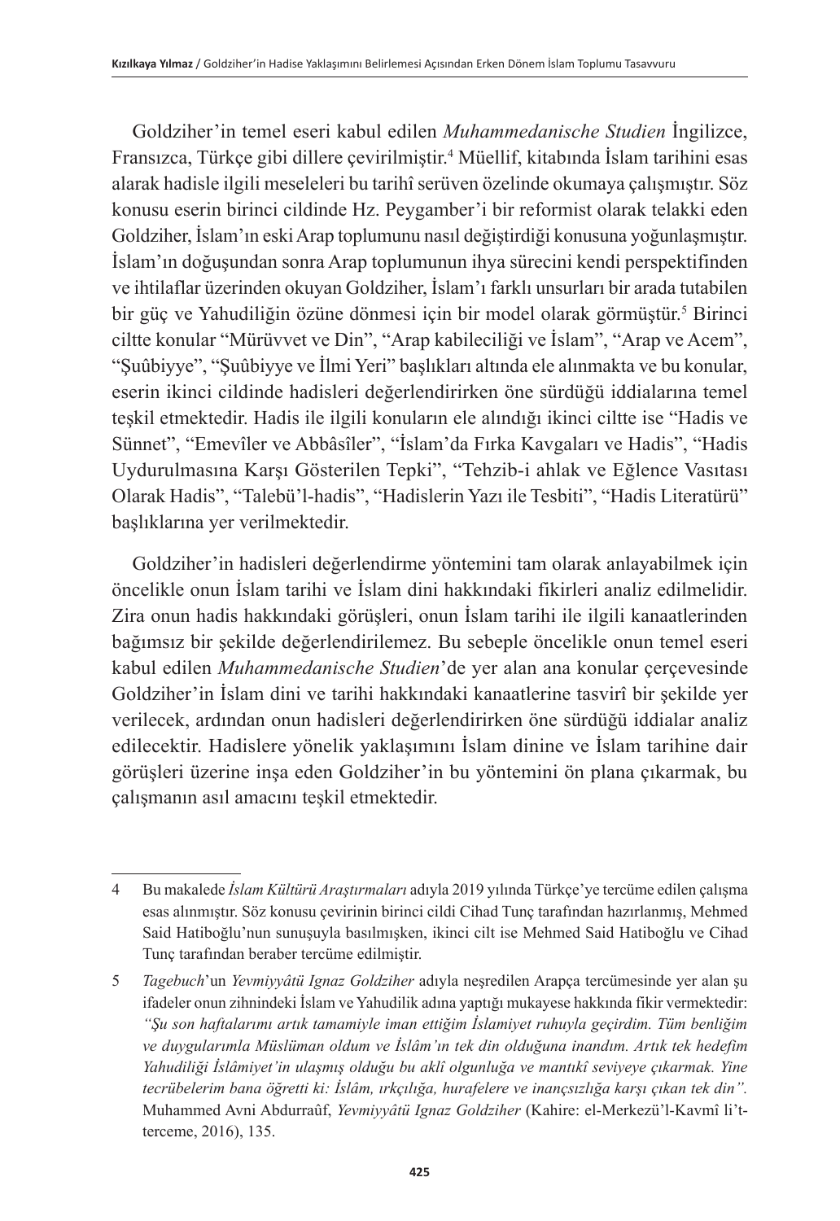Goldziher'in temel eseri kabul edilen *Muhammedanische Studien* İngilizce, Fransızca, Türkçe gibi dillere çevirilmiştir.[4] Müellif, kitabında İslam tarihini esas alarak hadisle ilgili meseleleri bu tarihî serüven özelinde okumaya çalışmıştır. Söz konusu eserin birinci cildinde Hz. Peygamber'i bir reformist olarak telakki eden Goldziher, İslam'ın eski Arap toplumunu nasıl değiştirdiği konusuna yoğunlaşmıştır. İslam'ın doğuşundan sonra Arap toplumunun ihya sürecini kendi perspektifinden ve ihtilaflar üzerinden okuyan Goldziher, İslam'ı farklı unsurları bir arada tutabilen bir güç ve Yahudiliğin özüne dönmesi için bir model olarak görmüştür.[5] Birinci ciltte konular "Mürüvvet ve Din", "Arap kabileciliği ve İslam", "Arap ve Acem", "Şuûbiyye", "Şuûbiyye ve İlmi Yeri" başlıkları altında ele alınmakta ve bu konular, eserin ikinci cildinde hadisleri değerlendirirken öne sürdüğü iddialarına temel teşkil etmektedir. Hadis ile ilgili konuların ele alındığı ikinci ciltte ise "Hadis ve Sünnet", "Emevîler ve Abbâsîler", "İslam'da Fırka Kavgaları ve Hadis", "Hadis Uydurulmasına Karşı Gösterilen Tepki", "Tehzib-i ahlak ve Eğlence Vasıtası Olarak Hadis", "Talebü'l-hadis", "Hadislerin Yazı ile Tesbiti", "Hadis Literatürü" başlıklarına yer verilmektedir.

Goldziher'in hadisleri değerlendirme yöntemini tam olarak anlayabilmek için öncelikle onun İslam tarihi ve İslam dini hakkındaki fikirleri analiz edilmelidir. Zira onun hadis hakkındaki görüşleri, onun İslam tarihi ile ilgili kanaatlerinden bağımsız bir şekilde değerlendirilemez. Bu sebeple öncelikle onun temel eseri kabul edilen *Muhammedanische Studien*'de yer alan ana konular çerçevesinde Goldziher'in İslam dini ve tarihi hakkındaki kanaatlerine tasvirî bir şekilde yer verilecek, ardından onun hadisleri değerlendirirken öne sürdüğü iddialar analiz edilecektir. Hadislere yönelik yaklaşımını İslam dinine ve İslam tarihine dair görüşleri üzerine inşa eden Goldziher'in bu yöntemini ön plana çıkarmak, bu çalışmanın asıl amacını teşkil etmektedir.

---

4 Bu makalede *İslam Kültürü Araştırmaları* adıyla 2019 yılında Türkçe'ye tercüme edilen çalışma esas alınmıştır. Söz konusu çevirinin birinci cildi Cihad Tunç tarafından hazırlanmış, Mehmed Said Hatiboğlu'nun sunuşuyla basılmışken, ikinci cilt ise Mehmed Said Hatiboğlu ve Cihad Tunç tarafından beraber tercüme edilmiştir.

5 *Tagebuch*'un *Yevmiyyâtü Ignaz Goldziher* adıyla neşredilen Arapça tercümesinde yer alan şu ifadeler onun zihnindeki İslam ve Yahudilik adına yaptığı mukayese hakkında fikir vermektedir: *"Şu son haftalarımı artık tamamiyle iman ettiğim İslamiyet ruhuyla geçirdim. Tüm benliğim ve duygularımla Müslüman oldum ve İslâm'ın tek din olduğuna inandım. Artık tek hedefim Yahudiliği İslâmiyet'in ulaşmış olduğu bu aklî olgunluğa ve mantıkî seviyeye çıkarmak. Yine tecrübelerim bana öğretti ki: İslâm, ırkçılığa, hurafelere ve inançsızlığa karşı çıkan tek din".* Muhammed Avni Abdurraûf, *Yevmiyyâtü Ignaz Goldziher* (Kahire: el-Merkezü'l-Kavmî li't-terceme, 2016), 135.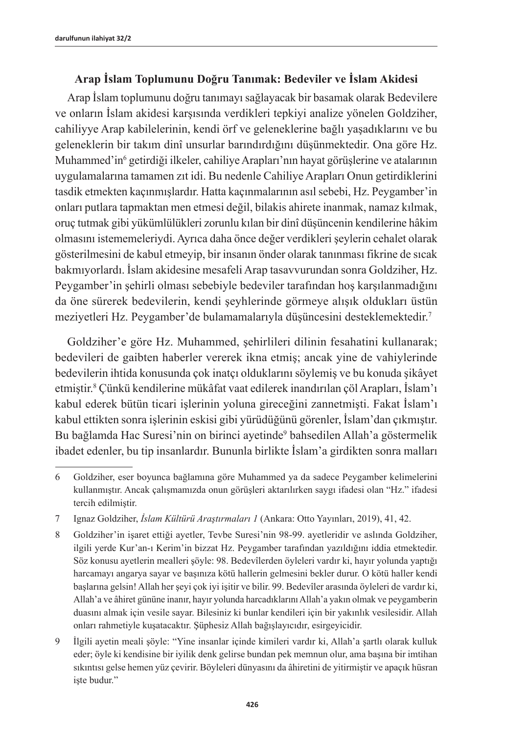### Arap İslam Toplumunu Doğru Tanımak: Bedeviler ve İslam Akidesi

Arap İslam toplumunu doğru tanımayı sağlayacak bir basamak olarak Bedevilere ve onların İslam akidesi karşısında verdikleri tepkiyi analize yönelen Goldziher, cahiliyye Arap kabilelerinin, kendi örf ve geleneklerine bağlı yaşadıklarını ve bu geleneklerin bir takım dinî unsurlar barındırdığını düşünmektedir. Ona göre Hz. Muhammed'in[6] getirdiği ilkeler, cahiliye Arapları'nın hayat görüşlerine ve atalarının uygulamalarına tamamen zıt idi. Bu nedenle Cahiliye Arapları Onun getirdiklerini tasdik etmekten kaçınmışlardır. Hatta kaçınmalarının asıl sebebi, Hz. Peygamber'in onları putlara tapmaktan men etmesi değil, bilakis ahirete inanmak, namaz kılmak, oruç tutmak gibi yükümlülükleri zorunlu kılan bir dinî düşüncenin kendilerine hâkim olmasını istememeleriydi. Ayrıca daha önce değer verdikleri şeylerin cehalet olarak gösterilmesini de kabul etmeyip, bir insanın önder olarak tanınması fikrine de sıcak bakmıyorlardı. İslam akidesine mesafeli Arap tasavvurundan sonra Goldziher, Hz. Peygamber'in şehirli olması sebebiyle bedeviler tarafından hoş karşılanmadığını da öne sürerek bedevilerin, kendi şeyhlerinde görmeye alışık oldukları üstün meziyetleri Hz. Peygamber'de bulamamalarıyla düşüncesini desteklemektedir.[7]

Goldziher'e göre Hz. Muhammed, şehirlileri dilinin fesahatini kullanarak; bedevileri de gaibten haberler vererek ikna etmiş; ancak yine de vahiylerinde bedevilerin ihtida konusunda çok inatçı olduklarını söylemiş ve bu konuda şikâyet etmiştir.[8] Çünkü kendilerine mükâfat vaat edilerek inandırılan çöl Arapları, İslam'ı kabul ederek bütün ticari işlerinin yoluna gireceğini zannetmişti. Fakat İslam'ı kabul ettikten sonra işlerinin eskisi gibi yürüdüğünü görenler, İslam'dan çıkmıştır. Bu bağlamda Hac Suresi'nin on birinci ayetinde[9] bahsedilen Allah'a göstermelik ibadet edenler, bu tip insanlardır. Bununla birlikte İslam'a girdikten sonra malları

---

6 Goldziher, eser boyunca bağlamına göre Muhammed ya da sadece Peygamber kelimelerini kullanmıştır. Ancak çalışmamızda onun görüşleri aktarılırken saygı ifadesi olan "Hz." ifadesi tercih edilmiştir.

7 Ignaz Goldziher, *İslam Kültürü Araştırmaları 1* (Ankara: Otto Yayınları, 2019), 41, 42.

8 Goldziher'in işaret ettiği ayetler, Tevbe Suresi'nin 98-99. ayetleridir ve aslında Goldziher, ilgili yerde Kur'an-ı Kerim'in bizzat Hz. Peygamber tarafından yazıldığını iddia etmektedir. Söz konusu ayetlerin mealleri şöyle: 98. Bedevîlerden öyleleri vardır ki, hayır yolunda yaptığı harcamayı angarya sayar ve başınıza kötü hallerin gelmesini bekler durur. O kötü haller kendi başlarına gelsin! Allah her şeyi çok iyi işitir ve bilir. 99. Bedevîler arasında öyleleri de vardır ki, Allah'a ve âhiret gününe inanır, hayır yolunda harcadıklarını Allah'a yakın olmak ve peygamberin duasını almak için vesile sayar. Bilesiniz ki bunlar kendileri için bir yakınlık vesilesidir. Allah onları rahmetiyle kuşatacaktır. Şüphesiz Allah bağışlayıcıdır, esirgeyicidir.

9 İlgili ayetin meali şöyle: "Yine insanlar içinde kimileri vardır ki, Allah'a şartlı olarak kulluk eder; öyle ki kendisine bir iyilik denk gelirse bundan pek memnun olur, ama başına bir imtihan sıkıntısı gelse hemen yüz çevirir. Böyleleri dünyasını da âhiretini de yitirmiştir ve apaçık hüsran işte budur."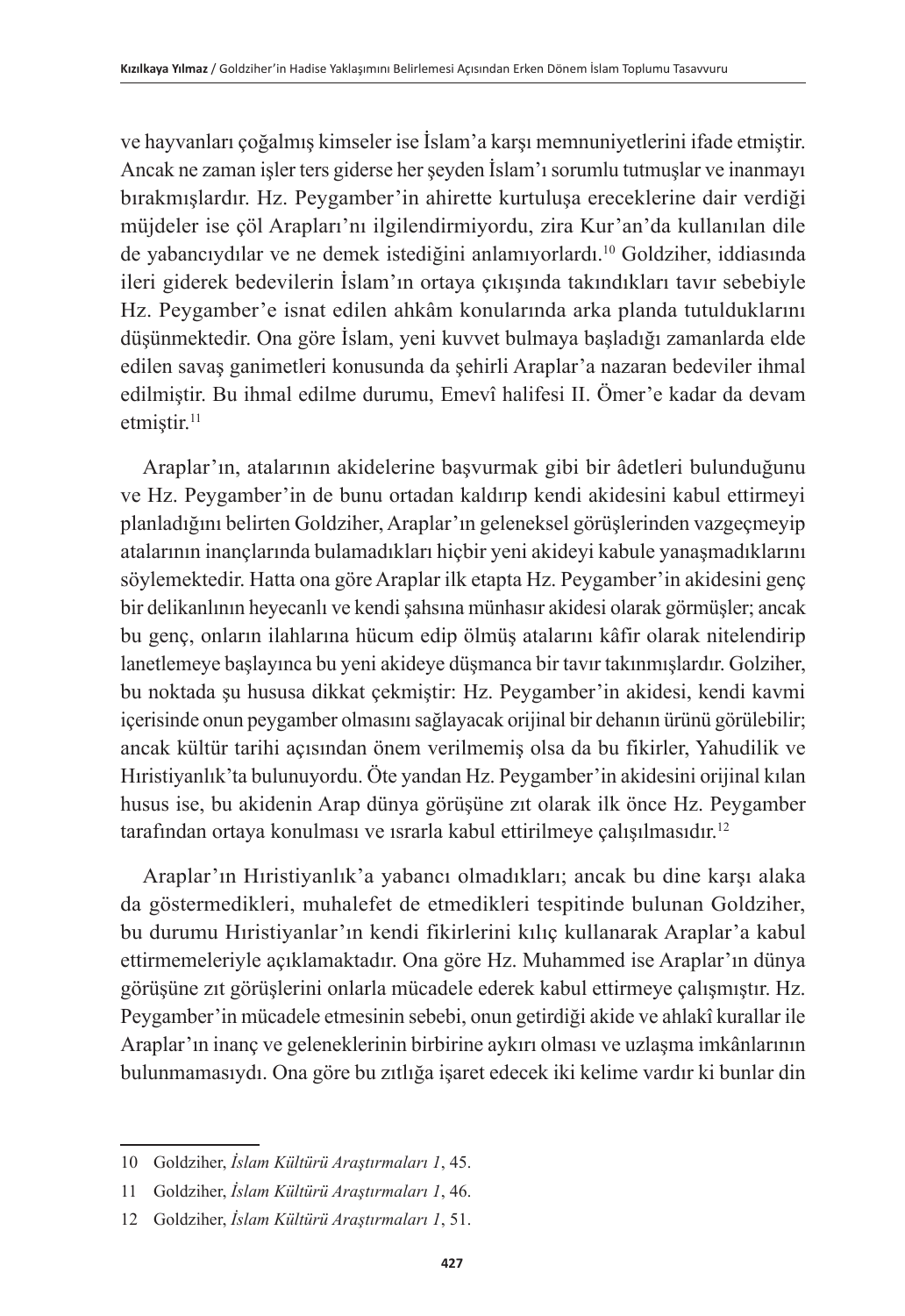ve hayvanları çoğalmış kimseler ise İslam'a karşı memnuniyetlerini ifade etmiştir. Ancak ne zaman işler ters giderse her şeyden İslam'ı sorumlu tutmuşlar ve inanmayı bırakmışlardır. Hz. Peygamber'in ahirette kurtuluşa ereceklerine dair verdiği müjdeler ise çöl Arapları'nı ilgilendirmiyordu, zira Kur'an'da kullanılan dile de yabancıydılar ve ne demek istediğini anlamıyorlardı.[10] Goldziher, iddiasında ileri giderek bedevilerin İslam'ın ortaya çıkışında takındıkları tavır sebebiyle Hz. Peygamber'e isnat edilen ahkâm konularında arka planda tutulduklarını düşünmektedir. Ona göre İslam, yeni kuvvet bulmaya başladığı zamanlarda elde edilen savaş ganimetleri konusunda da şehirli Araplar'a nazaran bedeviler ihmal edilmiştir. Bu ihmal edilme durumu, Emevî halifesi II. Ömer'e kadar da devam etmiştir.[11]

Araplar'ın, atalarının akidelerine başvurmak gibi bir âdetleri bulunduğunu ve Hz. Peygamber'in de bunu ortadan kaldırıp kendi akidesini kabul ettirmeyi planladığını belirten Goldziher, Araplar'ın geleneksel görüşlerinden vazgeçmeyip atalarının inançlarında bulamadıkları hiçbir yeni akideyi kabule yanaşmadıklarını söylemektedir. Hatta ona göre Araplar ilk etapta Hz. Peygamber'in akidesini genç bir delikanlının heyecanlı ve kendi şahsına münhasır akidesi olarak görmüşler; ancak bu genç, onların ilahlarına hücum edip ölmüş atalarını kâfir olarak nitelendirip lanetlemeye başlayınca bu yeni akideye düşmanca bir tavır takınmışlardır. Golziher, bu noktada şu hususa dikkat çekmiştir: Hz. Peygamber'in akidesi, kendi kavmi içerisinde onun peygamber olmasını sağlayacak orijinal bir dehanın ürünü görülebilir; ancak kültür tarihi açısından önem verilmemiş olsa da bu fikirler, Yahudilik ve Hıristiyanlık'ta bulunuyordu. Öte yandan Hz. Peygamber'in akidesini orijinal kılan husus ise, bu akidenin Arap dünya görüşüne zıt olarak ilk önce Hz. Peygamber tarafından ortaya konulması ve ısrarla kabul ettirilmeye çalışılmasıdır.[12]

Araplar'ın Hıristiyanlık'a yabancı olmadıkları; ancak bu dine karşı alaka da göstermedikleri, muhalefet de etmedikleri tespitinde bulunan Goldziher, bu durumu Hıristiyanlar'ın kendi fikirlerini kılıç kullanarak Araplar'a kabul ettirmemeleriyle açıklamaktadır. Ona göre Hz. Muhammed ise Araplar'ın dünya görüşüne zıt görüşlerini onlarla mücadele ederek kabul ettirmeye çalışmıştır. Hz. Peygamber'in mücadele etmesinin sebebi, onun getirdiği akide ve ahlakî kurallar ile Araplar'ın inanç ve geleneklerinin birbirine aykırı olması ve uzlaşma imkânlarının bulunmamasıydı. Ona göre bu zıtlığa işaret edecek iki kelime vardır ki bunlar din

---

10 Goldziher, *İslam Kültürü Araştırmaları 1*, 45.

11 Goldziher, *İslam Kültürü Araştırmaları 1*, 46.

12 Goldziher, *İslam Kültürü Araştırmaları 1*, 51.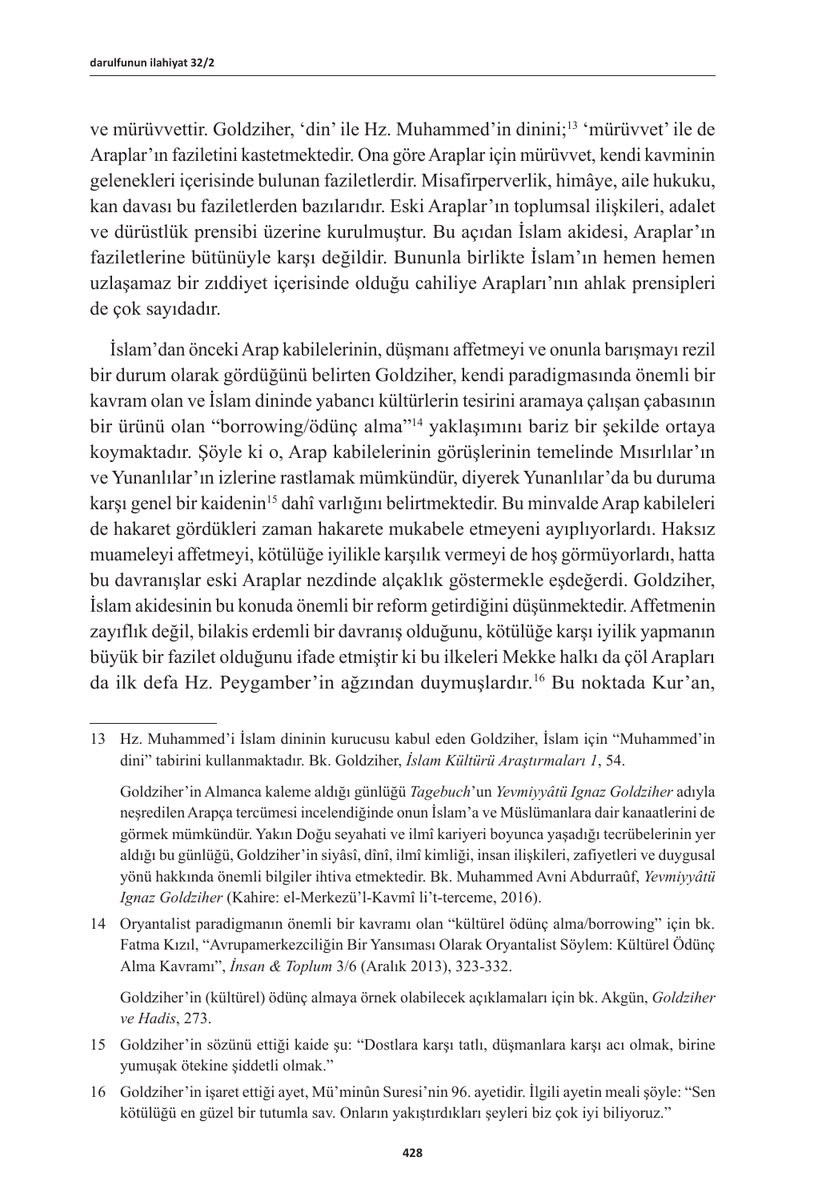ve mürüvvettir. Goldziher, 'din' ile Hz. Muhammed'in dinini;[13] 'mürüvvet' ile de Araplar'ın faziletini kastetmektedir. Ona göre Araplar için mürüvvet, kendi kavminin gelenekleri içerisinde bulunan faziletlerdir. Misafirperverlik, himâye, aile hukuku, kan davası bu faziletlerden bazılarıdır. Eski Araplar'ın toplumsal ilişkileri, adalet ve dürüstlük prensibi üzerine kurulmuştur. Bu açıdan İslam akidesi, Araplar'ın faziletlerine bütünüyle karşı değildir. Bununla birlikte İslam'ın hemen hemen uzlaşamaz bir zıddiyet içerisinde olduğu cahiliye Arapları'nın ahlak prensipleri de çok sayıdadır.

İslam'dan önceki Arap kabilelerinin, düşmanı affetmeyi ve onunla barışmayı rezil bir durum olarak gördüğünü belirten Goldziher, kendi paradigmasında önemli bir kavram olan ve İslam dininde yabancı kültürlerin tesirini aramaya çalışan çabasının bir ürünü olan "borrowing/ödünç alma"[14] yaklaşımını bariz bir şekilde ortaya koymaktadır. Şöyle ki o, Arap kabilelerinin görüşlerinin temelinde Mısırlılar'ın ve Yunanlılar'ın izlerine rastlamak mümkündür, diyerek Yunanlılar'da bu duruma karşı genel bir kaidenin[15] dahî varlığını belirtmektedir. Bu minvalde Arap kabileleri de hakaret gördükleri zaman hakarete mukabele etmeyeni ayıplıyorlardı. Haksız muameleyi affetmeyi, kötülüğe iyilikle karşılık vermeyi de hoş görmüyorlardı, hatta bu davranışlar eski Araplar nezdinde alçaklık göstermekle eşdeğerdi. Goldziher, İslam akidesinin bu konuda önemli bir reform getirdiğini düşünmektedir. Affetmenin zayıflık değil, bilakis erdemli bir davranış olduğunu, kötülüğe karşı iyilik yapmanın büyük bir fazilet olduğunu ifade etmiştir ki bu ilkeleri Mekke halkı da çöl Arapları da ilk defa Hz. Peygamber'in ağzından duymuşlardır.[16] Bu noktada Kur'an,

---

13 Hz. Muhammed'i İslam dininin kurucusu kabul eden Goldziher, İslam için "Muhammed'in dini" tabirini kullanmaktadır. Bk. Goldziher, *İslam Kültürü Araştırmaları 1*, 54.

Goldziher'in Almanca kaleme aldığı günlüğü *Tagebuch*'un *Yevmiyyâtü Ignaz Goldziher* adıyla neşredilen Arapça tercümesi incelendiğinde onun İslam'a ve Müslümanlara dair kanaatlerini de görmek mümkündür. Yakın Doğu seyahati ve ilmî kariyeri boyunca yaşadığı tecrübelerinin yer aldığı bu günlüğü, Goldziher'in siyâsî, dînî, ilmî kimliği, insan ilişkileri, zafiyetleri ve duygusal yönü hakkında önemli bilgiler ihtiva etmektedir. Bk. Muhammed Avni Abdurraûf, *Yevmiyyâtü Ignaz Goldziher* (Kahire: el-Merkezü'l-Kavmî li't-terceme, 2016).

14 Oryantalist paradigmanın önemli bir kavramı olan "kültürel ödünç alma/borrowing" için bk. Fatma Kızıl, "Avrupamerkezciliğin Bir Yansıması Olarak Oryantalist Söylem: Kültürel Ödünç Alma Kavramı", *İnsan & Toplum* 3/6 (Aralık 2013), 323-332.

Goldziher'in (kültürel) ödünç almaya örnek olabilecek açıklamaları için bk. Akgün, *Goldziher ve Hadis*, 273.

15 Goldziher'in sözünü ettiği kaide şu: "Dostlara karşı tatlı, düşmanlara karşı acı olmak, birine yumuşak ötekine şiddetli olmak."

16 Goldziher'in işaret ettiği ayet, Mü'minûn Suresi'nin 96. ayetidir. İlgili ayetin meali şöyle: "Sen kötülüğü en güzel bir tutumla sav. Onların yakıştırdıkları şeyleri biz çok iyi biliyoruz."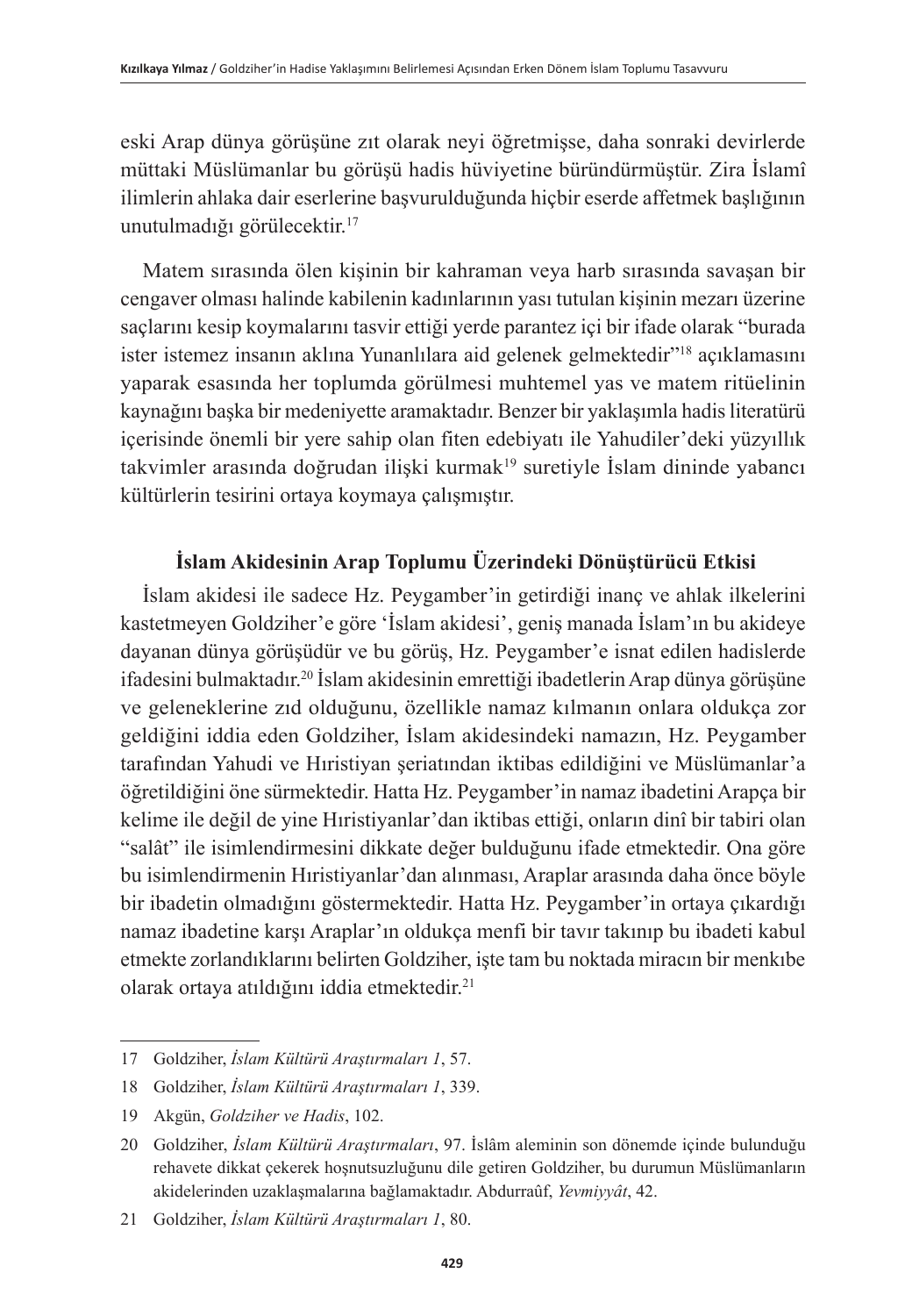eski Arap dünya görüşüne zıt olarak neyi öğretmişse, daha sonraki devirlerde müttaki Müslümanlar bu görüşü hadis hüviyetine büründürmüştür. Zira İslamî ilimlerin ahlaka dair eserlerine başvurulduğunda hiçbir eserde affetmek başlığının unutulmadığı görülecektir.[17]

Matem sırasında ölen kişinin bir kahraman veya harb sırasında savaşan bir cengaver olması halinde kabilenin kadınlarının yası tutulan kişinin mezarı üzerine saçlarını kesip koymalarını tasvir ettiği yerde parantez içi bir ifade olarak "burada ister istemez insanın aklına Yunanlılara aid gelenek gelmektedir"[18] açıklamasını yaparak esasında her toplumda görülmesi muhtemel yas ve matem ritüelinin kaynağını başka bir medeniyette aramaktadır. Benzer bir yaklaşımla hadis literatürü içerisinde önemli bir yere sahip olan fiten edebiyatı ile Yahudiler'deki yüzyıllık takvimler arasında doğrudan ilişki kurmak[19] suretiyle İslam dininde yabancı kültürlerin tesirini ortaya koymaya çalışmıştır.

## İslam Akidesinin Arap Toplumu Üzerindeki Dönüştürücü Etkisi

İslam akidesi ile sadece Hz. Peygamber'in getirdiği inanç ve ahlak ilkelerini kastetmeyen Goldziher'e göre 'İslam akidesi', geniş manada İslam'ın bu akideye dayanan dünya görüşüdür ve bu görüş, Hz. Peygamber'e isnat edilen hadislerde ifadesini bulmaktadır.[20] İslam akidesinin emrettiği ibadetlerin Arap dünya görüşüne ve geleneklerine zıd olduğunu, özellikle namaz kılmanın onlara oldukça zor geldiğini iddia eden Goldziher, İslam akidesindeki namazın, Hz. Peygamber tarafından Yahudi ve Hıristiyan şeriatından iktibas edildiğini ve Müslümanlar'a öğretildiğini öne sürmektedir. Hatta Hz. Peygamber'in namaz ibadetini Arapça bir kelime ile değil de yine Hıristiyanlar'dan iktibas ettiği, onların dinî bir tabiri olan "salât" ile isimlendirmesini dikkate değer bulduğunu ifade etmektedir. Ona göre bu isimlendirmenin Hıristiyanlar'dan alınması, Araplar arasında daha önce böyle bir ibadetin olmadığını göstermektedir. Hatta Hz. Peygamber'in ortaya çıkardığı namaz ibadetine karşı Araplar'ın oldukça menfi bir tavır takınıp bu ibadeti kabul etmekte zorlandıklarını belirten Goldziher, işte tam bu noktada miracın bir menkıbe olarak ortaya atıldığını iddia etmektedir.[21]

---

17 Goldziher, *İslam Kültürü Araştırmaları 1*, 57.

18 Goldziher, *İslam Kültürü Araştırmaları 1*, 339.

19 Akgün, *Goldziher ve Hadis*, 102.

20 Goldziher, *İslam Kültürü Araştırmaları*, 97. İslâm aleminin son dönemde içinde bulunduğu rehavete dikkat çekerek hoşnutsuzluğunu dile getiren Goldziher, bu durumun Müslümanların akidelerinden uzaklaşmalarına bağlamaktadır. Abdurraûf, *Yevmiyyât*, 42.

21 Goldziher, *İslam Kültürü Araştırmaları 1*, 80.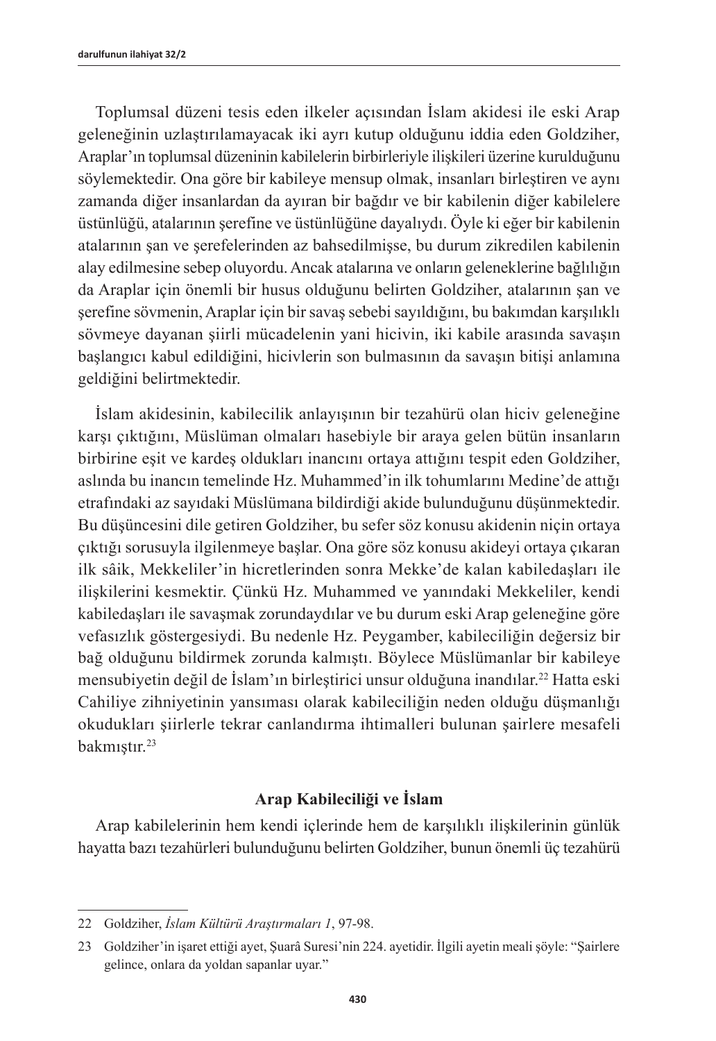Toplumsal düzeni tesis eden ilkeler açısından İslam akidesi ile eski Arap geleneğinin uzlaştırılamayacak iki ayrı kutup olduğunu iddia eden Goldziher, Araplar'ın toplumsal düzeninin kabilelerin birbirleriyle ilişkileri üzerine kurulduğunu söylemektedir. Ona göre bir kabileye mensup olmak, insanları birleştiren ve aynı zamanda diğer insanlardan da ayıran bir bağdır ve bir kabilenin diğer kabilelere üstünlüğü, atalarının şerefine ve üstünlüğüne dayalıydı. Öyle ki eğer bir kabilenin atalarının şan ve şerefelerinden az bahsedilmişse, bu durum zikredilen kabilenin alay edilmesine sebep oluyordu. Ancak atalarına ve onların geleneklerine bağlılığın da Araplar için önemli bir husus olduğunu belirten Goldziher, atalarının şan ve şerefine sövmenin, Araplar için bir savaş sebebi sayıldığını, bu bakımdan karşılıklı sövmeye dayanan şiirli mücadelenin yani hicivin, iki kabile arasında savaşın başlangıcı kabul edildiğini, hicivlerin son bulmasının da savaşın bitişi anlamına geldiğini belirtmektedir.

İslam akidesinin, kabilecilik anlayışının bir tezahürü olan hiciv geleneğine karşı çıktığını, Müslüman olmaları hasebiyle bir araya gelen bütün insanların birbirine eşit ve kardeş oldukları inancını ortaya attığını tespit eden Goldziher, aslında bu inancın temelinde Hz. Muhammed'in ilk tohumlarını Medine'de attığı etrafındaki az sayıdaki Müslümana bildirdiği akide bulunduğunu düşünmektedir. Bu düşüncesini dile getiren Goldziher, bu sefer söz konusu akidenin niçin ortaya çıktığı sorusuyla ilgilenmeye başlar. Ona göre söz konusu akideyi ortaya çıkaran ilk sâik, Mekkeliler'in hicretlerinden sonra Mekke'de kalan kabiledaşları ile ilişkilerini kesmektir. Çünkü Hz. Muhammed ve yanındaki Mekkeliler, kendi kabiledaşları ile savaşmak zorundaydılar ve bu durum eski Arap geleneğine göre vefasızlık göstergesiydi. Bu nedenle Hz. Peygamber, kabileciliğin değersiz bir bağ olduğunu bildirmek zorunda kalmıştı. Böylece Müslümanlar bir kabileye mensubiyetin değil de İslam'ın birleştirici unsur olduğuna inandılar.[22] Hatta eski Cahiliye zihniyetinin yansıması olarak kabileciliğin neden olduğu düşmanlığı okudukları şiirlerle tekrar canlandırma ihtimalleri bulunan şairlere mesafeli bakmıştır.[23]

## Arap Kabileciliği ve İslam

Arap kabilelerinin hem kendi içlerinde hem de karşılıklı ilişkilerinin günlük hayatta bazı tezahürleri bulunduğunu belirten Goldziher, bunun önemli üç tezahürü

---

22 Goldziher, *İslam Kültürü Araştırmaları 1*, 97-98.

23 Goldziher'in işaret ettiği ayet, Şuarâ Suresi'nin 224. ayetidir. İlgili ayetin meali şöyle: "Şairlere gelince, onlara da yoldan sapanlar uyar."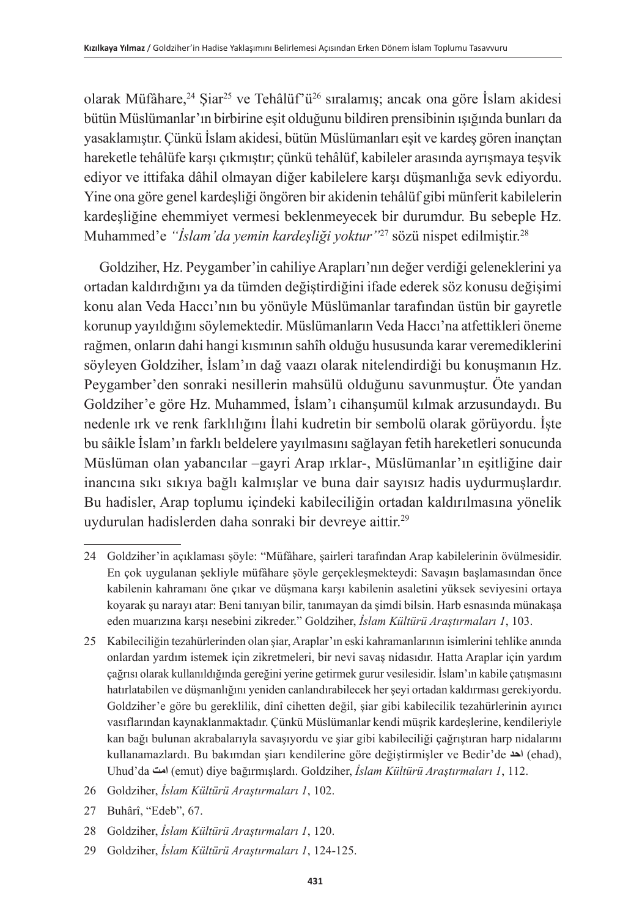olarak Müfâhare,[24] Şiar[25] ve Tehâlüf'ü[26] sıralamış; ancak ona göre İslam akidesi bütün Müslümanlar'ın birbirine eşit olduğunu bildiren prensibinin ışığında bunları da yasaklamıştır. Çünkü İslam akidesi, bütün Müslümanları eşit ve kardeş gören inançtan hareketle tehâlüfe karşı çıkmıştır; çünkü tehâlüf, kabileler arasında ayrışmaya teşvik ediyor ve ittifaka dâhil olmayan diğer kabilelere karşı düşmanlığa sevk ediyordu. Yine ona göre genel kardeşliği öngören bir akidenin tehâlüf gibi münferit kabilelerin kardeşliğine ehemmiyet vermesi beklenmeyecek bir durumdur. Bu sebeple Hz. Muhammed'e *"İslam'da yemin kardeşliği yoktur"*[27] sözü nispet edilmiştir.[28]

Goldziher, Hz. Peygamber'in cahiliye Arapları'nın değer verdiği geleneklerini ya ortadan kaldırdığını ya da tümden değiştirdiğini ifade ederek söz konusu değişimi konu alan Veda Haccı'nın bu yönüyle Müslümanlar tarafından üstün bir gayretle korunup yayıldığını söylemektedir. Müslümanların Veda Haccı'na atfettikleri öneme rağmen, onların dahi hangi kısmının sahîh olduğu hususunda karar veremediklerini söyleyen Goldziher, İslam'ın dağ vaazı olarak nitelendirdiği bu konuşmanın Hz. Peygamber'den sonraki nesillerin mahsulü olduğunu savunmuştur. Öte yandan Goldziher'e göre Hz. Muhammed, İslam'ı cihanşumül kılmak arzusundaydı. Bu nedenle ırk ve renk farklılığını İlahi kudretin bir sembolü olarak görüyordu. İşte bu sâikle İslam'ın farklı beldelere yayılmasını sağlayan fetih hareketleri sonucunda Müslüman olan yabancılar –gayri Arap ırklar-, Müslümanlar'ın eşitliğine dair inancına sıkı sıkıya bağlı kalmışlar ve buna dair sayısız hadis uydurmuşlardır. Bu hadisler, Arap toplumu içindeki kabileciliğin ortadan kaldırılmasına yönelik uydurulan hadislerden daha sonraki bir devreye aittir.[29]

---

24 Goldziher'in açıklaması şöyle: "Müfâhare, şairleri tarafından Arap kabilelerinin övülmesidir. En çok uygulanan şekliyle müfâhare şöyle gerçekleşmekteydi: Savaşın başlamasından önce kabilenin kahramanı öne çıkar ve düşmana karşı kabilenin asaletini yüksek seviyesini ortaya koyarak şu narayı atar: Beni tanıyan bilir, tanımayan da şimdi bilsin. Harb esnasında münakaşa eden muarızına karşı nesebini zikreder." Goldziher, *İslam Kültürü Araştırmaları 1*, 103.

25 Kabileciliğin tezahürlerinden olan şiar, Araplar'ın eski kahramanlarının isimlerini tehlike anında onlardan yardım istemek için zikretmeleri, bir nevi savaş nidasıdır. Hatta Araplar için yardım çağrısı olarak kullanıldığında gereğini yerine getirmek gurur vesilesidir. İslam'ın kabile çatışmasını hatırlatabilen ve düşmanlığını yeniden canlandırabilecek her şeyi ortadan kaldırması gerekiyordu. Goldziher'e göre bu gereklilik, dinî cihetten değil, şiar gibi kabilecilik tezahürlerinin ayırıcı vasıflarından kaynaklanmaktadır. Çünkü Müslümanlar kendi müşrik kardeşlerine, kendileriyle kan bağı bulunan akrabalarıyla savaşıyordu ve şiar gibi kabileciliği çağrıştıran harp nidalarını kullanamazlardı. Bu bakımdan şiarı kendilerine göre değiştirmişler ve Bedir'de احد (ehad), Uhud'da امت (emut) diye bağırmışlardı. Goldziher, *İslam Kültürü Araştırmaları 1*, 112.

26 Goldziher, *İslam Kültürü Araştırmaları 1*, 102.

27 Buhârî, "Edeb", 67.

28 Goldziher, *İslam Kültürü Araştırmaları 1*, 120.

29 Goldziher, *İslam Kültürü Araştırmaları 1*, 124-125.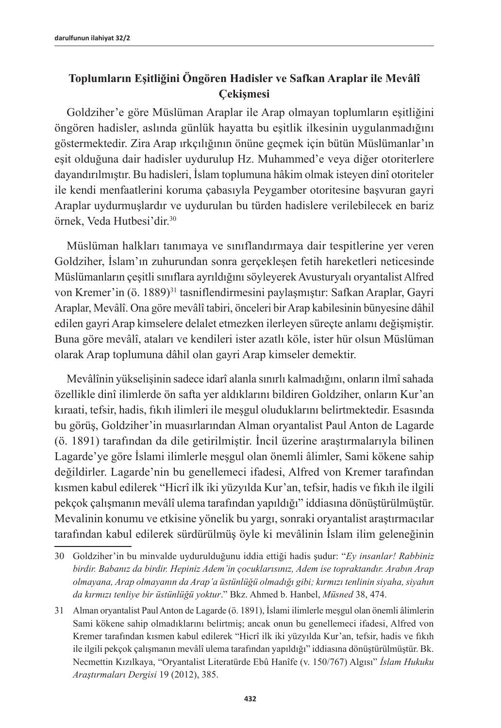## Toplumların Eşitliğini Öngören Hadisler ve Safkan Araplar ile Mevâlî Çekişmesi

Goldziher'e göre Müslüman Araplar ile Arap olmayan toplumların eşitliğini öngören hadisler, aslında günlük hayatta bu eşitlik ilkesinin uygulanmadığını göstermektedir. Zira Arap ırkçılığının önüne geçmek için bütün Müslümanlar'ın eşit olduğuna dair hadisler uydurulup Hz. Muhammed'e veya diğer otoriterlere dayandırılmıştır. Bu hadisleri, İslam toplumuna hâkim olmak isteyen dinî otoriteler ile kendi menfaatlerini koruma çabasıyla Peygamber otoritesine başvuran gayri Araplar uydurmuşlardır ve uydurulan bu türden hadislere verilebilecek en bariz örnek, Veda Hutbesi'dir.[30]

Müslüman halkları tanımaya ve sınıflandırmaya dair tespitlerine yer veren Goldziher, İslam'ın zuhurundan sonra gerçekleşen fetih hareketleri neticesinde Müslümanların çeşitli sınıflara ayrıldığını söyleyerek Avusturyalı oryantalist Alfred von Kremer'in (ö. 1889)[31] tasniflendirmesini paylaşmıştır: Safkan Araplar, Gayri Araplar, Mevâlî. Ona göre mevâlî tabiri, önceleri bir Arap kabilesinin bünyesine dâhil edilen gayri Arap kimselere delalet etmezken ilerleyen süreçte anlamı değişmiştir. Buna göre mevâlî, ataları ve kendileri ister azatlı köle, ister hür olsun Müslüman olarak Arap toplumuna dâhil olan gayri Arap kimseler demektir.

Mevâlînin yükselişinin sadece idarî alanla sınırlı kalmadığını, onların ilmî sahada özellikle dinî ilimlerde ön safta yer aldıklarını bildiren Goldziher, onların Kur'an kıraati, tefsir, hadis, fıkıh ilimleri ile meşgul oluduklarını belirtmektedir. Esasında bu görüş, Goldziher'in muasırlarından Alman oryantalist Paul Anton de Lagarde (ö. 1891) tarafından da dile getirilmiştir. İncil üzerine araştırmalarıyla bilinen Lagarde'ye göre İslami ilimlerle meşgul olan önemli âlimler, Sami kökene sahip değildirler. Lagarde'nin bu genellemeci ifadesi, Alfred von Kremer tarafından kısmen kabul edilerek "Hicrî ilk iki yüzyılda Kur'an, tefsir, hadis ve fıkıh ile ilgili pekçok çalışmanın mevâlî ulema tarafından yapıldığı" iddiasına dönüştürülmüştür. Mevalinin konumu ve etkisine yönelik bu yargı, sonraki oryantalist araştırmacılar tarafından kabul edilerek sürdürülmüş öyle ki mevâlînin İslam ilim geleneğinin

---

30 Goldziher'in bu minvalde uydurulduğunu iddia ettiği hadis şudur: "*Ey insanlar! Rabbiniz birdir. Babanız da birdir. Hepiniz Adem'in çocuklarısınız, Adem ise topraktandır. Arabın Arap olmayana, Arap olmayanın da Arap'a üstünlüğü olmadığı gibi; kırmızı tenlinin siyaha, siyahın da kırmızı tenliye bir üstünlüğü yoktur*." Bkz. Ahmed b. Hanbel, *Müsned* 38, 474.

31 Alman oryantalist Paul Anton de Lagarde (ö. 1891), İslami ilimlerle meşgul olan önemli âlimlerin Sami kökene sahip olmadıklarını belirtmiş; ancak onun bu genellemeci ifadesi, Alfred von Kremer tarafından kısmen kabul edilerek "Hicrî ilk iki yüzyılda Kur'an, tefsir, hadis ve fıkıh ile ilgili pekçok çalışmanın mevâlî ulema tarafından yapıldığı" iddiasına dönüştürülmüştür. Bk. Necmettin Kızılkaya, "Oryantalist Literatürde Ebû Hanîfe (v. 150/767) Algısı" *İslam Hukuku Araştırmaları Dergisi* 19 (2012), 385.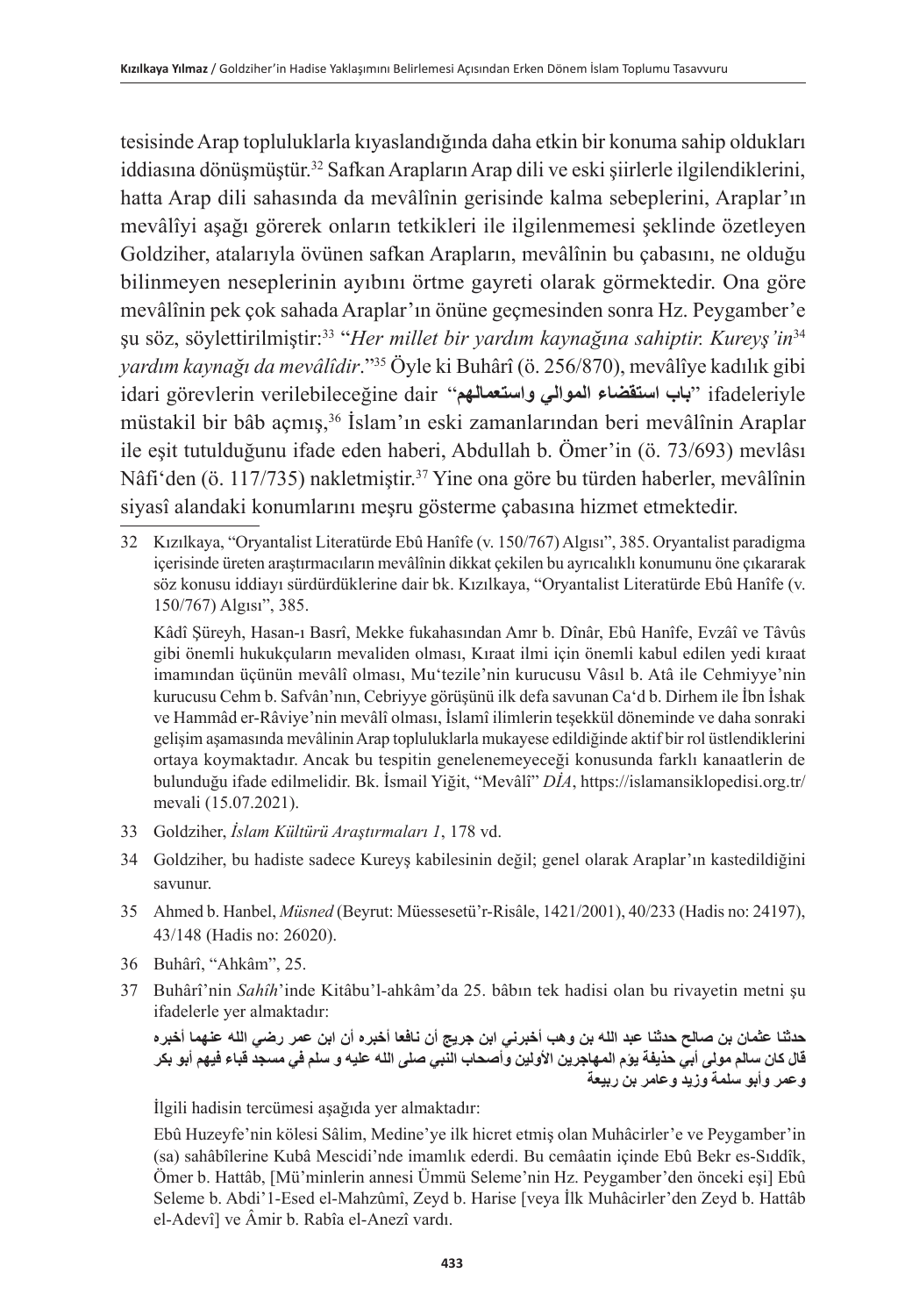tesisinde Arap topluluklarla kıyaslandığında daha etkin bir konuma sahip oldukları iddiasına dönüşmüştür.[32] Safkan Arapların Arap dili ve eski şiirlerle ilgilendiklerini, hatta Arap dili sahasında da mevâlînin gerisinde kalma sebeplerini, Araplar'ın mevâlîyi aşağı görerek onların tetkikleri ile ilgilenmemesi şeklinde özetleyen Goldziher, atalarıyla övünen safkan Arapların, mevâlînin bu çabasını, ne olduğu bilinmeyen neseplerinin ayıbını örtme gayreti olarak görmektedir. Ona göre mevâlînin pek çok sahada Araplar'ın önüne geçmesinden sonra Hz. Peygamber'e şu söz, söylettirilmiştir:[33] "*Her millet bir yardım kaynağına sahiptir. Kureyş'in*[34] *yardım kaynağı da mevâlîdir*."[35] Öyle ki Buhârî (ö. 256/870), mevâlîye kadılık gibi idari görevlerin verilebileceğine dair "**باب استقضاء الموالي واستعمالهم**" ifadeleriyle müstakil bir bâb açmış,[36] İslam'ın eski zamanlarından beri mevâlînin Araplar ile eşit tutulduğunu ifade eden haberi, Abdullah b. Ömer'in (ö. 73/693) mevlâsı Nâfi'den (ö. 117/735) nakletmiştir.[37] Yine ona göre bu türden haberler, mevâlînin siyasî alandaki konumlarını meşru gösterme çabasına hizmet etmektedir.

---

32 Kızılkaya, "Oryantalist Literatürde Ebû Hanîfe (v. 150/767) Algısı", 385. Oryantalist paradigma içerisinde üreten araştırmacıların mevâlînin dikkat çekilen bu ayrıcalıklı konumunu öne çıkararak söz konusu iddiayı sürdürdüklerine dair bk. Kızılkaya, "Oryantalist Literatürde Ebû Hanîfe (v. 150/767) Algısı", 385.

Kâdî Şüreyh, Hasan-ı Basrî, Mekke fukahasından Amr b. Dînâr, Ebû Hanîfe, Evzâî ve Tâvûs gibi önemli hukukçuların mevaliden olması, Kıraat ilmi için önemli kabul edilen yedi kıraat imamından üçünün mevâlî olması, Mu'tezile'nin kurucusu Vâsıl b. Atâ ile Cehmiyye'nin kurucusu Cehm b. Safvân'nın, Cebriyye görüşünü ilk defa savunan Ca'd b. Dirhem ile İbn İshak ve Hammâd er-Râviye'nin mevâlî olması, İslamî ilimlerin teşekkül döneminde ve daha sonraki gelişim aşamasında mevâlînin Arap topluluklarla mukayese edildiğinde aktif bir rol üstlendiklerini ortaya koymaktadır. Ancak bu tespitin genelenemeyeceği konusunda farklı kanaatlerin de bulunduğu ifade edilmelidir. Bk. İsmail Yiğit, "Mevâlî" *DİA*, https://islamansiklopedisi.org.tr/mevali (15.07.2021).

33 Goldziher, *İslam Kültürü Araştırmaları 1*, 178 vd.

34 Goldziher, bu hadiste sadece Kureyş kabilesinin değil; genel olarak Araplar'ın kastedildiğini savunur.

35 Ahmed b. Hanbel, *Müsned* (Beyrut: Müessesetü'r-Risâle, 1421/2001), 40/233 (Hadis no: 24197), 43/148 (Hadis no: 26020).

36 Buhârî, "Ahkâm", 25.

37 Buhârî'nin *Sahîh*'inde Kitâbu'l-ahkâm'da 25. bâbın tek hadisi olan bu rivayetin metni şu ifadelerle yer almaktadır:

**حدثنا عثمان بن صالح حدثنا عبد الله بن وهب أخبرني ابن جريج أن نافعا أخبره أن ابن عمر رضي الله عنهما أخبره قال كان سالم مولى أبي حذيفة يؤم المهاجرين الأولين وأصحاب النبي صلى الله عليه و سلم في مسجد قباء فيهم أبو بكر وعمر وأبو سلمة وزيد وعامر بن ربيعة**

İlgili hadisin tercümesi aşağıda yer almaktadır:

Ebû Huzeyfe'nin kölesi Sâlim, Medine'ye ilk hicret etmiş olan Muhâcirler'e ve Peygamber'in (sa) sahâbîlerine Kubâ Mescidi'nde imamlık ederdi. Bu cemâatin içinde Ebû Bekr es-Sıddîk, Ömer b. Hattâb, [Mü'minlerin annesi Ümmü Seleme'nin Hz. Peygamber'den önceki eşi] Ebû Seleme b. Abdi'1-Esed el-Mahzûmî, Zeyd b. Harise [veya İlk Muhâcirler'den Zeyd b. Hattâb el-Adevî] ve Âmir b. Rabîa el-Anezî vardı.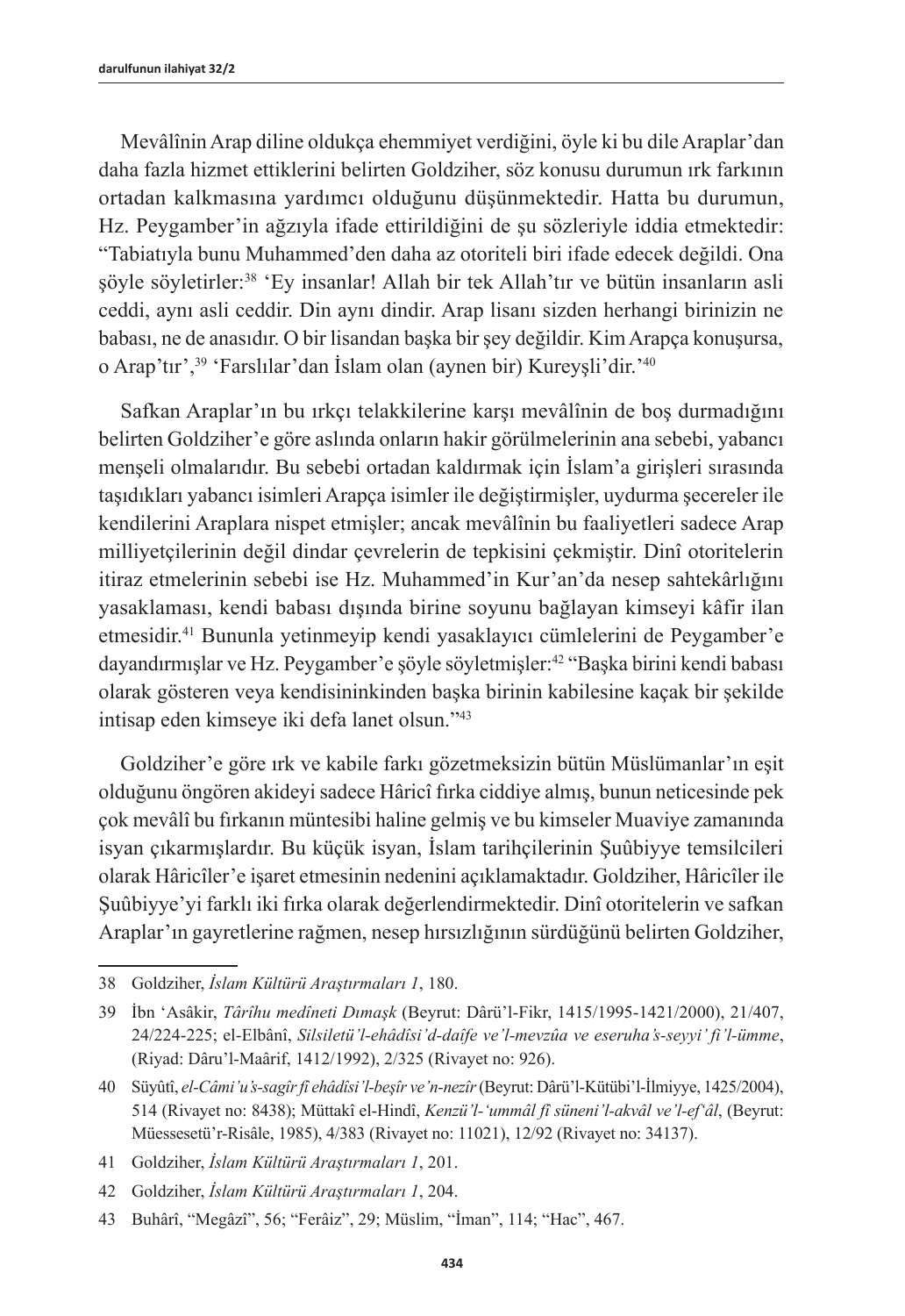Mevâlînin Arap diline oldukça ehemmiyet verdiğini, öyle ki bu dile Araplar'dan daha fazla hizmet ettiklerini belirten Goldziher, söz konusu durumun ırk farkının ortadan kalkmasına yardımcı olduğunu düşünmektedir. Hatta bu durumun, Hz. Peygamber'in ağzıyla ifade ettirildiğini de şu sözleriyle iddia etmektedir: "Tabiatıyla bunu Muhammed'den daha az otoriteli biri ifade edecek değildi. Ona şöyle söyletirler:[38] 'Ey insanlar! Allah bir tek Allah'tır ve bütün insanların asli ceddi, aynı asli ceddir. Din aynı dindir. Arap lisanı sizden herhangi birinizin ne babası, ne de anasıdır. O bir lisandan başka bir şey değildir. Kim Arapça konuşursa, o Arap'tır',[39] 'Farslılar'dan İslam olan (aynen bir) Kureyşli'dir.'[40]

Safkan Araplar'ın bu ırkçı telakkilerine karşı mevâlînin de boş durmadığını belirten Goldziher'e göre aslında onların hakir görülmelerinin ana sebebi, yabancı menşeli olmalarıdır. Bu sebebi ortadan kaldırmak için İslam'a girişleri sırasında taşıdıkları yabancı isimleri Arapça isimler ile değiştirmişler, uydurma şecereler ile kendilerini Araplara nispet etmişler; ancak mevâlînin bu faaliyetleri sadece Arap milliyetçilerinin değil dindar çevrelerin de tepkisini çekmiştir. Dinî otoritelerin itiraz etmelerinin sebebi ise Hz. Muhammed'in Kur'an'da nesep sahtekârlığını yasaklaması, kendi babası dışında birine soyunu bağlayan kimseyi kâfir ilan etmesidir.[41] Bununla yetinmeyip kendi yasaklayıcı cümlelerini de Peygamber'e dayandırmışlar ve Hz. Peygamber'e şöyle söyletmişler:[42] "Başka birini kendi babası olarak gösteren veya kendisininkinden başka birinin kabilesine kaçak bir şekilde intisap eden kimseye iki defa lanet olsun."[43]

Goldziher'e göre ırk ve kabile farkı gözetmeksizin bütün Müslümanlar'ın eşit olduğunu öngören akideyi sadece Hâricî fırka ciddiye almış, bunun neticesinde pek çok mevâlî bu fırkanın müntesibi haline gelmiş ve bu kimseler Muaviye zamanında isyan çıkarmışlardır. Bu küçük isyan, İslam tarihçilerinin Şuûbiyye temsilcileri olarak Hâricîler'e işaret etmesinin nedenini açıklamaktadır. Goldziher, Hâricîler ile Şuûbiyye'yi farklı iki fırka olarak değerlendirmektedir. Dinî otoritelerin ve safkan Araplar'ın gayretlerine rağmen, nesep hırsızlığının sürdüğünü belirten Goldziher,

---

38 Goldziher, *İslam Kültürü Araştırmaları 1*, 180.

39 İbn 'Asâkir, *Târîhu medîneti Dımaşk* (Beyrut: Dârü'l-Fikr, 1415/1995-1421/2000), 21/407, 24/224-225; el-Elbânî, *Silsiletü'l-ehâdîsi'd-daîfe ve'l-mevzûa ve eseruha's-seyyi' fi'l-ümme*, (Riyad: Dâru'l-Maârif, 1412/1992), 2/325 (Rivayet no: 926).

40 Süyûtî, *el-Câmi'u's-sagîr fî ehâdîsi'l-beşîr ve'n-nezîr* (Beyrut: Dârü'l-Kütübi'l-İlmiyye, 1425/2004), 514 (Rivayet no: 8438); Müttakî el-Hindî, *Kenzü'l-'ummâl fî süneni'l-akvâl ve'l-ef'âl*, (Beyrut: Müessesetü'r-Risâle, 1985), 4/383 (Rivayet no: 11021), 12/92 (Rivayet no: 34137).

41 Goldziher, *İslam Kültürü Araştırmaları 1*, 201.

42 Goldziher, *İslam Kültürü Araştırmaları 1*, 204.

43 Buhârî, "Megâzî", 56; "Ferâiz", 29; Müslim, "İman", 114; "Hac", 467.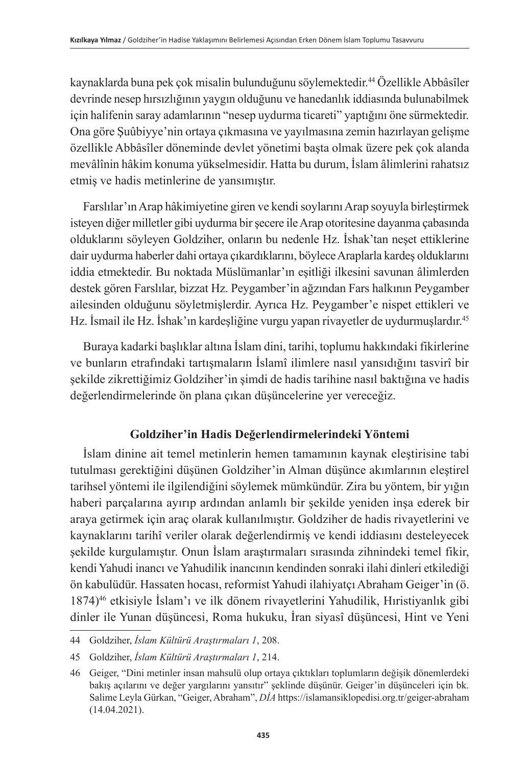kaynaklarda buna pek çok misalin bulunduğunu söylemektedir.[44] Özellikle Abbâsîler devrinde nesep hırsızlığının yaygın olduğunu ve hanedanlık iddiasında bulunabilmek için halifenin saray adamlarının "nesep uydurma ticareti" yaptığını öne sürmektedir. Ona göre Şuûbiyye'nin ortaya çıkmasına ve yayılmasına zemin hazırlayan gelişme özellikle Abbâsîler döneminde devlet yönetimi başta olmak üzere pek çok alanda mevâlînin hâkim konuma yükselmesidir. Hatta bu durum, İslam âlimlerini rahatsız etmiş ve hadis metinlerine de yansımıştır.

Farslılar'ın Arap hâkimiyetine giren ve kendi soylarını Arap soyuyla birleştirmek isteyen diğer milletler gibi uydurma bir şecere ile Arap otoritesine dayanma çabasında olduklarını söyleyen Goldziher, onların bu nedenle Hz. İshak'tan neşet ettiklerine dair uydurma haberler dahi ortaya çıkardıklarını, böylece Araplarla kardeş olduklarını iddia etmektedir. Bu noktada Müslümanlar'ın eşitliği ilkesini savunan âlimlerden destek gören Farslılar, bizzat Hz. Peygamber'in ağzından Fars halkının Peygamber ailesinden olduğunu söyletmişlerdir. Ayrıca Hz. Peygamber'e nispet ettikleri ve Hz. İsmail ile Hz. İshak'ın kardeşliğine vurgu yapan rivayetler de uydurmuşlardır.[45]

Buraya kadarki başlıklar altına İslam dini, tarihi, toplumu hakkındaki fikirlerine ve bunların etrafındaki tartışmaların İslamî ilimlere nasıl yansıdığını tasvirî bir şekilde zikrettiğimiz Goldziher'in şimdi de hadis tarihine nasıl baktığına ve hadis değerlendirmelerinde ön plana çıkan düşüncelerine yer vereceğiz.

## Goldziher'in Hadis Değerlendirmelerindeki Yöntemi

İslam dinine ait temel metinlerin hemen tamamının kaynak eleştirisine tabi tutulması gerektiğini düşünen Goldziher'in Alman düşünce akımlarının eleştirel tarihsel yöntemi ile ilgilendiğini söylemek mümkündür. Zira bu yöntem, bir yığın haberi parçalarına ayırıp ardından anlamlı bir şekilde yeniden inşa ederek bir araya getirmek için araç olarak kullanılmıştır. Goldziher de hadis rivayetlerini ve kaynaklarını tarihî veriler olarak değerlendirmiş ve kendi iddiasını desteleyecek şekilde kurgulamıştır. Onun İslam araştırmaları sırasında zihnindeki temel fikir, kendi Yahudi inancı ve Yahudilik inancının kendinden sonraki ilahi dinleri etkilediği ön kabulüdür. Hassaten hocası, reformist Yahudi ilahiyatçı Abraham Geiger'in (ö. 1874)[46] etkisiyle İslam'ı ve ilk dönem rivayetlerini Yahudilik, Hıristiyanlık gibi dinler ile Yunan düşüncesi, Roma hukuku, İran siyasî düşüncesi, Hint ve Yeni

---

44 Goldziher, *İslam Kültürü Araştırmaları 1*, 208.

45 Goldziher, *İslam Kültürü Araştırmaları 1*, 214.

46 Geiger, "Dini metinler insan mahsulü olup ortaya çıktıkları toplumların değişik dönemlerdeki bakış açılarını ve değer yargılarını yansıtır" şeklinde düşünür. Geiger'in düşünceleri için bk. Salime Leyla Gürkan, "Geiger, Abraham", *DİA* https://islamansiklopedisi.org.tr/geiger-abraham (14.04.2021).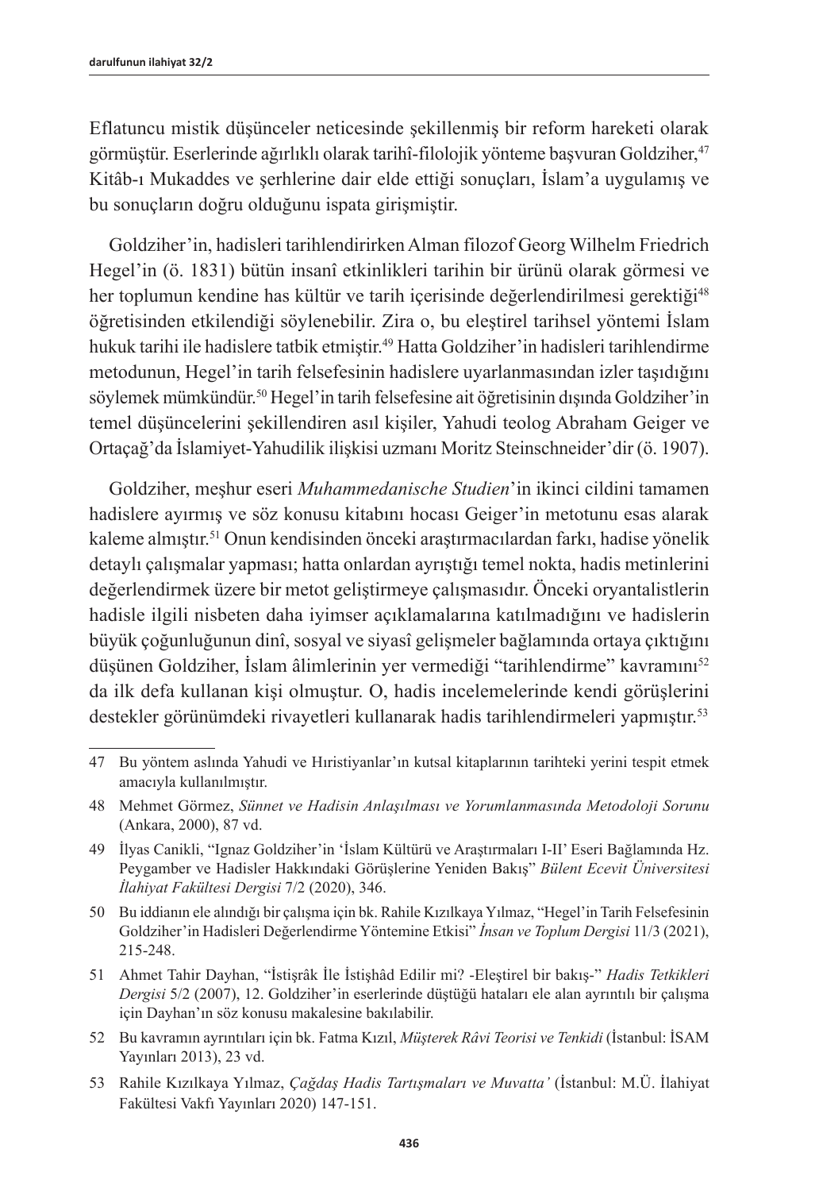Eflatuncu mistik düşünceler neticesinde şekillenmiş bir reform hareketi olarak görmüştür. Eserlerinde ağırlıklı olarak tarihî-filolojik yönteme başvuran Goldziher,[47] Kitâb-ı Mukaddes ve şerhlerine dair elde ettiği sonuçları, İslam'a uygulamış ve bu sonuçların doğru olduğunu ispata girişmiştir.

Goldziher'in, hadisleri tarihlendirirken Alman filozof Georg Wilhelm Friedrich Hegel'in (ö. 1831) bütün insanî etkinlikleri tarihin bir ürünü olarak görmesi ve her toplumun kendine has kültür ve tarih içerisinde değerlendirilmesi gerektiği[48] öğretisinden etkilendiği söylenebilir. Zira o, bu eleştirel tarihsel yöntemi İslam hukuk tarihi ile hadislere tatbik etmiştir.[49] Hatta Goldziher'in hadisleri tarihlendirme metodunun, Hegel'in tarih felsefesinin hadislere uyarlanmasından izler taşıdığını söylemek mümkündür.[50] Hegel'in tarih felsefesine ait öğretisinin dışında Goldziher'in temel düşüncelerini şekillendiren asıl kişiler, Yahudi teolog Abraham Geiger ve Ortaçağ'da İslamiyet-Yahudilik ilişkisi uzmanı Moritz Steinschneider'dir (ö. 1907).

Goldziher, meşhur eseri *Muhammedanische Studien*'in ikinci cildini tamamen hadislere ayırmış ve söz konusu kitabını hocası Geiger'in metotunu esas alarak kaleme almıştır.[51] Onun kendisinden önceki araştırmacılardan farkı, hadise yönelik detaylı çalışmalar yapması; hatta onlardan ayrıştığı temel nokta, hadis metinlerini değerlendirmek üzere bir metot geliştirmeye çalışmasıdır. Önceki oryantalistlerin hadisle ilgili nisbeten daha iyimser açıklamalarına katılmadığını ve hadislerin büyük çoğunluğunun dinî, sosyal ve siyasî gelişmeler bağlamında ortaya çıktığını düşünen Goldziher, İslam âlimlerinin yer vermediği "tarihlendirme" kavramını[52] da ilk defa kullanan kişi olmuştur. O, hadis incelemelerinde kendi görüşlerini destekler görünümdeki rivayetleri kullanarak hadis tarihlendirmeleri yapmıştır.[53]

---

47 Bu yöntem aslında Yahudi ve Hıristiyanlar'ın kutsal kitaplarının tarihteki yerini tespit etmek amacıyla kullanılmıştır.

48 Mehmet Görmez, *Sünnet ve Hadisin Anlaşılması ve Yorumlanmasında Metodoloji Sorunu* (Ankara, 2000), 87 vd.

49 İlyas Canikli, "Ignaz Goldziher'in 'İslam Kültürü ve Araştırmaları I-II' Eseri Bağlamında Hz. Peygamber ve Hadisler Hakkındaki Görüşlerine Yeniden Bakış" *Bülent Ecevit Üniversitesi İlahiyat Fakültesi Dergisi* 7/2 (2020), 346.

50 Bu iddianın ele alındığı bir çalışma için bk. Rahile Kızılkaya Yılmaz, "Hegel'in Tarih Felsefesinin Goldziher'in Hadisleri Değerlendirme Yöntemine Etkisi" *İnsan ve Toplum Dergisi* 11/3 (2021), 215-248.

51 Ahmet Tahir Dayhan, "İstişrâk İle İstişhâd Edilir mi? -Eleştirel bir bakış-" *Hadis Tetkikleri Dergisi* 5/2 (2007), 12. Goldziher'in eserlerinde düştüğü hataları ele alan ayrıntılı bir çalışma için Dayhan'ın söz konusu makalesine bakılabilir.

52 Bu kavramın ayrıntıları için bk. Fatma Kızıl, *Müşterek Râvi Teorisi ve Tenkidi* (İstanbul: İSAM Yayınları 2013), 23 vd.

53 Rahile Kızılkaya Yılmaz, *Çağdaş Hadis Tartışmaları ve Muvatta'* (İstanbul: M.Ü. İlahiyat Fakültesi Vakfı Yayınları 2020) 147-151.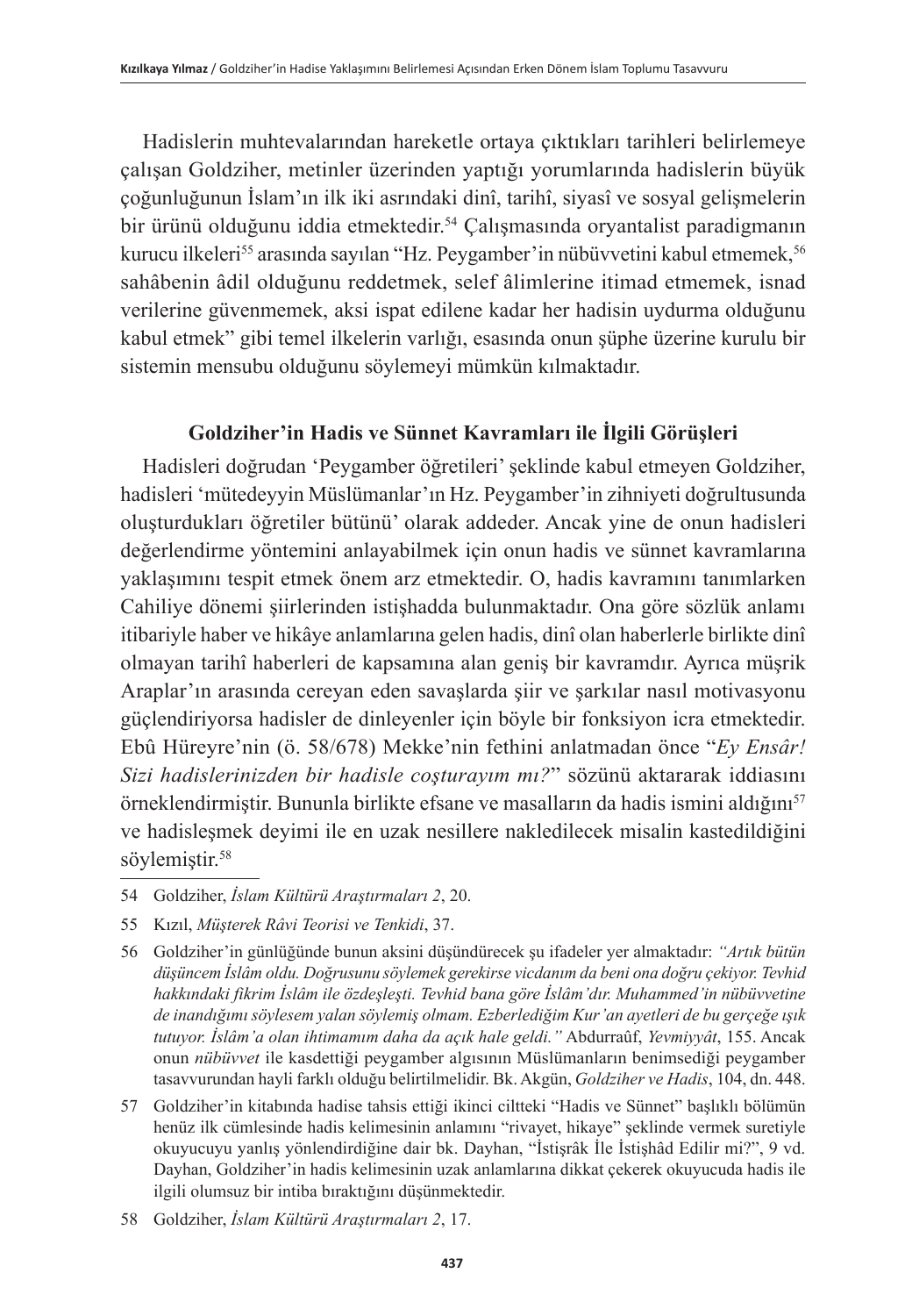Hadislerin muhtevalarından hareketle ortaya çıktıkları tarihleri belirlemeye çalışan Goldziher, metinler üzerinden yaptığı yorumlarında hadislerin büyük çoğunluğunun İslam'ın ilk iki asrındaki dinî, tarihî, siyasî ve sosyal gelişmelerin bir ürünü olduğunu iddia etmektedir.[54] Çalışmasında oryantalist paradigmanın kurucu ilkeleri[55] arasında sayılan "Hz. Peygamber'in nübüvvetini kabul etmemek,[56] sahâbenin âdil olduğunu reddetmek, selef âlimlerine itimad etmemek, isnad verilerine güvenmemek, aksi ispat edilene kadar her hadisin uydurma olduğunu kabul etmek" gibi temel ilkelerin varlığı, esasında onun şüphe üzerine kurulu bir sistemin mensubu olduğunu söylemeyi mümkün kılmaktadır.

## Goldziher'in Hadis ve Sünnet Kavramları ile İlgili Görüşleri

Hadisleri doğrudan 'Peygamber öğretileri' şeklinde kabul etmeyen Goldziher, hadisleri 'mütedeyyin Müslümanlar'ın Hz. Peygamber'in zihniyeti doğrultusunda oluşturdukları öğretiler bütünü' olarak addeder. Ancak yine de onun hadisleri değerlendirme yöntemini anlayabilmek için onun hadis ve sünnet kavramlarına yaklaşımını tespit etmek önem arz etmektedir. O, hadis kavramını tanımlarken Cahiliye dönemi şiirlerinden istişhadda bulunmaktadır. Ona göre sözlük anlamı itibariyle haber ve hikâye anlamlarına gelen hadis, dinî olan haberlerle birlikte dinî olmayan tarihî haberleri de kapsamına alan geniş bir kavramdır. Ayrıca müşrik Araplar'ın arasında cereyan eden savaşlarda şiir ve şarkılar nasıl motivasyonu güçlendiriyorsa hadisler de dinleyenler için böyle bir fonksiyon icra etmektedir. Ebû Hüreyre'nin (ö. 58/678) Mekke'nin fethini anlatmadan önce "*Ey Ensâr! Sizi hadislerinizden bir hadisle coşturayım mı?*" sözünü aktararak iddiasını örneklendirmiştir. Bununla birlikte efsane ve masalların da hadis ismini aldığını[57] ve hadisleşmek deyimi ile en uzak nesillere nakledilecek misalin kastedildiğini söylemiştir.[58]

---

54 Goldziher, *İslam Kültürü Araştırmaları 2*, 20.

55 Kızıl, *Müşterek Râvi Teorisi ve Tenkidi*, 37.

56 Goldziher'in günlüğünde bunun aksini düşündürecek şu ifadeler yer almaktadır: *"Artık bütün düşüncem İslâm oldu. Doğrusunu söylemek gerekirse vicdanım da beni ona doğru çekiyor. Tevhid hakkındaki fikrim İslâm ile özdeşleşti. Tevhid bana göre İslâm'dır. Muhammed'in nübüvvetine de inandığımı söylesem yalan söylemiş olmam. Ezberlediğim Kur'an ayetleri de bu gerçeğe ışık tutuyor. İslâm'a olan ihtimamım daha da açık hale geldi."* Abdurraûf, *Yevmiyyât*, 155. Ancak onun *nübüvvet* ile kasdettiği peygamber algısının Müslümanların benimsediği peygamber tasavvurundan hayli farklı olduğu belirtilmelidir. Bk. Akgün, *Goldziher ve Hadis*, 104, dn. 448.

57 Goldziher'in kitabında hadise tahsis ettiği ikinci ciltteki "Hadis ve Sünnet" başlıklı bölümün henüz ilk cümlesinde hadis kelimesinin anlamını "rivayet, hikaye" şeklinde vermek suretiyle okuyucuyu yanlış yönlendirdiğine dair bk. Dayhan, "İstişrâk İle İstişhâd Edilir mi?", 9 vd. Dayhan, Goldziher'in hadis kelimesinin uzak anlamlarına dikkat çekerek okuyucuda hadis ile ilgili olumsuz bir intiba bıraktığını düşünmektedir.

58 Goldziher, *İslam Kültürü Araştırmaları 2*, 17.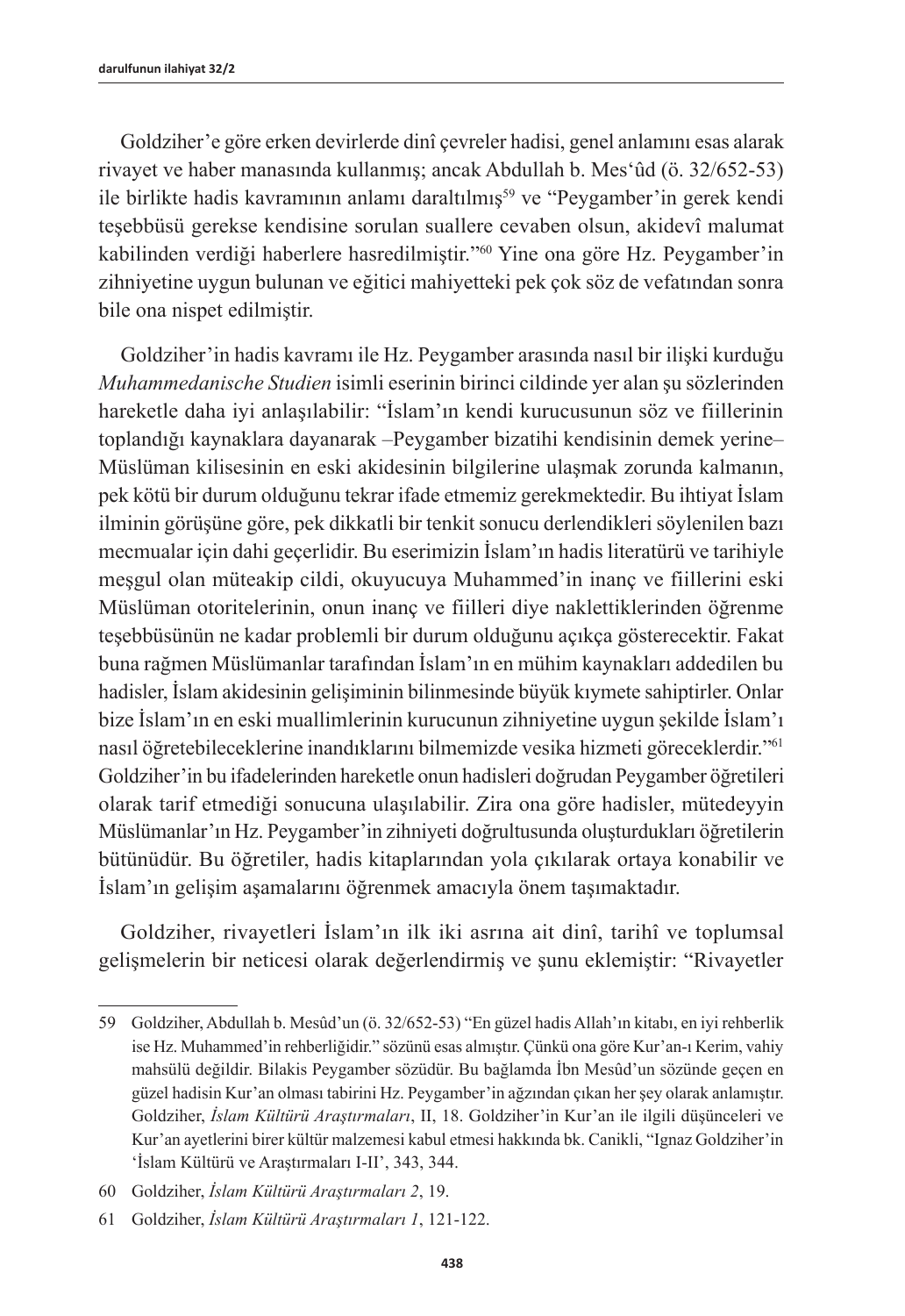Goldziher'e göre erken devirlerde dinî çevreler hadisi, genel anlamını esas alarak rivayet ve haber manasında kullanmış; ancak Abdullah b. Mes'ûd (ö. 32/652-53) ile birlikte hadis kavramının anlamı daraltılmış[59] ve "Peygamber'in gerek kendi teşebbüsü gerekse kendisine sorulan suallere cevaben olsun, akidevî malumat kabilinden verdiği haberlere hasredilmiştir."[60] Yine ona göre Hz. Peygamber'in zihniyetine uygun bulunan ve eğitici mahiyetteki pek çok söz de vefatından sonra bile ona nispet edilmiştir.

Goldziher'in hadis kavramı ile Hz. Peygamber arasında nasıl bir ilişki kurduğu *Muhammedanische Studien* isimli eserinin birinci cildinde yer alan şu sözlerinden hareketle daha iyi anlaşılabilir: "İslam'ın kendi kurucusunun söz ve fiillerinin toplandığı kaynaklara dayanarak –Peygamber bizatihi kendisinin demek yerine– Müslüman kilisesinin en eski akidesinin bilgilerine ulaşmak zorunda kalmanın, pek kötü bir durum olduğunu tekrar ifade etmemiz gerekmektedir. Bu ihtiyat İslam ilminin görüşüne göre, pek dikkatli bir tenkit sonucu derlendikleri söylenilen bazı mecmualar için dahi geçerlidir. Bu eserimizin İslam'ın hadis literatürü ve tarihiyle meşgul olan müteakip cildi, okuyucuya Muhammed'in inanç ve fiillerini eski Müslüman otoritelerinin, onun inanç ve fiilleri diye naklettiklerinden öğrenme teşebbüsünün ne kadar problemli bir durum olduğunu açıkça gösterecektir. Fakat buna rağmen Müslümanlar tarafından İslam'ın en mühim kaynakları addedilen bu hadisler, İslam akidesinin gelişiminin bilinmesinde büyük kıymete sahiptirler. Onlar bize İslam'ın en eski muallimlerinin kurucunun zihniyetine uygun şekilde İslam'ı nasıl öğretebileceklerine inandıklarını bilmemizde vesika hizmeti göreceklerdir."[61] Goldziher'in bu ifadelerinden hareketle onun hadisleri doğrudan Peygamber öğretileri olarak tarif etmediği sonucuna ulaşılabilir. Zira ona göre hadisler, mütedeyyin Müslümanlar'ın Hz. Peygamber'in zihniyeti doğrultusunda oluşturdukları öğretilerin bütünüdür. Bu öğretiler, hadis kitaplarından yola çıkılarak ortaya konabilir ve İslam'ın gelişim aşamalarını öğrenmek amacıyla önem taşımaktadır.

Goldziher, rivayetleri İslam'ın ilk iki asrına ait dinî, tarihî ve toplumsal gelişmelerin bir neticesi olarak değerlendirmiş ve şunu eklemiştir: "Rivayetler

---

59 Goldziher, Abdullah b. Mesûd'un (ö. 32/652-53) "En güzel hadis Allah'ın kitabı, en iyi rehberlik ise Hz. Muhammed'in rehberliğidir." sözünü esas almıştır. Çünkü ona göre Kur'an-ı Kerim, vahiy mahsülü değildir. Bilakis Peygamber sözüdür. Bu bağlamda İbn Mesûd'un sözünde geçen en güzel hadisin Kur'an olması tabirini Hz. Peygamber'in ağzından çıkan her şey olarak anlamıştır. Goldziher, *İslam Kültürü Araştırmaları*, II, 18. Goldziher'in Kur'an ile ilgili düşünceleri ve Kur'an ayetlerini birer kültür malzemesi kabul etmesi hakkında bk. Canikli, "Ignaz Goldziher'in 'İslam Kültürü ve Araştırmaları I-II', 343, 344.

60 Goldziher, *İslam Kültürü Araştırmaları 2*, 19.

61 Goldziher, *İslam Kültürü Araştırmaları 1*, 121-122.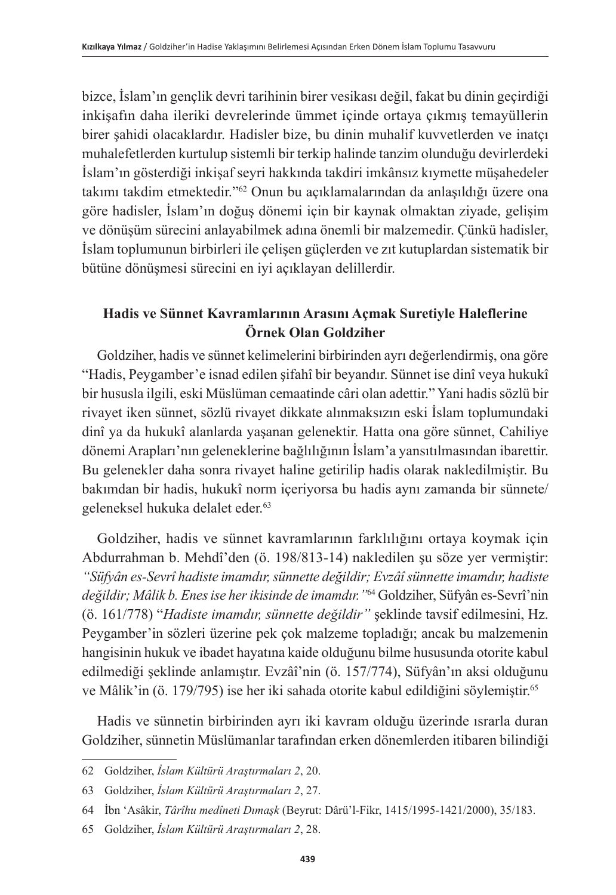bizce, İslam'ın gençlik devri tarihinin birer vesikası değil, fakat bu dinin geçirdiği inkişafın daha ileriki devrelerinde ümmet içinde ortaya çıkmış temayüllerin birer şahidi olacaklardır. Hadisler bize, bu dinin muhalif kuvvetlerden ve inatçı muhalefetlerden kurtulup sistemli bir terkip halinde tanzim olunduğu devirlerdeki İslam'ın gösterdiği inkişaf seyri hakkında takdiri imkânsız kıymette müşahedeler takımı takdim etmektedir."[62] Onun bu açıklamalarından da anlaşıldığı üzere ona göre hadisler, İslam'ın doğuş dönemi için bir kaynak olmaktan ziyade, gelişim ve dönüşüm sürecini anlayabilmek adına önemli bir malzemedir. Çünkü hadisler, İslam toplumunun birbirleri ile çelişen güçlerden ve zıt kutuplardan sistematik bir bütüne dönüşmesi sürecini en iyi açıklayan delillerdir.

## Hadis ve Sünnet Kavramlarının Arasını Açmak Suretiyle Haleflerine Örnek Olan Goldziher

Goldziher, hadis ve sünnet kelimelerini birbirinden ayrı değerlendirmiş, ona göre "Hadis, Peygamber'e isnad edilen şifahî bir beyandır. Sünnet ise dinî veya hukukî bir hususla ilgili, eski Müslüman cemaatinde câri olan adettir." Yani hadis sözlü bir rivayet iken sünnet, sözlü rivayet dikkate alınmaksızın eski İslam toplumundaki dinî ya da hukukî alanlarda yaşanan gelenektir. Hatta ona göre sünnet, Cahiliye dönemi Arapları'nın geleneklerine bağlılığının İslam'a yansıtılmasından ibarettir. Bu gelenekler daha sonra rivayet haline getirilip hadis olarak nakledilmiştir. Bu bakımdan bir hadis, hukukî norm içeriyorsa bu hadis aynı zamanda bir sünnete/ geleneksel hukuka delalet eder.[63]

Goldziher, hadis ve sünnet kavramlarının farklılığını ortaya koymak için Abdurrahman b. Mehdî'den (ö. 198/813-14) nakledilen şu söze yer vermiştir: *"Süfyân es-Sevrî hadiste imamdır, sünnette değildir; Evzâî sünnette imamdır, hadiste değildir; Mâlik b. Enes ise her ikisinde de imamdır."*[64] Goldziher, Süfyân es-Sevrî'nin (ö. 161/778) "*Hadiste imamdır, sünnette değildir"* şeklinde tavsif edilmesini, Hz. Peygamber'in sözleri üzerine pek çok malzeme topladığı; ancak bu malzemenin hangisinin hukuk ve ibadet hayatına kaide olduğunu bilme hususunda otorite kabul edilmediği şeklinde anlamıştır. Evzâî'nin (ö. 157/774), Süfyân'ın aksi olduğunu ve Mâlik'in (ö. 179/795) ise her iki sahada otorite kabul edildiğini söylemiştir.[65]

Hadis ve sünnetin birbirinden ayrı iki kavram olduğu üzerinde ısrarla duran Goldziher, sünnetin Müslümanlar tarafından erken dönemlerden itibaren bilindiği

---

62 Goldziher, *İslam Kültürü Araştırmaları 2*, 20.

63 Goldziher, *İslam Kültürü Araştırmaları 2*, 27.

64 İbn 'Asâkir, *Târîhu medîneti Dımaşk* (Beyrut: Dârü'l-Fikr, 1415/1995-1421/2000), 35/183.

65 Goldziher, *İslam Kültürü Araştırmaları 2*, 28.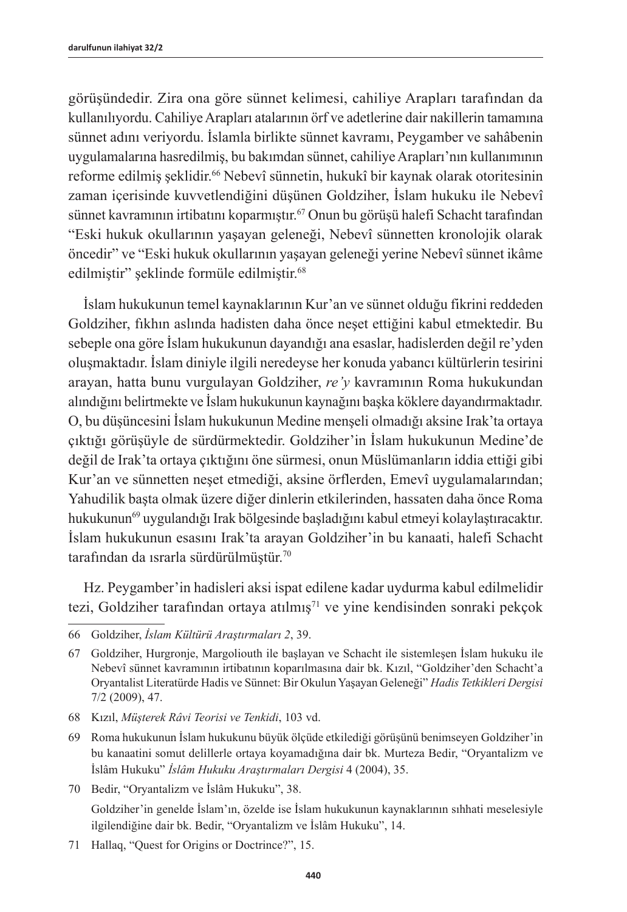görüşündedir. Zira ona göre sünnet kelimesi, cahiliye Arapları tarafından da kullanılıyordu. Cahiliye Arapları atalarının örf ve adetlerine dair nakillerin tamamına sünnet adını veriyordu. İslamla birlikte sünnet kavramı, Peygamber ve sahâbenin uygulamalarına hasredilmiş, bu bakımdan sünnet, cahiliye Arapları'nın kullanımının reforme edilmiş şeklidir.[66] Nebevî sünnetin, hukukî bir kaynak olarak otoritesinin zaman içerisinde kuvvetlendiğini düşünen Goldziher, İslam hukuku ile Nebevî sünnet kavramının irtibatını koparmıştır.[67] Onun bu görüşü halefi Schacht tarafından "Eski hukuk okullarının yaşayan geleneği, Nebevî sünnetten kronolojik olarak öncedir" ve "Eski hukuk okullarının yaşayan geleneği yerine Nebevî sünnet ikâme edilmiştir" şeklinde formüle edilmiştir.[68]

İslam hukukunun temel kaynaklarının Kur'an ve sünnet olduğu fikrini reddeden Goldziher, fıkhın aslında hadisten daha önce neşet ettiğini kabul etmektedir. Bu sebeple ona göre İslam hukukunun dayandığı ana esaslar, hadislerden değil re'yden oluşmaktadır. İslam diniyle ilgili neredeyse her konuda yabancı kültürlerin tesirini arayan, hatta bunu vurgulayan Goldziher, *re'y* kavramının Roma hukukundan alındığını belirtmekte ve İslam hukukunun kaynağını başka köklere dayandırmaktadır. O, bu düşüncesini İslam hukukunun Medine menşeli olmadığı aksine Irak'ta ortaya çıktığı görüşüyle de sürdürmektedir. Goldziher'in İslam hukukunun Medine'de değil de Irak'ta ortaya çıktığını öne sürmesi, onun Müslümanların iddia ettiği gibi Kur'an ve sünnetten neşet etmediği, aksine örflerden, Emevî uygulamalarından; Yahudilik başta olmak üzere diğer dinlerin etkilerinden, hassaten daha önce Roma hukukunun[69] uygulandığı Irak bölgesinde başladığını kabul etmeyi kolaylaştıracaktır. İslam hukukunun esasını Irak'ta arayan Goldziher'in bu kanaati, halefi Schacht tarafından da ısrarla sürdürülmüştür.[70]

Hz. Peygamber'in hadisleri aksi ispat edilene kadar uydurma kabul edilmelidir tezi, Goldziher tarafından ortaya atılmış[71] ve yine kendisinden sonraki pekçok

---

66 Goldziher, *İslam Kültürü Araştırmaları 2*, 39.

67 Goldziher, Hurgronje, Margoliouth ile başlayan ve Schacht ile sistemleşen İslam hukuku ile Nebevî sünnet kavramının irtibatının koparılmasına dair bk. Kızıl, "Goldziher'den Schacht'a Oryantalist Literatürde Hadis ve Sünnet: Bir Okulun Yaşayan Geleneği" *Hadis Tetkikleri Dergisi* 7/2 (2009), 47.

68 Kızıl, *Müşterek Râvi Teorisi ve Tenkidi*, 103 vd.

69 Roma hukukunun İslam hukukunu büyük ölçüde etkilediği görüşünü benimseyen Goldziher'in bu kanaatini somut delillerle ortaya koyamadığına dair bk. Murteza Bedir, "Oryantalizm ve İslâm Hukuku" *İslâm Hukuku Araştırmaları Dergisi* 4 (2004), 35.

70 Bedir, "Oryantalizm ve İslâm Hukuku", 38.

Goldziher'in genelde İslam'ın, özelde ise İslam hukukunun kaynaklarının sıhhati meselesiyle ilgilendiğine dair bk. Bedir, "Oryantalizm ve İslâm Hukuku", 14.

71 Hallaq, "Quest for Origins or Doctrince?", 15.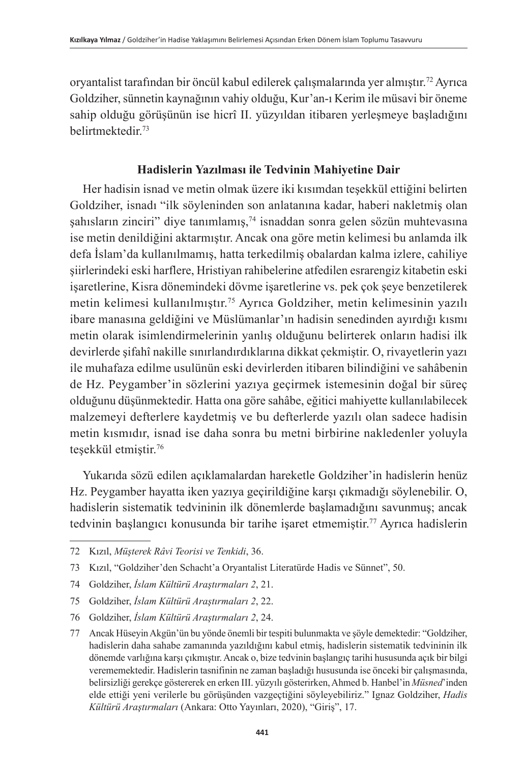oryantalist tarafından bir öncül kabul edilerek çalışmalarında yer almıştır.[72] Ayrıca Goldziher, sünnetin kaynağının vahiy olduğu, Kur'an-ı Kerim ile müsavi bir öneme sahip olduğu görüşünün ise hicrî II. yüzyıldan itibaren yerleşmeye başladığını belirtmektedir.[73]

## Hadislerin Yazılması ile Tedvinin Mahiyetine Dair

Her hadisin isnad ve metin olmak üzere iki kısımdan teşekkül ettiğini belirten Goldziher, isnadı "ilk söyleninden son anlatanına kadar, haberi nakletmiş olan şahısların zinciri" diye tanımlamış,[74] isnaddan sonra gelen sözün muhtevasına ise metin denildiğini aktarmıştır. Ancak ona göre metin kelimesi bu anlamda ilk defa İslam'da kullanılmamış, hatta terkedilmiş obalardan kalma izlere, cahiliye şiirlerindeki eski harflere, Hristiyan rahibelerine atfedilen esrarengiz kitabetin eski işaretlerine, Kisra dönemindeki dövme işaretlerine vs. pek çok şeye benzetilerek metin kelimesi kullanılmıştır.[75] Ayrıca Goldziher, metin kelimesinin yazılı ibare manasına geldiğini ve Müslümanlar'ın hadisin senedinden ayırdığı kısmı metin olarak isimlendirmelerinin yanlış olduğunu belirterek onların hadisi ilk devirlerde şifahî nakille sınırlandırdıklarına dikkat çekmiştir. O, rivayetlerin yazı ile muhafaza edilme usulünün eski devirlerden itibaren bilindiğini ve sahâbenin de Hz. Peygamber'in sözlerini yazıya geçirmek istemesinin doğal bir süreç olduğunu düşünmektedir. Hatta ona göre sahâbe, eğitici mahiyette kullanılabilecek malzemeyi defterlere kaydetmiş ve bu defterlerde yazılı olan sadece hadisin metin kısmıdır, isnad ise daha sonra bu metni birbirine nakledenler yoluyla teşekkül etmiştir.[76]

Yukarıda sözü edilen açıklamalardan hareketle Goldziher'in hadislerin henüz Hz. Peygamber hayatta iken yazıya geçirildiğine karşı çıkmadığı söylenebilir. O, hadislerin sistematik tedvininin ilk dönemlerde başlamadığını savunmuş; ancak tedvinin başlangıcı konusunda bir tarihe işaret etmemiştir.[77] Ayrıca hadislerin

---

72 Kızıl, *Müşterek Râvi Teorisi ve Tenkidi*, 36.

73 Kızıl, "Goldziher'den Schacht'a Oryantalist Literatürde Hadis ve Sünnet", 50.

74 Goldziher, *İslam Kültürü Araştırmaları 2*, 21.

75 Goldziher, *İslam Kültürü Araştırmaları 2*, 22.

76 Goldziher, *İslam Kültürü Araştırmaları 2*, 24.

77 Ancak Hüseyin Akgün'ün bu yönde önemli bir tespiti bulunmakta ve şöyle demektedir: "Goldziher, hadislerin daha sahabe zamanında yazıldığını kabul etmiş, hadislerin sistematik tedvininin ilk dönemde varlığına karşı çıkmıştır. Ancak o, bize tedvinin başlangıç tarihi hususunda açık bir bilgi verememektedir. Hadislerin tasnifinin ne zaman başladığı hususunda ise önceki bir çalışmasında, belirsizliği gerekçe göstererek en erken III. yüzyılı gösterirken, Ahmed b. Hanbel'in *Müsned*'inden elde ettiği yeni verilerle bu görüşünden vazgeçtiğini söyleyebiliriz." Ignaz Goldziher, *Hadis Kültürü Araştırmaları* (Ankara: Otto Yayınları, 2020), "Giriş", 17.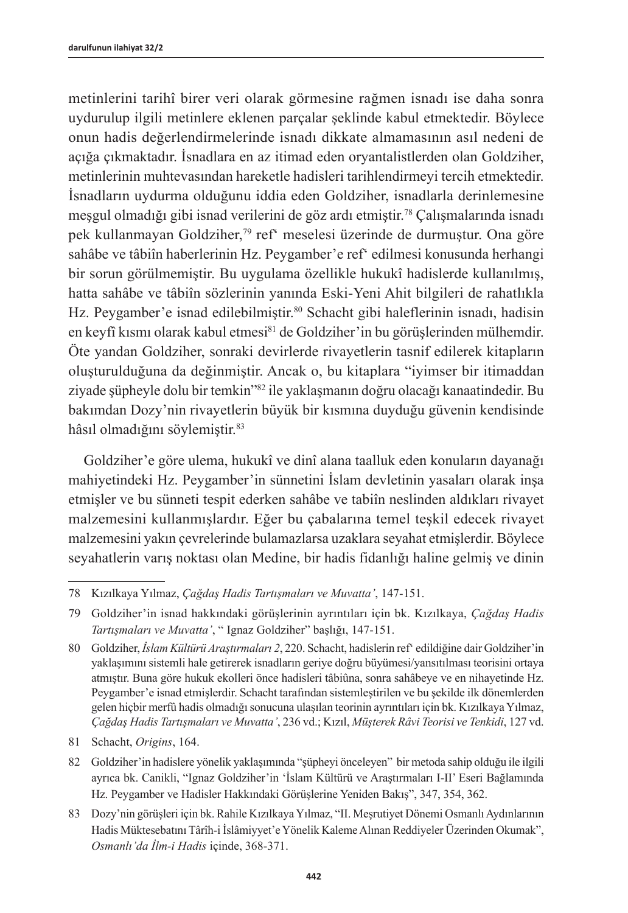metinlerini tarihî birer veri olarak görmesine rağmen isnadı ise daha sonra uydurulup ilgili metinlere eklenen parçalar şeklinde kabul etmektedir. Böylece onun hadis değerlendirmelerinde isnadı dikkate almamasının asıl nedeni de açığa çıkmaktadır. İsnadlara en az itimad eden oryantalistlerden olan Goldziher, metinlerinin muhtevasından hareketle hadisleri tarihlendirmeyi tercih etmektedir. İsnadların uydurma olduğunu iddia eden Goldziher, isnadlarla derinlemesine meşgul olmadığı gibi isnad verilerini de göz ardı etmiştir.[78] Çalışmalarında isnadı pek kullanmayan Goldziher,[79] ref‘ meselesi üzerinde de durmuştur. Ona göre sahâbe ve tâbiîn haberlerinin Hz. Peygamber'e ref‘ edilmesi konusunda herhangi bir sorun görülmemiştir. Bu uygulama özellikle hukukî hadislerde kullanılmış, hatta sahâbe ve tâbiîn sözlerinin yanında Eski-Yeni Ahit bilgileri de rahatlıkla Hz. Peygamber'e isnad edilebilmiştir.[80] Schacht gibi haleflerinin isnadı, hadisin en keyfî kısmı olarak kabul etmesi[81] de Goldziher'in bu görüşlerinden mülhemdir. Öte yandan Goldziher, sonraki devirlerde rivayetlerin tasnif edilerek kitapların oluşturulduğuna da değinmiştir. Ancak o, bu kitaplara "iyimser bir itimaddan ziyade şüpheyle dolu bir temkin"[82] ile yaklaşmanın doğru olacağı kanaatindedir. Bu bakımdan Dozy'nin rivayetlerin büyük bir kısmına duyduğu güvenin kendisinde hâsıl olmadığını söylemiştir.[83]

Goldziher'e göre ulema, hukukî ve dinî alana taalluk eden konuların dayanağı mahiyetindeki Hz. Peygamber'in sünnetini İslam devletinin yasaları olarak inşa etmişler ve bu sünneti tespit ederken sahâbe ve tabiîn neslinden aldıkları rivayet malzemesini kullanmışlardır. Eğer bu çabalarına temel teşkil edecek rivayet malzemesini yakın çevrelerinde bulamazlarsa uzaklara seyahat etmişlerdir. Böylece seyahatlerin varış noktası olan Medine, bir hadis fidanlığı haline gelmiş ve dinin

---

78 Kızılkaya Yılmaz, *Çağdaş Hadis Tartışmaları ve Muvatta'*, 147-151.

79 Goldziher'in isnad hakkındaki görüşlerinin ayrıntıları için bk. Kızılkaya, *Çağdaş Hadis Tartışmaları ve Muvatta'*, " Ignaz Goldziher" başlığı, 147-151.

80 Goldziher, *İslam Kültürü Araştırmaları 2*, 220. Schacht, hadislerin ref‘ edildiğine dair Goldziher'in yaklaşımını sistemli hale getirerek isnadların geriye doğru büyümesi/yansıtılması teorisini ortaya atmıştır. Buna göre hukuk ekolleri önce hadisleri tâbiûna, sonra sahâbeye ve en nihayetinde Hz. Peygamber'e isnad etmişlerdir. Schacht tarafından sistemleştirilen ve bu şekilde ilk dönemlerden gelen hiçbir merfû hadis olmadığı sonucuna ulaşılan teorinin ayrıntıları için bk. Kızılkaya Yılmaz, *Çağdaş Hadis Tartışmaları ve Muvatta'*, 236 vd.; Kızıl, *Müşterek Râvi Teorisi ve Tenkidi*, 127 vd.

81 Schacht, *Origins*, 164.

82 Goldziher'in hadislere yönelik yaklaşımında "şüpheyi önceleyen" bir metoda sahip olduğu ile ilgili ayrıca bk. Canikli, "Ignaz Goldziher'in 'İslam Kültürü ve Araştırmaları I-II' Eseri Bağlamında Hz. Peygamber ve Hadisler Hakkındaki Görüşlerine Yeniden Bakış", 347, 354, 362.

83 Dozy'nin görüşleri için bk. Rahile Kızılkaya Yılmaz, "II. Meşrutiyet Dönemi Osmanlı Aydınlarının Hadis Müktesebatını Târîh-i İslâmiyyet'e Yönelik Kaleme Alınan Reddiyeler Üzerinden Okumak", *Osmanlı'da İlm-i Hadis* içinde, 368-371.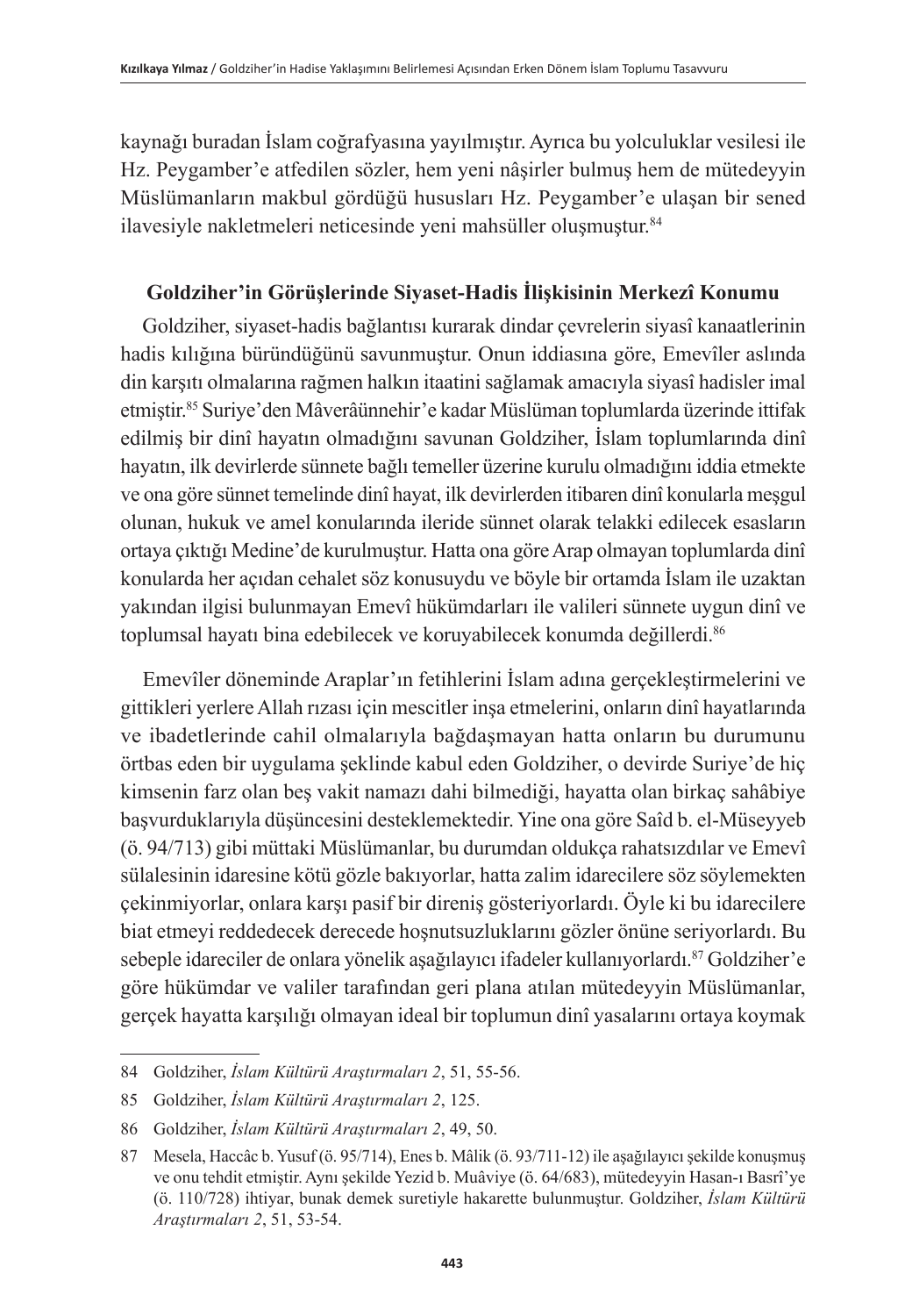kaynağı buradan İslam coğrafyasına yayılmıştır. Ayrıca bu yolculuklar vesilesi ile Hz. Peygamber'e atfedilen sözler, hem yeni nâşirler bulmuş hem de mütedeyyin Müslümanların makbul gördüğü hususları Hz. Peygamber'e ulaşan bir sened ilavesiyle nakletmeleri neticesinde yeni mahsüller oluşmuştur.[84]

## Goldziher'in Görüşlerinde Siyaset-Hadis İlişkisinin Merkezî Konumu

Goldziher, siyaset-hadis bağlantısı kurarak dindar çevrelerin siyasî kanaatlerinin hadis kılığına büründüğünü savunmuştur. Onun iddiasına göre, Emevîler aslında din karşıtı olmalarına rağmen halkın itaatini sağlamak amacıyla siyasî hadisler imal etmiştir.[85] Suriye'den Mâverâünnehir'e kadar Müslüman toplumlarda üzerinde ittifak edilmiş bir dinî hayatın olmadığını savunan Goldziher, İslam toplumlarında dinî hayatın, ilk devirlerde sünnete bağlı temeller üzerine kurulu olmadığını iddia etmekte ve ona göre sünnet temelinde dinî hayat, ilk devirlerden itibaren dinî konularla meşgul olunan, hukuk ve amel konularında ileride sünnet olarak telakki edilecek esasların ortaya çıktığı Medine'de kurulmuştur. Hatta ona göre Arap olmayan toplumlarda dinî konularda her açıdan cehalet söz konusuydu ve böyle bir ortamda İslam ile uzaktan yakından ilgisi bulunmayan Emevî hükümdarları ile valileri sünnete uygun dinî ve toplumsal hayatı bina edebilecek ve koruyabilecek konumda değillerdi.[86]

Emevîler döneminde Araplar'ın fetihlerini İslam adına gerçekleştirmelerini ve gittikleri yerlere Allah rızası için mescitler inşa etmelerini, onların dinî hayatlarında ve ibadetlerinde cahil olmalarıyla bağdaşmayan hatta onların bu durumunu örtbas eden bir uygulama şeklinde kabul eden Goldziher, o devirde Suriye'de hiç kimsenin farz olan beş vakit namazı dahi bilmediği, hayatta olan birkaç sahâbiye başvurduklarıyla düşüncesini desteklemektedir. Yine ona göre Saîd b. el-Müseyyeb (ö. 94/713) gibi müttaki Müslümanlar, bu durumdan oldukça rahatsızdılar ve Emevî sülalesinin idaresine kötü gözle bakıyorlar, hatta zalim idarecilere söz söylemekten çekinmiyorlar, onlara karşı pasif bir direniş gösteriyorlardı. Öyle ki bu idarecilere biat etmeyi reddedecek derecede hoşnutsuzluklarını gözler önüne seriyorlardı. Bu sebeple idareciler de onlara yönelik aşağılayıcı ifadeler kullanıyorlardı.[87] Goldziher'e göre hükümdar ve valiler tarafından geri plana atılan mütedeyyin Müslümanlar, gerçek hayatta karşılığı olmayan ideal bir toplumun dinî yasalarını ortaya koymak

---

84 Goldziher, *İslam Kültürü Araştırmaları 2*, 51, 55-56.

85 Goldziher, *İslam Kültürü Araştırmaları 2*, 125.

86 Goldziher, *İslam Kültürü Araştırmaları 2*, 49, 50.

87 Mesela, Haccâc b. Yusuf (ö. 95/714), Enes b. Mâlik (ö. 93/711-12) ile aşağılayıcı şekilde konuşmuş ve onu tehdit etmiştir. Aynı şekilde Yezid b. Muâviye (ö. 64/683), mütedeyyin Hasan-ı Basrî'ye (ö. 110/728) ihtiyar, bunak demek suretiyle hakarette bulunmuştur. Goldziher, *İslam Kültürü Araştırmaları 2*, 51, 53-54.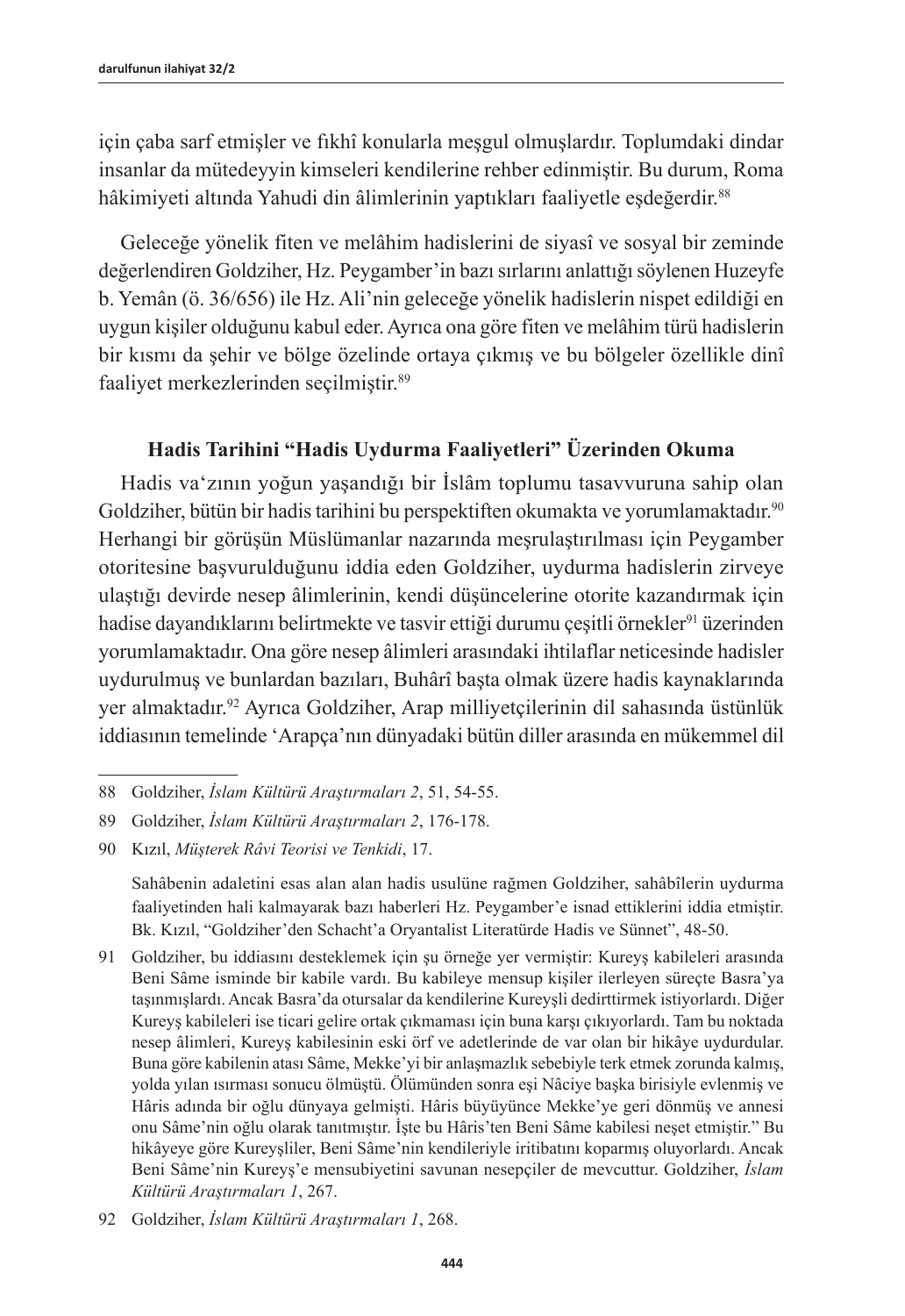için çaba sarf etmişler ve fıkhî konularla meşgul olmuşlardır. Toplumdaki dindar insanlar da mütedeyyin kimseleri kendilerine rehber edinmiştir. Bu durum, Roma hâkimiyeti altında Yahudi din âlimlerinin yaptıkları faaliyetle eşdeğerdir.[88]

Geleceğe yönelik fiten ve melâhim hadislerini de siyasî ve sosyal bir zeminde değerlendiren Goldziher, Hz. Peygamber'in bazı sırlarını anlattığı söylenen Huzeyfe b. Yemân (ö. 36/656) ile Hz. Ali'nin geleceğe yönelik hadislerin nispet edildiği en uygun kişiler olduğunu kabul eder. Ayrıca ona göre fiten ve melâhim türü hadislerin bir kısmı da şehir ve bölge özelinde ortaya çıkmış ve bu bölgeler özellikle dinî faaliyet merkezlerinden seçilmiştir.[89]

### Hadis Tarihini "Hadis Uydurma Faaliyetleri" Üzerinden Okuma

Hadis va'zının yoğun yaşandığı bir İslâm toplumu tasavvuruna sahip olan Goldziher, bütün bir hadis tarihini bu perspektiften okumakta ve yorumlamaktadır.[90] Herhangi bir görüşün Müslümanlar nazarında meşrulaştırılması için Peygamber otoritesine başvurulduğunu iddia eden Goldziher, uydurma hadislerin zirveye ulaştığı devirde nesep âlimlerinin, kendi düşüncelerine otorite kazandırmak için hadise dayandıklarını belirtmekte ve tasvir ettiği durumu çeşitli örnekler[91] üzerinden yorumlamaktadır. Ona göre nesep âlimleri arasındaki ihtilaflar neticesinde hadisler uydurulmuş ve bunlardan bazıları, Buhârî başta olmak üzere hadis kaynaklarında yer almaktadır.[92] Ayrıca Goldziher, Arap milliyetçilerinin dil sahasında üstünlük iddiasının temelinde 'Arapça'nın dünyadaki bütün diller arasında en mükemmel dil

---

88 Goldziher, *İslam Kültürü Araştırmaları 2*, 51, 54-55.

89 Goldziher, *İslam Kültürü Araştırmaları 2*, 176-178.

90 Kızıl, *Müşterek Râvi Teorisi ve Tenkidi*, 17.

Sahâbenin adaletini esas alan alan hadis usulüne rağmen Goldziher, sahâbîlerin uydurma faaliyetinden hali kalmayarak bazı haberleri Hz. Peygamber'e isnad ettiklerini iddia etmiştir. Bk. Kızıl, "Goldziher'den Schacht'a Oryantalist Literatürde Hadis ve Sünnet", 48-50.

91 Goldziher, bu iddiasını desteklemek için şu örneğe yer vermiştir: Kureyş kabileleri arasında Beni Sâme isminde bir kabile vardı. Bu kabileye mensup kişiler ilerleyen süreçte Basra'ya taşınmışlardı. Ancak Basra'da otursalar da kendilerine Kureyşli dedirttirmek istiyorlardı. Diğer Kureyş kabileleri ise ticari gelire ortak çıkmaması için buna karşı çıkıyorlardı. Tam bu noktada nesep âlimleri, Kureyş kabilesinin eski örf ve adetlerinde de var olan bir hikâye uydurdular. Buna göre kabilenin atası Sâme, Mekke'yi bir anlaşmazlık sebebiyle terk etmek zorunda kalmış, yolda yılan ısırması sonucu ölmüştü. Ölümünden sonra eşi Nâciye başka birisiyle evlenmiş ve Hâris adında bir oğlu dünyaya gelmişti. Hâris büyüyünce Mekke'ye geri dönmüş ve annesi onu Sâme'nin oğlu olarak tanıtmıştır. İşte bu Hâris'ten Beni Sâme kabilesi neşet etmiştir." Bu hikâyeye göre Kureyşliler, Beni Sâme'nin kendileriyle iritibatını koparmış oluyorlardı. Ancak Beni Sâme'nin Kureyş'e mensubiyetini savunan nesepçiler de mevcuttur. Goldziher, *İslam Kültürü Araştırmaları 1*, 267.

92 Goldziher, *İslam Kültürü Araştırmaları 1*, 268.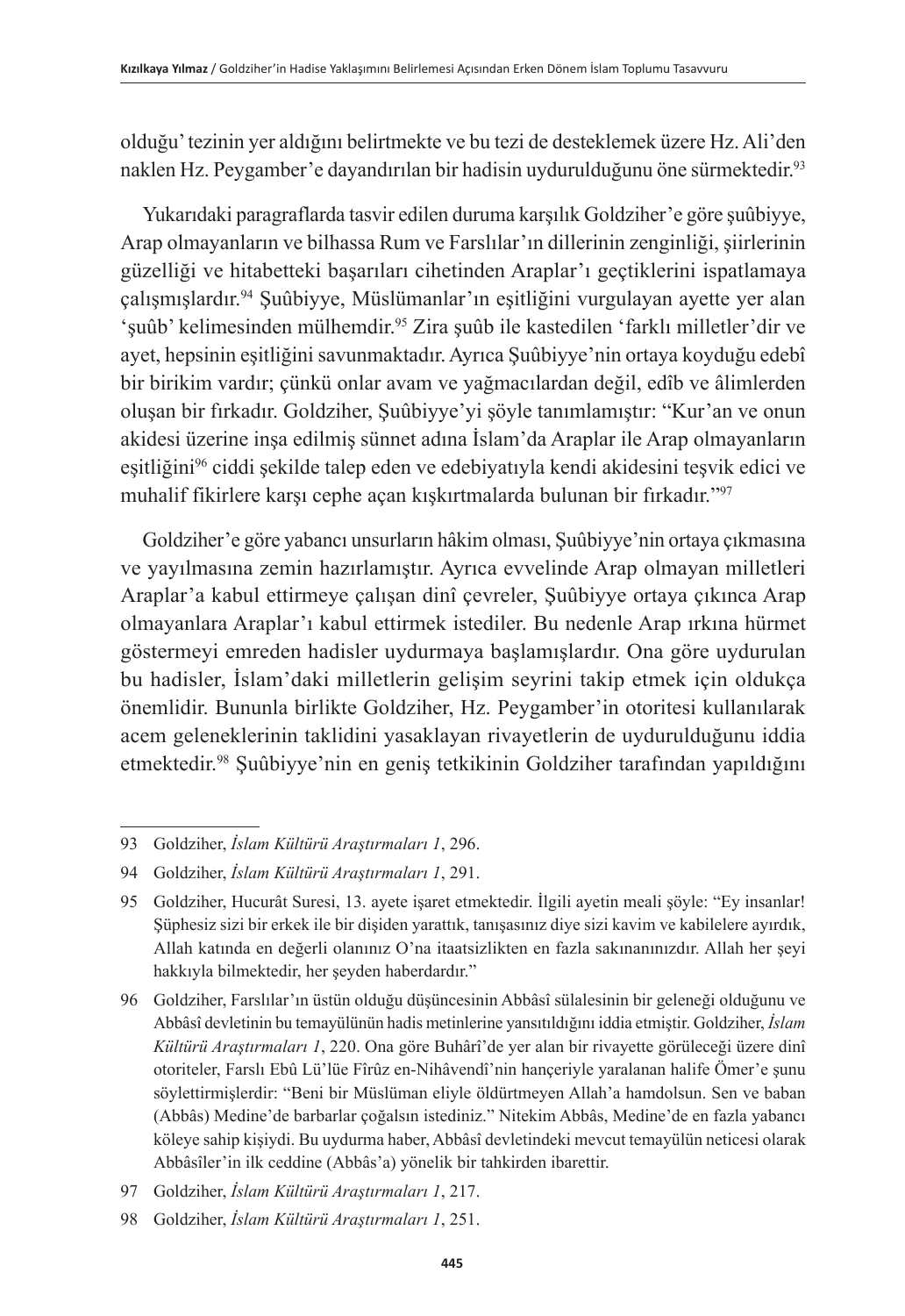olduğu' tezinin yer aldığını belirtmekte ve bu tezi de desteklemek üzere Hz. Ali'den naklen Hz. Peygamber'e dayandırılan bir hadisin uydurulduğunu öne sürmektedir.[93]

Yukarıdaki paragraflarda tasvir edilen duruma karşılık Goldziher'e göre şuûbiyye, Arap olmayanların ve bilhassa Rum ve Farslılar'ın dillerinin zenginliği, şiirlerinin güzelliği ve hitabetteki başarıları cihetinden Araplar'ı geçtiklerini ispatlamaya çalışmışlardır.[94] Şuûbiyye, Müslümanlar'ın eşitliğini vurgulayan ayette yer alan 'şuûb' kelimesinden mülhemdir.[95] Zira şuûb ile kastedilen 'farklı milletler'dir ve ayet, hepsinin eşitliğini savunmaktadır. Ayrıca Şuûbiyye'nin ortaya koyduğu edebî bir birikim vardır; çünkü onlar avam ve yağmacılardan değil, edîb ve âlimlerden oluşan bir fırkadır. Goldziher, Şuûbiyye'yi şöyle tanımlamıştır: "Kur'an ve onun akidesi üzerine inşa edilmiş sünnet adına İslam'da Araplar ile Arap olmayanların eşitliğini[96] ciddi şekilde talep eden ve edebiyatıyla kendi akidesini teşvik edici ve muhalif fikirlere karşı cephe açan kışkırtmalarda bulunan bir fırkadır."[97]

Goldziher'e göre yabancı unsurların hâkim olması, Şuûbiyye'nin ortaya çıkmasına ve yayılmasına zemin hazırlamıştır. Ayrıca evvelinde Arap olmayan milletleri Araplar'a kabul ettirmeye çalışan dinî çevreler, Şuûbiyye ortaya çıkınca Arap olmayanlara Araplar'ı kabul ettirmek istediler. Bu nedenle Arap ırkına hürmet göstermeyi emreden hadisler uydurmaya başlamışlardır. Ona göre uydurulan bu hadisler, İslam'daki milletlerin gelişim seyrini takip etmek için oldukça önemlidir. Bununla birlikte Goldziher, Hz. Peygamber'in otoritesi kullanılarak acem geleneklerinin taklidini yasaklayan rivayetlerin de uydurulduğunu iddia etmektedir.[98] Şuûbiyye'nin en geniş tetkikinin Goldziher tarafından yapıldığını

---

93 Goldziher, *İslam Kültürü Araştırmaları 1*, 296.

94 Goldziher, *İslam Kültürü Araştırmaları 1*, 291.

95 Goldziher, Hucurât Suresi, 13. ayete işaret etmektedir. İlgili ayetin meali şöyle: "Ey insanlar! Şüphesiz sizi bir erkek ile bir dişiden yarattık, tanışasınız diye sizi kavim ve kabilelere ayırdık, Allah katında en değerli olanınız O'na itaatsizlikten en fazla sakınanınızdır. Allah her şeyi hakkıyla bilmektedir, her şeyden haberdardır."

96 Goldziher, Farslılar'ın üstün olduğu düşüncesinin Abbâsî sülalesinin bir geleneği olduğunu ve Abbâsî devletinin bu temayülünün hadis metinlerine yansıtıldığını iddia etmiştir. Goldziher, *İslam Kültürü Araştırmaları 1*, 220. Ona göre Buhârî'de yer alan bir rivayette görüleceği üzere dinî otoriteler, Farslı Ebû Lü'lüe Fîrûz en-Nihâvendî'nin hançeriyle yaralanan halife Ömer'e şunu söylettirmişlerdir: "Beni bir Müslüman eliyle öldürtmeyen Allah'a hamdolsun. Sen ve baban (Abbâs) Medine'de barbarlar çoğalsın istediniz." Nitekim Abbâs, Medine'de en fazla yabancı köleye sahip kişiydi. Bu uydurma haber, Abbâsî devletindeki mevcut temayülün neticesi olarak Abbâsîler'in ilk ceddine (Abbâs'a) yönelik bir tahkirden ibarettir.

97 Goldziher, *İslam Kültürü Araştırmaları 1*, 217.

98 Goldziher, *İslam Kültürü Araştırmaları 1*, 251.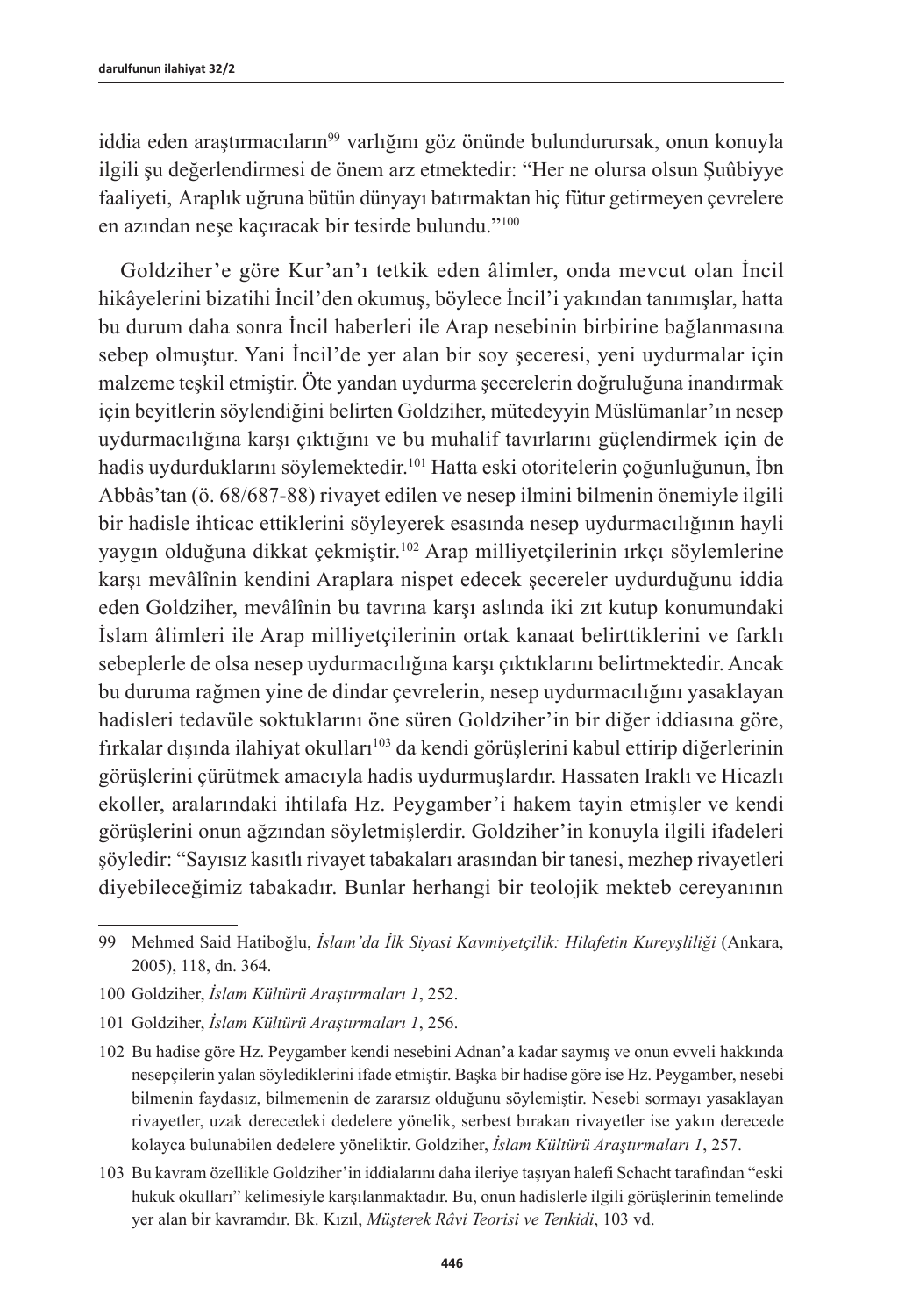iddia eden araştırmacıların[99] varlığını göz önünde bulundurursak, onun konuyla ilgili şu değerlendirmesi de önem arz etmektedir: "Her ne olursa olsun Şuûbiyye faaliyeti, Araplık uğruna bütün dünyayı batırmaktan hiç fütur getirmeyen çevrelere en azından neşe kaçıracak bir tesirde bulundu."[100]

Goldziher'e göre Kur'an'ı tetkik eden âlimler, onda mevcut olan İncil hikâyelerini bizatihi İncil'den okumuş, böylece İncil'i yakından tanımışlar, hatta bu durum daha sonra İncil haberleri ile Arap nesebinin birbirine bağlanmasına sebep olmuştur. Yani İncil'de yer alan bir soy şeceresi, yeni uydurmalar için malzeme teşkil etmiştir. Öte yandan uydurma şecerelerin doğruluğuna inandırmak için beyitlerin söylendiğini belirten Goldziher, mütedeyyin Müslümanlar'ın nesep uydurmacılığına karşı çıktığını ve bu muhalif tavırlarını güçlendirmek için de hadis uydurduklarını söylemektedir.[101] Hatta eski otoritelerin çoğunluğunun, İbn Abbâs'tan (ö. 68/687-88) rivayet edilen ve nesep ilmini bilmenin önemiyle ilgili bir hadisle ihticac ettiklerini söyleyerek esasında nesep uydurmacılığının hayli yaygın olduğuna dikkat çekmiştir.[102] Arap milliyetçilerinin ırkçı söylemlerine karşı mevâlînin kendini Araplara nispet edecek şecereler uydurduğunu iddia eden Goldziher, mevâlînin bu tavrına karşı aslında iki zıt kutup konumundaki İslam âlimleri ile Arap milliyetçilerinin ortak kanaat belirttiklerini ve farklı sebeplerle de olsa nesep uydurmacılığına karşı çıktıklarını belirtmektedir. Ancak bu duruma rağmen yine de dindar çevrelerin, nesep uydurmacılığını yasaklayan hadisleri tedavüle soktuklarını öne süren Goldziher'in bir diğer iddiasına göre, fırkalar dışında ilahiyat okulları[103] da kendi görüşlerini kabul ettirip diğerlerinin görüşlerini çürütmek amacıyla hadis uydurmuşlardır. Hassaten Iraklı ve Hicazlı ekoller, aralarındaki ihtilafa Hz. Peygamber'i hakem tayin etmişler ve kendi görüşlerini onun ağzından söyletmişlerdir. Goldziher'in konuyla ilgili ifadeleri şöyledir: "Sayısız kasıtlı rivayet tabakaları arasından bir tanesi, mezhep rivayetleri diyebileceğimiz tabakadır. Bunlar herhangi bir teolojik mekteb cereyanının

---

99 Mehmed Said Hatiboğlu, *İslam'da İlk Siyasi Kavmiyetçilik: Hilafetin Kureyşliliği* (Ankara, 2005), 118, dn. 364.

100 Goldziher, *İslam Kültürü Araştırmaları 1*, 252.

101 Goldziher, *İslam Kültürü Araştırmaları 1*, 256.

102 Bu hadise göre Hz. Peygamber kendi nesebini Adnan'a kadar saymış ve onun evveli hakkında nesepçilerin yalan söylediklerini ifade etmiştir. Başka bir hadise göre ise Hz. Peygamber, nesebi bilmenin faydasız, bilmemenin de zararsız olduğunu söylemiştir. Nesebi sormayı yasaklayan rivayetler, uzak derecedeki dedelere yönelik, serbest bırakan rivayetler ise yakın derecede kolayca bulunabilen dedelere yöneliktir. Goldziher, *İslam Kültürü Araştırmaları 1*, 257.

103 Bu kavram özellikle Goldziher'in iddialarını daha ileriye taşıyan halefi Schacht tarafından "eski hukuk okulları" kelimesiyle karşılanmaktadır. Bu, onun hadislerle ilgili görüşlerinin temelinde yer alan bir kavramdır. Bk. Kızıl, *Müşterek Râvi Teorisi ve Tenkidi*, 103 vd.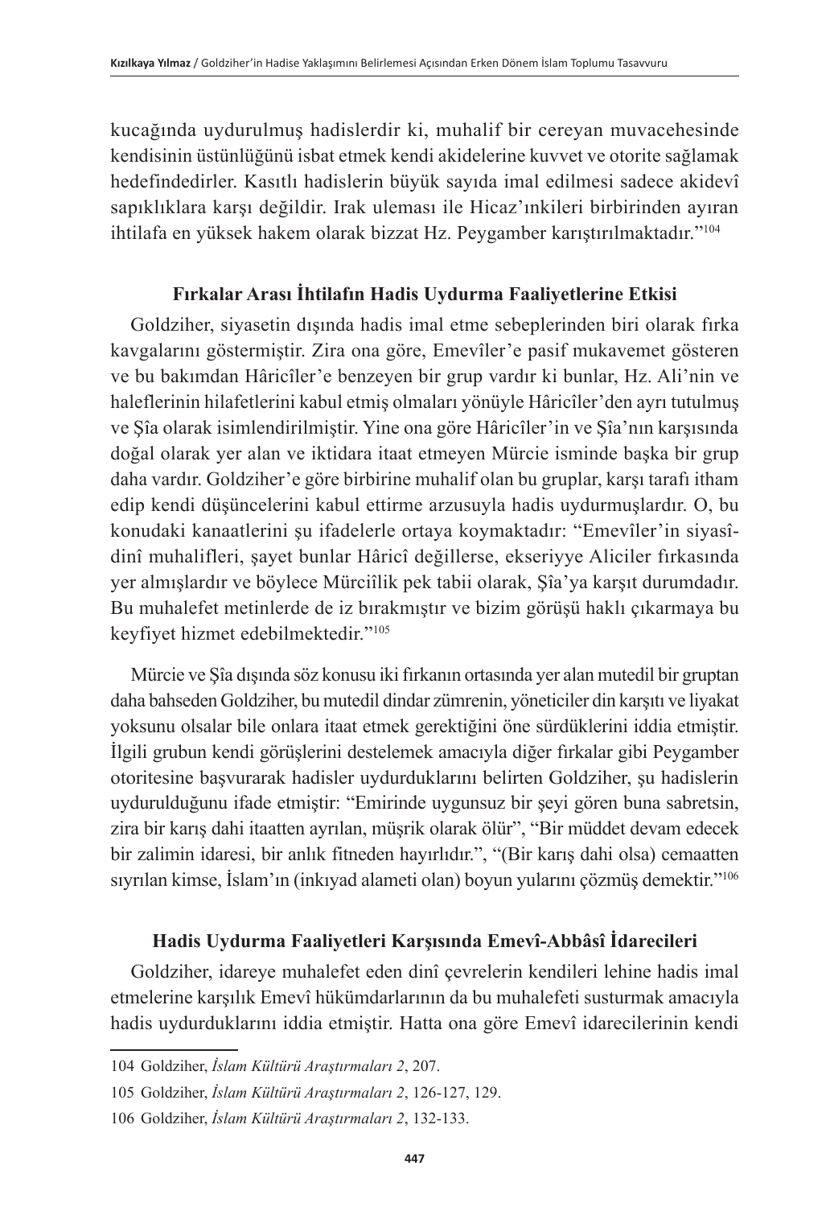kucağında uydurulmuş hadislerdir ki, muhalif bir cereyan muvacehesinde kendisinin üstünlüğünü isbat etmek kendi akidelerine kuvvet ve otorite sağlamak hedefindedirler. Kasıtlı hadislerin büyük sayıda imal edilmesi sadece akidevî sapıklıklara karşı değildir. Irak uleması ile Hicaz'ınkileri birbirinden ayıran ihtilafa en yüksek hakem olarak bizzat Hz. Peygamber karıştırılmaktadır."[104]

### Fırkalar Arası İhtilafın Hadis Uydurma Faaliyetlerine Etkisi

Goldziher, siyasetin dışında hadis imal etme sebeplerinden biri olarak fırka kavgalarını göstermiştir. Zira ona göre, Emevîler'e pasif mukavemet gösteren ve bu bakımdan Hâricîler'e benzeyen bir grup vardır ki bunlar, Hz. Ali'nin ve haleflerinin hilafetlerini kabul etmiş olmaları yönüyle Hâricîler'den ayrı tutulmuş ve Şîa olarak isimlendirilmiştir. Yine ona göre Hâricîler'in ve Şîa'nın karşısında doğal olarak yer alan ve iktidara itaat etmeyen Mürcie isminde başka bir grup daha vardır. Goldziher'e göre birbirine muhalif olan bu gruplar, karşı tarafı itham edip kendi düşüncelerini kabul ettirme arzusuyla hadis uydurmuşlardır. O, bu konudaki kanaatlerini şu ifadelerle ortaya koymaktadır: "Emevîler'in siyasî-dinî muhalifleri, şayet bunlar Hâricî değillerse, ekseriyye Aliciler fırkasında yer almışlardır ve böylece Mürciîlik pek tabii olarak, Şîa'ya karşıt durumdadır. Bu muhalefet metinlerde de iz bırakmıştır ve bizim görüşü haklı çıkarmaya bu keyfiyet hizmet edebilmektedir."[105]

Mürcie ve Şîa dışında söz konusu iki fırkanın ortasında yer alan mutedil bir gruptan daha bahseden Goldziher, bu mutedil dindar zümrenin, yöneticiler din karşıtı ve liyakat yoksunu olsalar bile onlara itaat etmek gerektiğini öne sürdüklerini iddia etmiştir. İlgili grubun kendi görüşlerini desteleme amacıyla diğer fırkalar gibi Peygamber otoritesine başvurarak hadisler uydurduklarını belirten Goldziher, şu hadislerin uydurulduğunu ifade etmiştir: "Emirinde uygunsuz bir şeyi gören buna sabretsin, zira bir karış dahi itaatten ayrılan, müşrik olarak ölür", "Bir müddet devam edecek bir zalimin idaresi, bir anlık fitneden hayırlıdır.", "(Bir karış dahi olsa) cemaatten sıyrılan kimse, İslam'ın (inkıyad alameti olan) boyun yularını çözmüş demektir."[106]

### Hadis Uydurma Faaliyetleri Karşısında Emevî-Abbâsî İdarecileri

Goldziher, idareye muhalefet eden dinî çevrelerin kendileri lehine hadis imal etmelerine karşılık Emevî hükümdarlarının da bu muhalefeti susturmak amacıyla hadis uydurduklarını iddia etmiştir. Hatta ona göre Emevî idarecilerinin kendi

---

104 Goldziher, *İslam Kültürü Araştırmaları 2*, 207.

105 Goldziher, *İslam Kültürü Araştırmaları 2*, 126-127, 129.

106 Goldziher, *İslam Kültürü Araştırmaları 2*, 132-133.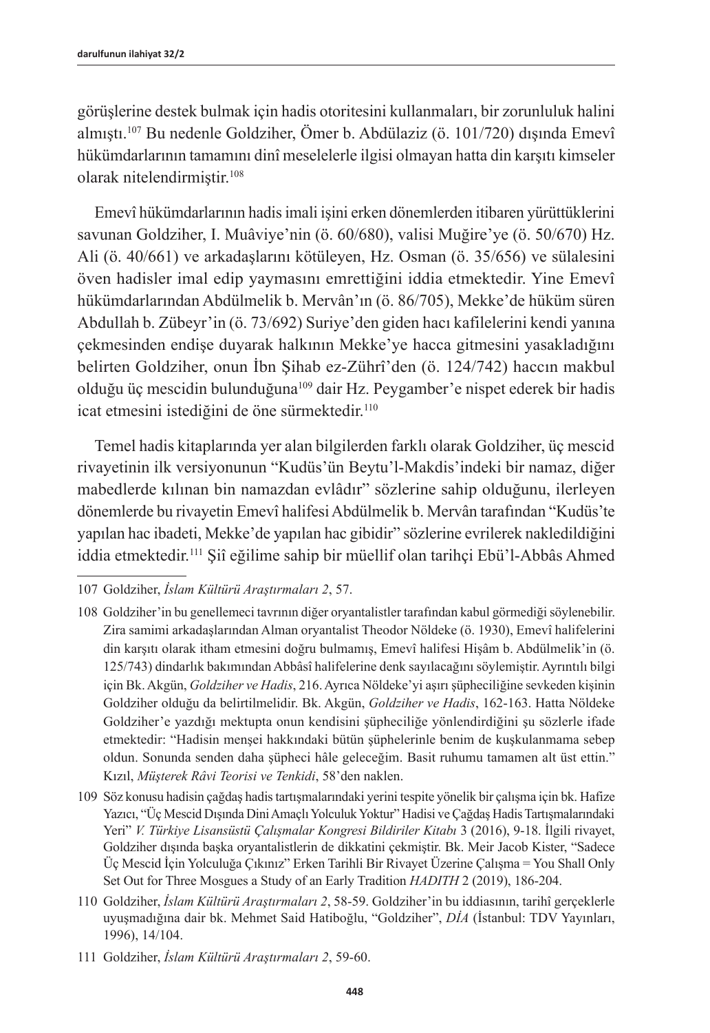görüşlerine destek bulmak için hadis otoritesini kullanmaları, bir zorunluluk halini almıştı.[107] Bu nedenle Goldziher, Ömer b. Abdülaziz (ö. 101/720) dışında Emevî hükümdarlarının tamamını dinî meselelerle ilgisi olmayan hatta din karşıtı kimseler olarak nitelendirmiştir.[108]

Emevî hükümdarlarının hadis imali işini erken dönemlerden itibaren yürüttüklerini savunan Goldziher, I. Muâviye'nin (ö. 60/680), valisi Muğire'ye (ö. 50/670) Hz. Ali (ö. 40/661) ve arkadaşlarını kötüleyen, Hz. Osman (ö. 35/656) ve sülalesini öven hadisler imal edip yaymasını emrettiğini iddia etmektedir. Yine Emevî hükümdarlarından Abdülmelik b. Mervân'ın (ö. 86/705), Mekke'de hüküm süren Abdullah b. Zübeyr'in (ö. 73/692) Suriye'den giden hacı kafilelerini kendi yanına çekmesinden endişe duyarak halkının Mekke'ye hacca gitmesini yasakladığını belirten Goldziher, onun İbn Şihab ez-Zührî'den (ö. 124/742) haccın makbul olduğu üç mescidin bulunduğuna[109] dair Hz. Peygamber'e nispet ederek bir hadis icat etmesini istediğini de öne sürmektedir.[110]

Temel hadis kitaplarında yer alan bilgilerden farklı olarak Goldziher, üç mescid rivayetinin ilk versiyonunun "Kudüs'ün Beytu'l-Makdis'indeki bir namaz, diğer mabedlerde kılınan bin namazdan evlâdır" sözlerine sahip olduğunu, ilerleyen dönemlerde bu rivayetin Emevî halifesi Abdülmelik b. Mervân tarafından "Kudüs'te yapılan hac ibadeti, Mekke'de yapılan hac gibidir" sözlerine evrilerek nakledildiğini iddia etmektedir.[111] Şiî eğilime sahip bir müellif olan tarihçi Ebü'l-Abbâs Ahmed

---

107 Goldziher, *İslam Kültürü Araştırmaları 2*, 57.

108 Goldziher'in bu genellemeci tavrının diğer oryantalistler tarafından kabul görmediği söylenebilir. Zira samimi arkadaşlarından Alman oryantalist Theodor Nöldeke (ö. 1930), Emevî halifelerini din karşıtı olarak itham etmesini doğru bulmamış, Emevî halifesi Hişâm b. Abdülmelik'in (ö. 125/743) dindarlık bakımından Abbâsî halifelerine denk sayılacağını söylemiştir. Ayrıntılı bilgi için Bk. Akgün, *Goldziher ve Hadis*, 216. Ayrıca Nöldeke'yi aşırı şüpheciliğine sevkeden kişinin Goldziher olduğu da belirtilmelidir. Bk. Akgün, *Goldziher ve Hadis*, 162-163. Hatta Nöldeke Goldziher'e yazdığı mektupta onun kendisini şüpheciliğe yönlendirdiğini şu sözlerle ifade etmektedir: "Hadisin menşei hakkındaki bütün şüphelerinle benim de kuşkulanmama sebep oldun. Sonunda senden daha şüpheci hâle geleceğim. Basit ruhumu tamamen alt üst ettin." Kızıl, *Müşterek Râvi Teorisi ve Tenkidi*, 58'den naklen.

109 Söz konusu hadisin çağdaş hadis tartışmalarındaki yerini tespite yönelik bir çalışma için bk. Hafize Yazıcı, "Üç Mescid Dışında Dini Amaçlı Yolculuk Yoktur" Hadisi ve Çağdaş Hadis Tartışmalarındaki Yeri" *V. Türkiye Lisansüstü Çalışmalar Kongresi Bildiriler Kitabı* 3 (2016), 9-18. İlgili rivayet, Goldziher dışında başka oryantalistlerin de dikkatini çekmiştir. Bk. Meir Jacob Kister, "Sadece Üç Mescid İçin Yolculuğa Çıkınız" Erken Tarihli Bir Rivayet Üzerine Çalışma = You Shall Only Set Out for Three Mosgues a Study of an Early Tradition *HADITH* 2 (2019), 186-204.

110 Goldziher, *İslam Kültürü Araştırmaları 2*, 58-59. Goldziher'in bu iddiasının, tarihî gerçeklerle uyuşmadığına dair bk. Mehmet Said Hatiboğlu, "Goldziher", *DİA* (İstanbul: TDV Yayınları, 1996), 14/104.

111 Goldziher, *İslam Kültürü Araştırmaları 2*, 59-60.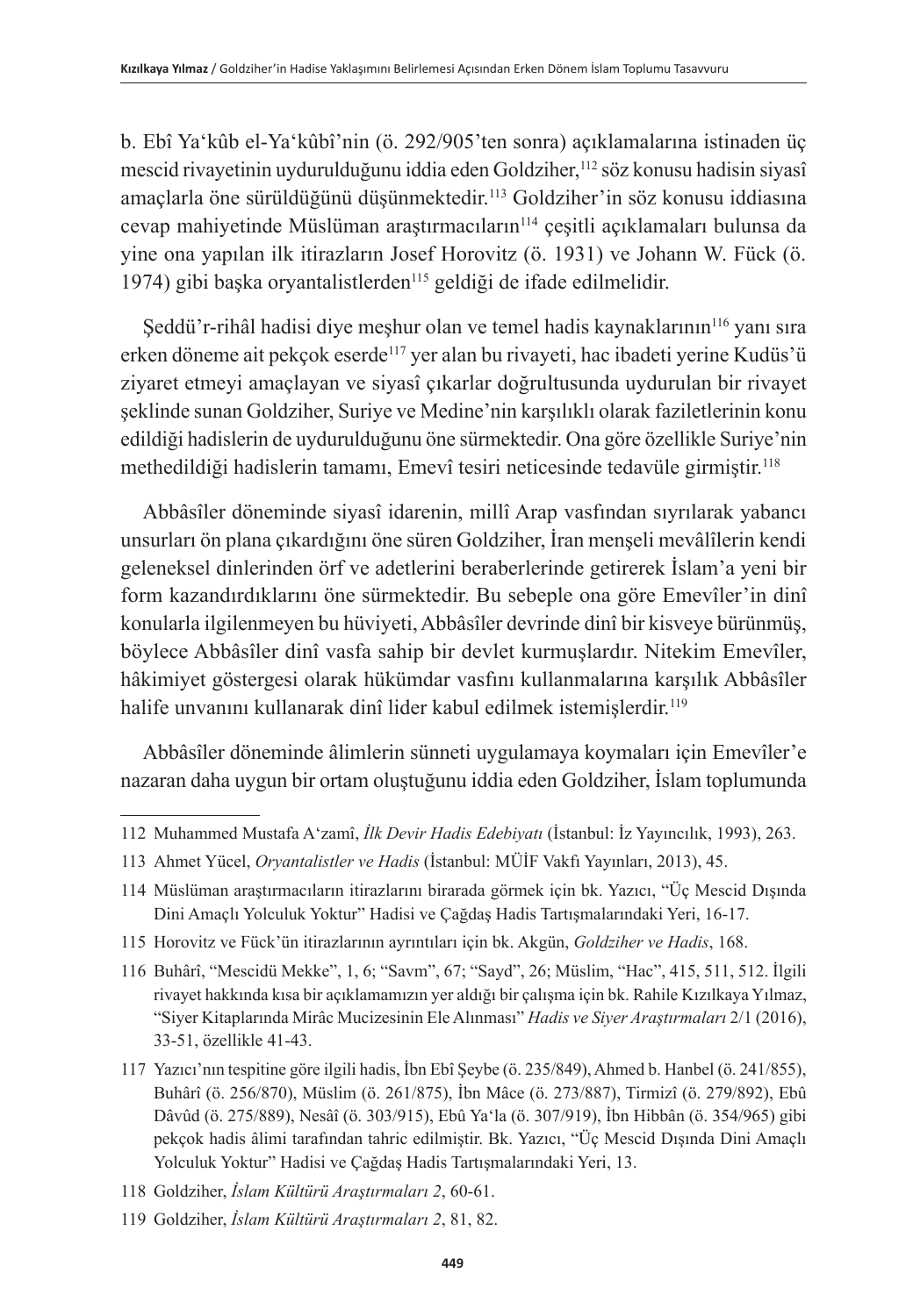b. Ebî Ya'kûb el-Ya'kûbî'nin (ö. 292/905'ten sonra) açıklamalarına istinaden üç mescid rivayetinin uydurulduğunu iddia eden Goldziher,[112] söz konusu hadisin siyasî amaçlarla öne sürüldüğünü düşünmektedir.[113] Goldziher'in söz konusu iddiasına cevap mahiyetinde Müslüman araştırmacıların[114] çeşitli açıklamaları bulunsa da yine ona yapılan ilk itirazların Josef Horovitz (ö. 1931) ve Johann W. Fück (ö. 1974) gibi başka oryantalistlerden[115] geldiği de ifade edilmelidir.

Şeddü'r-rihâl hadisi diye meşhur olan ve temel hadis kaynaklarının[116] yanı sıra erken döneme ait pekçok eserde[117] yer alan bu rivayeti, hac ibadeti yerine Kudüs'ü ziyaret etmeyi amaçlayan ve siyasî çıkarlar doğrultusunda uydurulan bir rivayet şeklinde sunan Goldziher, Suriye ve Medine'nin karşılıklı olarak faziletlerinin konu edildiği hadislerin de uydurulduğunu öne sürmektedir. Ona göre özellikle Suriye'nin methedildiği hadislerin tamamı, Emevî tesiri neticesinde tedavüle girmiştir.[118]

Abbâsîler döneminde siyasî idarenin, millî Arap vasfından sıyrılarak yabancı unsurları ön plana çıkardığını öne süren Goldziher, İran menşeli mevâlîlerin kendi geleneksel dinlerinden örf ve adetlerini beraberlerinde getirerek İslam'a yeni bir form kazandırdıklarını öne sürmektedir. Bu sebeple ona göre Emevîler'in dinî konularla ilgilenmeyen bu hüviyeti, Abbâsîler devrinde dinî bir kisveye bürünmüş, böylece Abbâsîler dinî vasfa sahip bir devlet kurmuşlardır. Nitekim Emevîler, hâkimiyet göstergesi olarak hükümdar vasfını kullanmalarına karşılık Abbâsîler halife unvanını kullanarak dinî lider kabul edilmek istemişlerdir.[119]

Abbâsîler döneminde âlimlerin sünneti uygulamaya koymaları için Emevîler'e nazaran daha uygun bir ortam oluştuğunu iddia eden Goldziher, İslam toplumunda

---

112 Muhammed Mustafa A'zamî, *İlk Devir Hadis Edebiyatı* (İstanbul: İz Yayıncılık, 1993), 263.

113 Ahmet Yücel, *Oryantalistler ve Hadis* (İstanbul: MÜİF Vakfı Yayınları, 2013), 45.

114 Müslüman araştırmacıların itirazlarını birarada görmek için bk. Yazıcı, "Üç Mescid Dışında Dini Amaçlı Yolculuk Yoktur" Hadisi ve Çağdaş Hadis Tartışmalarındaki Yeri, 16-17.

115 Horovitz ve Fück'ün itirazlarının ayrıntıları için bk. Akgün, *Goldziher ve Hadis*, 168.

116 Buhârî, "Mescidü Mekke", 1, 6; "Savm", 67; "Sayd", 26; Müslim, "Hac", 415, 511, 512. İlgili rivayet hakkında kısa bir açıklamamızın yer aldığı bir çalışma için bk. Rahile Kızılkaya Yılmaz, "Siyer Kitaplarında Mirâc Mucizesinin Ele Alınması" *Hadis ve Siyer Araştırmaları* 2/1 (2016), 33-51, özellikle 41-43.

117 Yazıcı'nın tespitine göre ilgili hadis, İbn Ebî Şeybe (ö. 235/849), Ahmed b. Hanbel (ö. 241/855), Buhârî (ö. 256/870), Müslim (ö. 261/875), İbn Mâce (ö. 273/887), Tirmizî (ö. 279/892), Ebû Dâvûd (ö. 275/889), Nesâî (ö. 303/915), Ebû Ya'la (ö. 307/919), İbn Hibbân (ö. 354/965) gibi pekçok hadis âlimi tarafından tahric edilmiştir. Bk. Yazıcı, "Üç Mescid Dışında Dini Amaçlı Yolculuk Yoktur" Hadisi ve Çağdaş Hadis Tartışmalarındaki Yeri, 13.

118 Goldziher, *İslam Kültürü Araştırmaları 2*, 60-61.

119 Goldziher, *İslam Kültürü Araştırmaları 2*, 81, 82.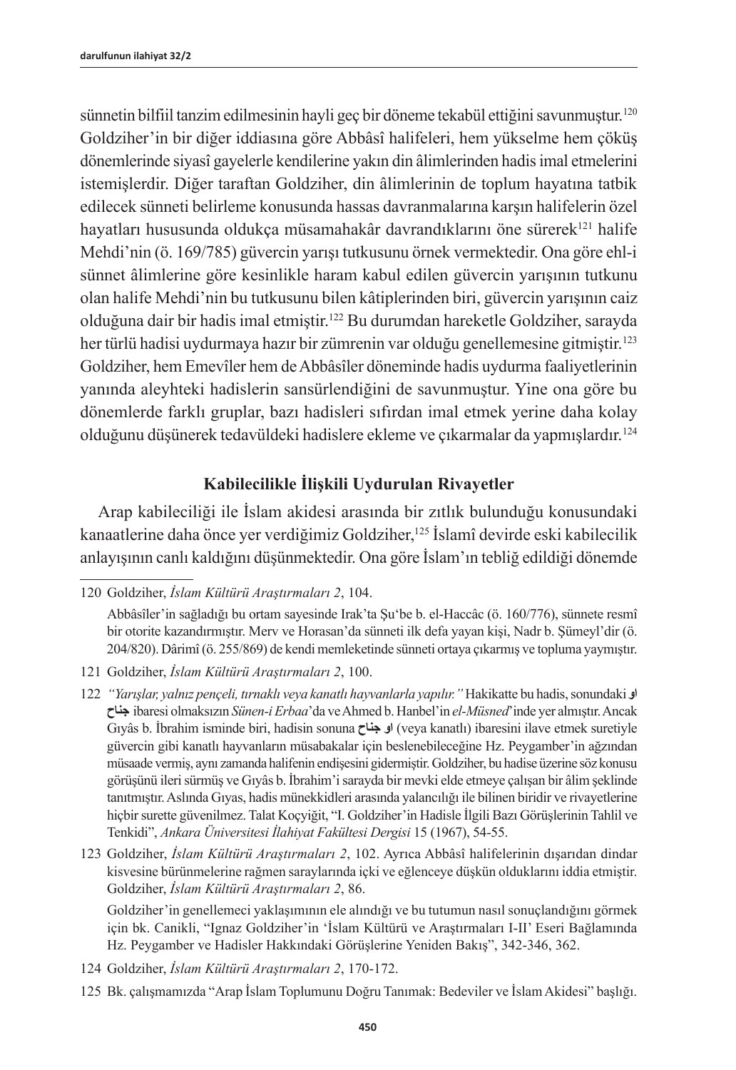sünnetin bilfiil tanzim edilmesinin hayli geç bir döneme tekabül ettiğini savunmuştur.[120] Goldziher'in bir diğer iddiasına göre Abbâsî halifeleri, hem yükselme hem çöküş dönemlerinde siyasî gayelerle kendilerine yakın din âlimlerinden hadis imal etmelerini istemişlerdir. Diğer taraftan Goldziher, din âlimlerinin de toplum hayatına tatbik edilecek sünneti belirleme konusunda hassas davranmalarına karşın halifelerin özel hayatları hususunda oldukça müsamahakâr davrandıklarını öne sürerek[121] halife Mehdi'nin (ö. 169/785) güvercin yarışı tutkusunu örnek vermektedir. Ona göre ehl-i sünnet âlimlerine göre kesinlikle haram kabul edilen güvercin yarışının tutkunu olan halife Mehdi'nin bu tutkusunu bilen kâtiplerinden biri, güvercin yarışının caiz olduğuna dair bir hadis imal etmiştir.[122] Bu durumdan hareketle Goldziher, sarayda her türlü hadisi uydurmaya hazır bir zümrenin var olduğu genellemesine gitmiştir.[123] Goldziher, hem Emevîler hem de Abbâsîler döneminde hadis uydurma faaliyetlerinin yanında aleyhteki hadislerin sansürlendiğini de savunmuştur. Yine ona göre bu dönemlerde farklı gruplar, bazı hadisleri sıfırdan imal etmek yerine daha kolay olduğunu düşünerek tedavüldeki hadislere ekleme ve çıkarmalar da yapmışlardır.[124]

## Kabilecilikle İlişkili Uydurulan Rivayetler

Arap kabileciliği ile İslam akidesi arasında bir zıtlık bulunduğu konusundaki kanaatlerine daha önce yer verdiğimiz Goldziher,[125] İslamî devirde eski kabilecilik anlayışının canlı kaldığını düşünmektedir. Ona göre İslam'ın tebliğ edildiği dönemde

---

120 Goldziher, *İslam Kültürü Araştırmaları 2*, 104.

Abbâsîler'in sağladığı bu ortam sayesinde Irak'ta Şu'be b. el-Haccâc (ö. 160/776), sünnete resmî bir otorite kazandırmıştır. Merv ve Horasan'da sünneti ilk defa yayan kişi, Nadr b. Şümeyl'dir (ö. 204/820). Dârimî (ö. 255/869) de kendi memleketinde sünneti ortaya çıkarmış ve topluma yaymıştır.

121 Goldziher, *İslam Kültürü Araştırmaları 2*, 100.

122 *"Yarışlar, yalnız pençeli, tırnaklı veya kanatlı hayvanlarla yapılır."* Hakikatte bu hadis, sonundaki **او جناح** ibaresi olmaksızın *Sünen-i Erbaa*'da ve Ahmed b. Hanbel'in *el-Müsned*'inde yer almıştır. Ancak Gıyâs b. İbrahim isminde biri, hadisin sonuna **او جناح** (veya kanatlı) ibaresini ilave etmek suretiyle güvercin gibi kanatlı hayvanların müsabakalar için beslenebileceğine Hz. Peygamber'in ağzından müsaade vermiş, aynı zamanda halifenin endişesini gidermiştir. Goldziher, bu hadise üzerine söz konusu görüşünü ileri sürmüş ve Gıyâs b. İbrahim'i sarayda bir mevki elde etmeye çalışan bir âlim şeklinde tanıtmıştır. Aslında Gıyas, hadis münekkidleri arasında yalancılığı ile bilinen biridir ve rivayetlerine hiçbir surette güvenilmez. Talat Koçyiğit, "I. Goldziher'in Hadisle İlgili Bazı Görüşlerinin Tahlil ve Tenkidi", *Ankara Üniversitesi İlahiyat Fakültesi Dergisi* 15 (1967), 54-55.

123 Goldziher, *İslam Kültürü Araştırmaları 2*, 102. Ayrıca Abbâsî halifelerinin dışarıdan dindar kisvesine bürünmelerine rağmen saraylarında içki ve eğlenceye düşkün olduklarını iddia etmiştir. Goldziher, *İslam Kültürü Araştırmaları 2*, 86.

Goldziher'in genellemeci yaklaşımının ele alındığı ve bu tutumun nasıl sonuçlandığını görmek için bk. Canikli, "Ignaz Goldziher'in 'İslam Kültürü ve Araştırmaları I-II' Eseri Bağlamında Hz. Peygamber ve Hadisler Hakkındaki Görüşlerine Yeniden Bakış", 342-346, 362.

124 Goldziher, *İslam Kültürü Araştırmaları 2*, 170-172.

125 Bk. çalışmamızda "Arap İslam Toplumunu Doğru Tanımak: Bedeviler ve İslam Akidesi" başlığı.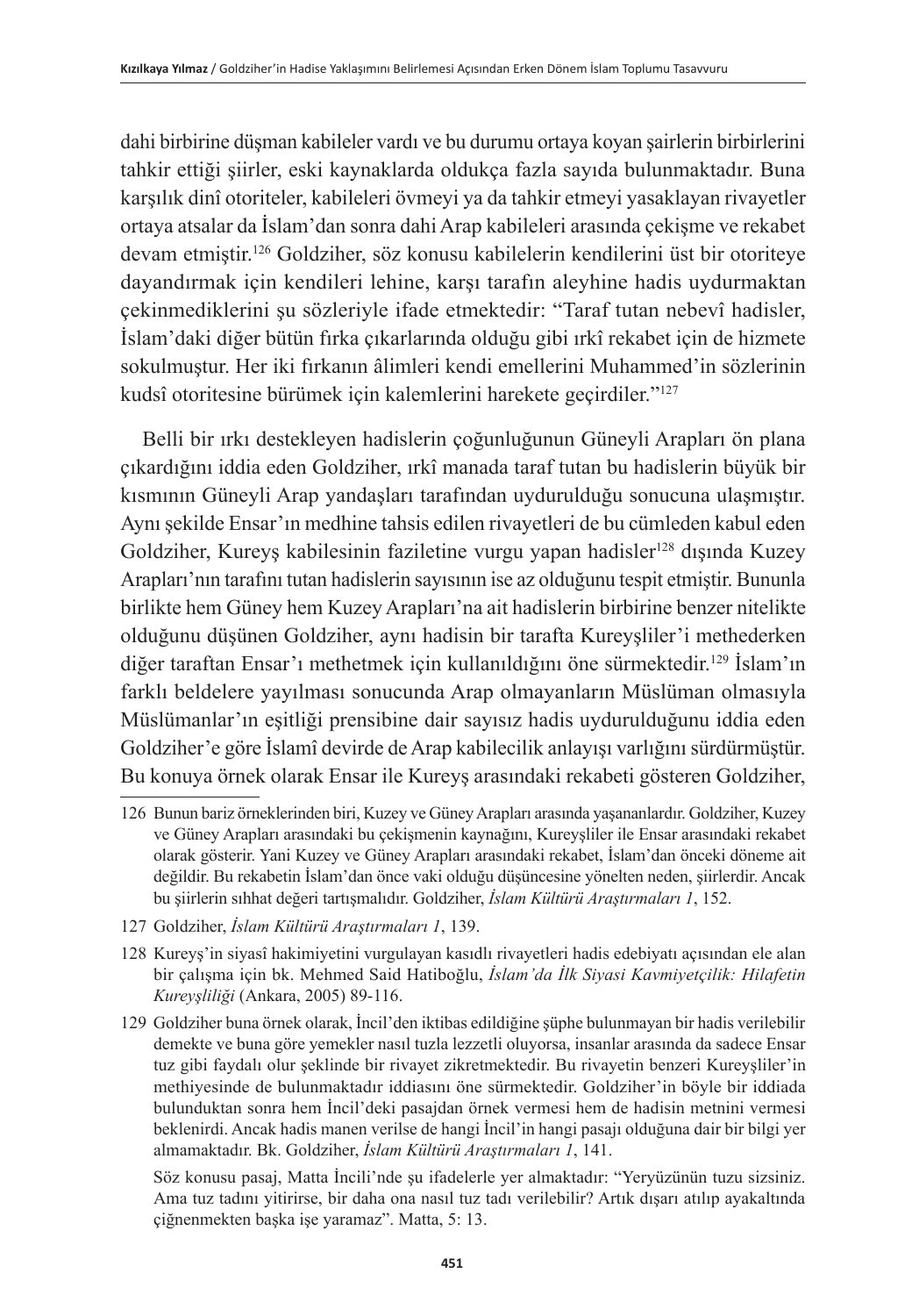dahi birbirine düşman kabileler vardı ve bu durumu ortaya koyan şairlerin birbirlerini tahkir ettiği şiirler, eski kaynaklarda oldukça fazla sayıda bulunmaktadır. Buna karşılık dinî otoriteler, kabileleri övmeyi ya da tahkir etmeyi yasaklayan rivayetler ortaya atsalar da İslam'dan sonra dahi Arap kabileleri arasında çekişme ve rekabet devam etmiştir.[126] Goldziher, söz konusu kabilelerin kendilerini üst bir otoriteye dayandırmak için kendileri lehine, karşı tarafın aleyhine hadis uydurmaktan çekinmediklerini şu sözleriyle ifade etmektedir: "Taraf tutan nebevî hadisler, İslam'daki diğer bütün fırka çıkarlarında olduğu gibi ırkî rekabet için de hizmete sokulmuştur. Her iki fırkanın âlimleri kendi emellerini Muhammed'in sözlerinin kudsî otoritesine bürümek için kalemlerini harekete geçirdiler."[127]

Belli bir ırkı destekleyen hadislerin çoğunluğunun Güneyli Arapları ön plana çıkardığını iddia eden Goldziher, ırkî manada taraf tutan bu hadislerin büyük bir kısmının Güneyli Arap yandaşları tarafından uydurulduğu sonucuna ulaşmıştır. Aynı şekilde Ensar'ın medhine tahsis edilen rivayetleri de bu cümleden kabul eden Goldziher, Kureyş kabilesinin faziletine vurgu yapan hadisler[128] dışında Kuzey Arapları'nın tarafını tutan hadislerin sayısının ise az olduğunu tespit etmiştir. Bununla birlikte hem Güney hem Kuzey Arapları'na ait hadislerin birbirine benzer nitelikte olduğunu düşünen Goldziher, aynı hadisin bir tarafta Kureyşliler'i methederken diğer taraftan Ensar'ı methetmek için kullanıldığını öne sürmektedir.[129] İslam'ın farklı beldelere yayılması sonucunda Arap olmayanların Müslüman olmasıyla Müslümanlar'ın eşitliği prensibine dair sayısız hadis uydurulduğunu iddia eden Goldziher'e göre İslamî devirde de Arap kabilecilik anlayışı varlığını sürdürmüştür. Bu konuya örnek olarak Ensar ile Kureyş arasındaki rekabeti gösteren Goldziher,

126 Bunun bariz örneklerinden biri, Kuzey ve Güney Arapları arasında yaşananlardır. Goldziher, Kuzey ve Güney Arapları arasındaki bu çekişmenin kaynağını, Kureyşliler ile Ensar arasındaki rekabet olarak gösterir. Yani Kuzey ve Güney Arapları arasındaki rekabet, İslam'dan önceki döneme ait değildir. Bu rekabetin İslam'dan önce vaki olduğu düşüncesine yönelten neden, şiirlerdir. Ancak bu şiirlerin sıhhat değeri tartışmalıdır. Goldziher, *İslam Kültürü Araştırmaları 1*, 152.

127 Goldziher, *İslam Kültürü Araştırmaları 1*, 139.

128 Kureyş'in siyasî hakimiyetini vurgulayan kasıdlı rivayetleri hadis edebiyatı açısından ele alan bir çalışma için bk. Mehmed Said Hatiboğlu, *İslam'da İlk Siyasi Kavmiyetçilik: Hilafetin Kureyşliliği* (Ankara, 2005) 89-116.

129 Goldziher buna örnek olarak, İncil'den iktibas edildiğine şüphe bulunmayan bir hadis verilebilir demekte ve buna göre yemekler nasıl tuzla lezzetli oluyorsa, insanlar arasında da sadece Ensar tuz gibi faydalı olur şeklinde bir rivayet zikretmektedir. Bu rivayetin benzeri Kureyşliler'in methiyesinde de bulunmaktadır iddiasını öne sürmektedir. Goldziher'in böyle bir iddiada bulunduktan sonra hem İncil'deki pasajdan örnek vermesi hem de hadisin metnini vermesi beklenirdi. Ancak hadis manen verilse de hangi İncil'in hangi pasajı olduğuna dair bir bilgi yer almamaktadır. Bk. Goldziher, *İslam Kültürü Araştırmaları 1*, 141.

Söz konusu pasaj, Matta İncili'nde şu ifadelerle yer almaktadır: "Yeryüzünün tuzu sizsiniz. Ama tuz tadını yitirirse, bir daha ona nasıl tuz tadı verilebilir? Artık dışarı atılıp ayakaltında çiğnenmekten başka işe yaramaz". Matta, 5: 13.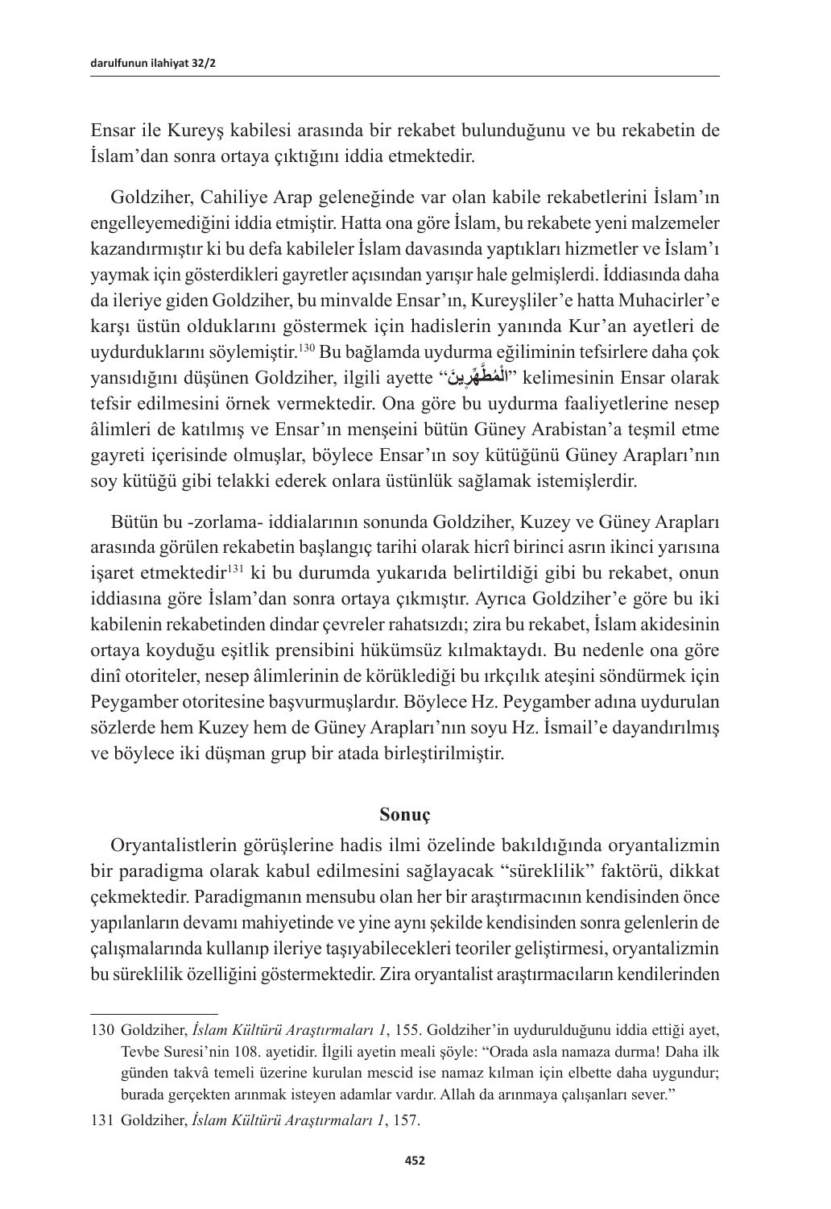Ensar ile Kureyş kabilesi arasında bir rekabet bulunduğunu ve bu rekabetin de İslam'dan sonra ortaya çıktığını iddia etmektedir.

Goldziher, Cahiliye Arap geleneğinde var olan kabile rekabetlerini İslam'ın engelleyemediğini iddia etmiştir. Hatta ona göre İslam, bu rekabete yeni malzemeler kazandırmıştır ki bu defa kabileler İslam davasında yaptıkları hizmetler ve İslam'ı yaymak için gösterdikleri gayretler açısından yarışır hale gelmişlerdi. İddiasında daha da ileriye giden Goldziher, bu minvalde Ensar'ın, Kureyşliler'e hatta Muhacirler'e karşı üstün olduklarını göstermek için hadislerin yanında Kur'an ayetleri de uydurduklarını söylemiştir.[130] Bu bağlamda uydurma eğiliminin tefsirlere daha çok yansıdığını düşünen Goldziher, ilgili ayette "الْمُطَّهِّرِينَ" kelimesinin Ensar olarak tefsir edilmesini örnek vermektedir. Ona göre bu uydurma faaliyetlerine nesep âlimleri de katılmış ve Ensar'ın menşeini bütün Güney Arabistan'a teşmil etme gayreti içerisinde olmuşlar, böylece Ensar'ın soy kütüğünü Güney Arapları'nın soy kütüğü gibi telakki ederek onlara üstünlük sağlamak istemişlerdir.

Bütün bu -zorlama- iddialarının sonunda Goldziher, Kuzey ve Güney Arapları arasında görülen rekabetin başlangıç tarihi olarak hicrî birinci asrın ikinci yarısına işaret etmektedir[131] ki bu durumda yukarıda belirtildiği gibi bu rekabet, onun iddiasına göre İslam'dan sonra ortaya çıkmıştır. Ayrıca Goldziher'e göre bu iki kabilenin rekabetinden dindar çevreler rahatsızdı; zira bu rekabet, İslam akidesinin ortaya koyduğu eşitlik prensibini hükümsüz kılmaktaydı. Bu nedenle ona göre dinî otoriteler, nesep âlimlerinin de körüklediği bu ırkçılık ateşini söndürmek için Peygamber otoritesine başvurmuşlardır. Böylece Hz. Peygamber adına uydurulan sözlerde hem Kuzey hem de Güney Arapları'nın soyu Hz. İsmail'e dayandırılmış ve böylece iki düşman grup bir atada birleştirilmiştir.

## Sonuç

Oryantalistlerin görüşlerine hadis ilmi özelinde bakıldığında oryantalizmin bir paradigma olarak kabul edilmesini sağlayacak "süreklilik" faktörü, dikkat çekmektedir. Paradigmanın mensubu olan her bir araştırmacının kendisinden önce yapılanların devamı mahiyetinde ve yine aynı şekilde kendisinden sonra gelenlerin de çalışmalarında kullanıp ileriye taşıyabilecekleri teoriler geliştirmesi, oryantalizmin bu süreklilik özelliğini göstermektedir. Zira oryantalist araştırmacıların kendilerinden

---

130 Goldziher, *İslam Kültürü Araştırmaları 1*, 155. Goldziher'in uydurulduğunu iddia ettiği ayet, Tevbe Suresi'nin 108. ayetidir. İlgili ayetin meali şöyle: "Orada asla namaza durma! Daha ilk günden takvâ temeli üzerine kurulan mescid ise namaz kılman için elbette daha uygundur; burada gerçekten arınmak isteyen adamlar vardır. Allah da arınmaya çalışanları sever."

131 Goldziher, *İslam Kültürü Araştırmaları 1*, 157.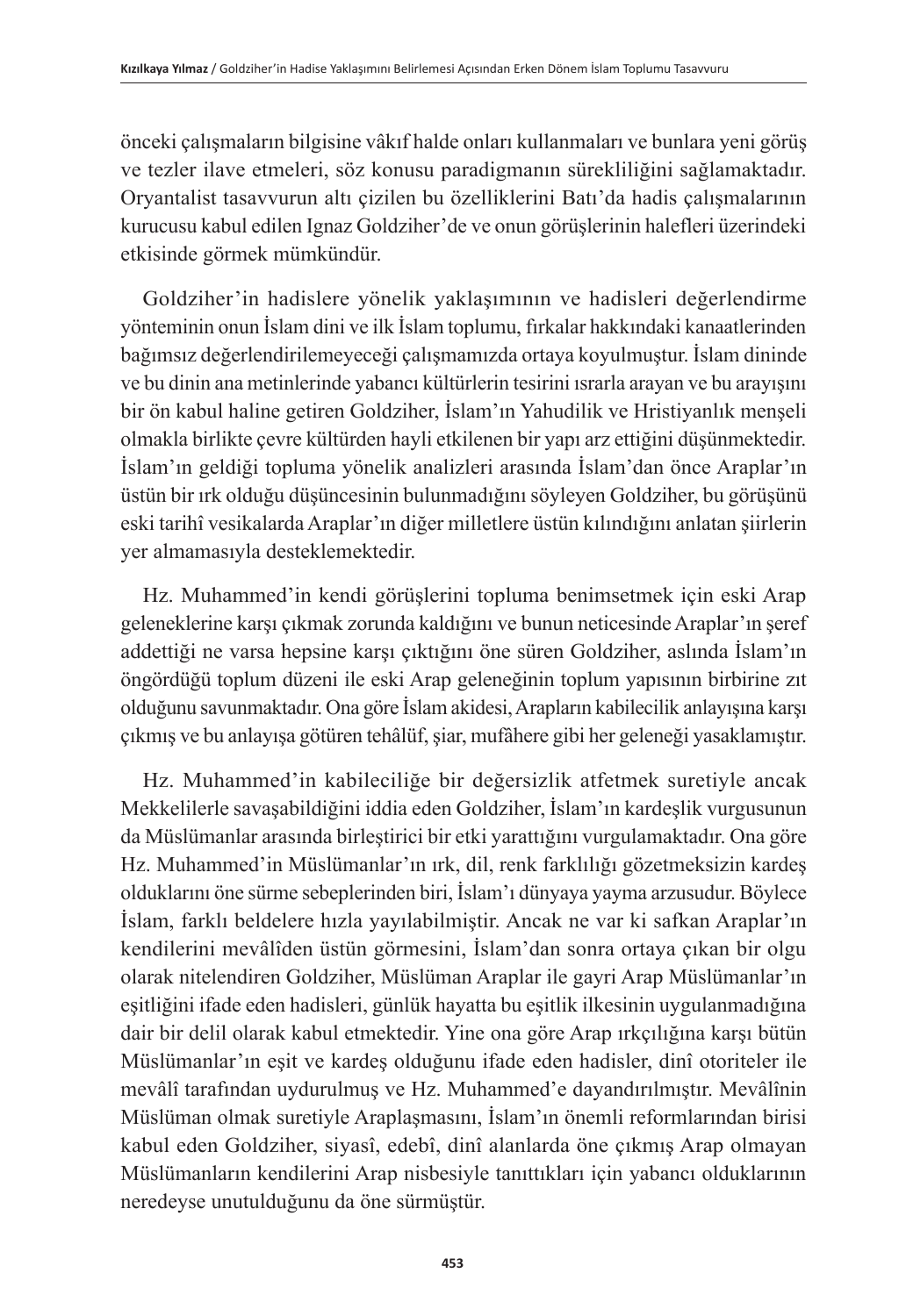önceki çalışmaların bilgisine vâkıf halde onları kullanmaları ve bunlara yeni görüş ve tezler ilave etmeleri, söz konusu paradigmanın sürekliliğini sağlamaktadır. Oryantalist tasavvurun altı çizilen bu özelliklerini Batı'da hadis çalışmalarının kurucusu kabul edilen Ignaz Goldziher'de ve onun görüşlerinin halefleri üzerindeki etkisinde görmek mümkündür.

Goldziher'in hadislere yönelik yaklaşımının ve hadisleri değerlendirme yönteminin onun İslam dini ve ilk İslam toplumu, fırkalar hakkındaki kanaatlerinden bağımsız değerlendirilemeyeceği çalışmamızda ortaya koyulmuştur. İslam dininde ve bu dinin ana metinlerinde yabancı kültürlerin tesirini ısrarla arayan ve bu arayışını bir ön kabul haline getiren Goldziher, İslam'ın Yahudilik ve Hristiyanlık menşeli olmakla birlikte çevre kültürden hayli etkilenen bir yapı arz ettiğini düşünmektedir. İslam'ın geldiği topluma yönelik analizleri arasında İslam'dan önce Araplar'ın üstün bir ırk olduğu düşüncesinin bulunmadığını söyleyen Goldziher, bu görüşünü eski tarihî vesikalarda Araplar'ın diğer milletlere üstün kılındığını anlatan şiirlerin yer almamasıyla desteklemektedir.

Hz. Muhammed'in kendi görüşlerini topluma benimsetmek için eski Arap geleneklerine karşı çıkmak zorunda kaldığını ve bunun neticesinde Araplar'ın şeref addettiği ne varsa hepsine karşı çıktığını öne süren Goldziher, aslında İslam'ın öngördüğü toplum düzeni ile eski Arap geleneğinin toplum yapısının birbirine zıt olduğunu savunmaktadır. Ona göre İslam akidesi, Arapların kabilecilik anlayışına karşı çıkmış ve bu anlayışa götüren tehâlüf, şiar, mufâhere gibi her geleneği yasaklamıştır.

Hz. Muhammed'in kabileciliğe bir değersizlik atfetmek suretiyle ancak Mekkelilerle savaşabildiğini iddia eden Goldziher, İslam'ın kardeşlik vurgusunun da Müslümanlar arasında birleştirici bir etki yarattığını vurgulamaktadır. Ona göre Hz. Muhammed'in Müslümanlar'ın ırk, dil, renk farklılığı gözetmeksizin kardeş olduklarını öne sürme sebeplerinden biri, İslam'ı dünyaya yayma arzusudur. Böylece İslam, farklı beldelere hızla yayılabilmiştir. Ancak ne var ki safkan Araplar'ın kendilerini mevâlîden üstün görmesini, İslam'dan sonra ortaya çıkan bir olgu olarak nitelendiren Goldziher, Müslüman Araplar ile gayri Arap Müslümanlar'ın eşitliğini ifade eden hadisleri, günlük hayatta bu eşitlik ilkesinin uygulanmadığına dair bir delil olarak kabul etmektedir. Yine ona göre Arap ırkçılığına karşı bütün Müslümanlar'ın eşit ve kardeş olduğunu ifade eden hadisler, dinî otoriteler ile mevâlî tarafından uydurulmuş ve Hz. Muhammed'e dayandırılmıştır. Mevâlînin Müslüman olmak suretiyle Araplaşmasını, İslam'ın önemli reformlarından birisi kabul eden Goldziher, siyasî, edebî, dinî alanlarda öne çıkmış Arap olmayan Müslümanların kendilerini Arap nisbesiyle tanıttıkları için yabancı olduklarının neredeyse unutulduğunu da öne sürmüştür.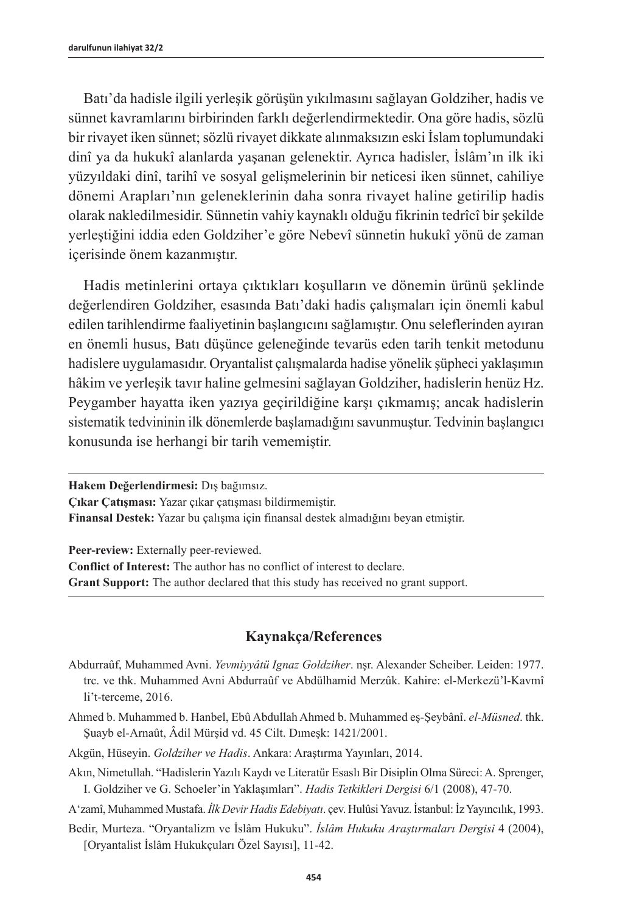Batı'da hadisle ilgili yerleşik görüşün yıkılmasını sağlayan Goldziher, hadis ve sünnet kavramlarını birbirinden farklı değerlendirmektedir. Ona göre hadis, sözlü bir rivayet iken sünnet; sözlü rivayet dikkate alınmaksızın eski İslam toplumundaki dinî ya da hukukî alanlarda yaşanan gelenektir. Ayrıca hadisler, İslâm'ın ilk iki yüzyıldaki dinî, tarihî ve sosyal gelişmelerinin bir neticesi iken sünnet, cahiliye dönemi Arapları'nın geleneklerinin daha sonra rivayet haline getirilip hadis olarak nakledilmesidir. Sünnetin vahiy kaynaklı olduğu fikrinin tedrîcî bir şekilde yerleştiğini iddia eden Goldziher'e göre Nebevî sünnetin hukukî yönü de zaman içerisinde önem kazanmıştır.

Hadis metinlerini ortaya çıktıkları koşulların ve dönemin ürünü şeklinde değerlendiren Goldziher, esasında Batı'daki hadis çalışmaları için önemli kabul edilen tarihlendirme faaliyetinin başlangıcını sağlamıştır. Onu seleflerinden ayıran en önemli husus, Batı düşünce geleneğinde tevarüs eden tarih tenkit metodunu hadislere uygulamasıdır. Oryantalist çalışmalarda hadise yönelik şüpheci yaklaşımın hâkim ve yerleşik tavır haline gelmesini sağlayan Goldziher, hadislerin henüz Hz. Peygamber hayatta iken yazıya geçirildiğine karşı çıkmamış; ancak hadislerin sistematik tedvininin ilk dönemlerde başlamadığını savunmuştur. Tedvinin başlangıcı konusunda ise herhangi bir tarih vememiştir.

---

**Hakem Değerlendirmesi:** Dış bağımsız.
**Çıkar Çatışması:** Yazar çıkar çatışması bildirmemiştir.
**Finansal Destek:** Yazar bu çalışma için finansal destek almadığını beyan etmiştir.

**Peer-review:** Externally peer-reviewed.
**Conflict of Interest:** The author has no conflict of interest to declare.
**Grant Support:** The author declared that this study has received no grant support.

---

## Kaynakça/References

Abdurraûf, Muhammed Avni. *Yevmiyyâtü Ignaz Goldziher*. nşr. Alexander Scheiber. Leiden: 1977. trc. ve thk. Muhammed Avni Abdurraûf ve Abdülhamid Merzûk. Kahire: el-Merkezü'l-Kavmî li't-terceme, 2016.

Ahmed b. Muhammed b. Hanbel, Ebû Abdullah Ahmed b. Muhammed eş-Şeybânî. *el-Müsned*. thk. Şuayb el-Arnaût, Âdil Mürşid vd. 45 Cilt. Dımeşk: 1421/2001.

Akgün, Hüseyin. *Goldziher ve Hadis*. Ankara: Araştırma Yayınları, 2014.

Akın, Nimetullah. "Hadislerin Yazılı Kaydı ve Literatür Esaslı Bir Disiplin Olma Süreci: A. Sprenger, I. Goldziher ve G. Schoeler'in Yaklaşımları". *Hadis Tetkikleri Dergisi* 6/1 (2008), 47-70.

A'zamî, Muhammed Mustafa. *İlk Devir Hadis Edebiyatı*. çev. Hulûsi Yavuz. İstanbul: İz Yayıncılık, 1993.

Bedir, Murteza. "Oryantalizm ve İslâm Hukuku". *İslâm Hukuku Araştırmaları Dergisi* 4 (2004), [Oryantalist İslâm Hukukçuları Özel Sayısı], 11-42.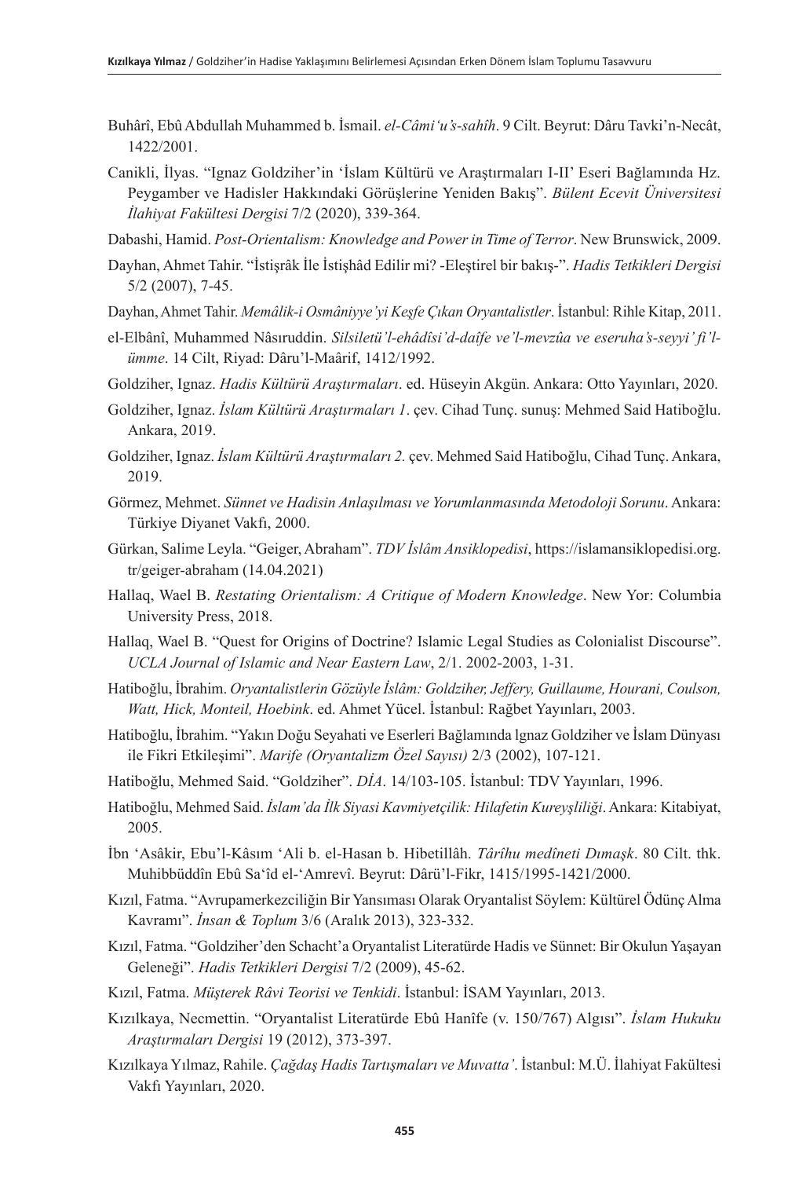Buhârî, Ebû Abdullah Muhammed b. İsmail. *el-Câmi'u's-sahîh*. 9 Cilt. Beyrut: Dâru Tavki'n-Necât, 1422/2001.

Canikli, İlyas. "Ignaz Goldziher'in 'İslam Kültürü ve Araştırmaları I-II' Eseri Bağlamında Hz. Peygamber ve Hadisler Hakkındaki Görüşlerine Yeniden Bakış". *Bülent Ecevit Üniversitesi İlahiyat Fakültesi Dergisi* 7/2 (2020), 339-364.

Dabashi, Hamid. *Post-Orientalism: Knowledge and Power in Time of Terror*. New Brunswick, 2009.

Dayhan, Ahmet Tahir. "İstişrâk İle İstişhâd Edilir mi? -Eleştirel bir bakış-". *Hadis Tetkikleri Dergisi* 5/2 (2007), 7-45.

Dayhan, Ahmet Tahir. *Memâlik-i Osmâniyye'yi Keşfe Çıkan Oryantalistler*. İstanbul: Rihle Kitap, 2011.

el-Elbânî, Muhammed Nâsıruddin. *Silsiletü'l-ehâdîsi'd-daîfe ve'l-mevzûa ve eseruha's-seyyi' fi'l-ümme*. 14 Cilt, Riyad: Dâru'l-Maârif, 1412/1992.

Goldziher, Ignaz. *Hadis Kültürü Araştırmaları*. ed. Hüseyin Akgün. Ankara: Otto Yayınları, 2020.

Goldziher, Ignaz. *İslam Kültürü Araştırmaları 1*. çev. Cihad Tunç. sunuş: Mehmed Said Hatiboğlu. Ankara, 2019.

Goldziher, Ignaz. *İslam Kültürü Araştırmaları 2.* çev. Mehmed Said Hatiboğlu, Cihad Tunç. Ankara, 2019.

Görmez, Mehmet. *Sünnet ve Hadisin Anlaşılması ve Yorumlanmasında Metodoloji Sorunu*. Ankara: Türkiye Diyanet Vakfı, 2000.

Gürkan, Salime Leyla. "Geiger, Abraham". *TDV İslâm Ansiklopedisi*, https://islamansiklopedisi.org.tr/geiger-abraham (14.04.2021)

Hallaq, Wael B. *Restating Orientalism: A Critique of Modern Knowledge*. New Yor: Columbia University Press, 2018.

Hallaq, Wael B. "Quest for Origins of Doctrine? Islamic Legal Studies as Colonialist Discourse". *UCLA Journal of Islamic and Near Eastern Law*, 2/1. 2002-2003, 1-31.

Hatiboğlu, İbrahim. *Oryantalistlerin Gözüyle İslâm: Goldziher, Jeffery, Guillaume, Hourani, Coulson, Watt, Hick, Monteil, Hoebink*. ed. Ahmet Yücel. İstanbul: Rağbet Yayınları, 2003.

Hatiboğlu, İbrahim. "Yakın Doğu Seyahati ve Eserleri Bağlamında lgnaz Goldziher ve İslam Dünyası ile Fikri Etkileşimi". *Marife (Oryantalizm Özel Sayısı)* 2/3 (2002), 107-121.

Hatiboğlu, Mehmed Said. "Goldziher". *DİA*. 14/103-105. İstanbul: TDV Yayınları, 1996.

Hatiboğlu, Mehmed Said. *İslam'da İlk Siyasi Kavmiyetçilik: Hilafetin Kureyşliliği*. Ankara: Kitabiyat, 2005.

İbn 'Asâkir, Ebu'l-Kâsım 'Ali b. el-Hasan b. Hibetillâh. *Târîhu medîneti Dımaşk*. 80 Cilt. thk. Muhibbüddîn Ebû Sa'îd el-'Amrevî. Beyrut: Dârü'l-Fikr, 1415/1995-1421/2000.

Kızıl, Fatma. "Avrupamerkezciliğin Bir Yansıması Olarak Oryantalist Söylem: Kültürel Ödünç Alma Kavramı". *İnsan & Toplum* 3/6 (Aralık 2013), 323-332.

Kızıl, Fatma. "Goldziher'den Schacht'a Oryantalist Literatürde Hadis ve Sünnet: Bir Okulun Yaşayan Geleneği". *Hadis Tetkikleri Dergisi* 7/2 (2009), 45-62.

Kızıl, Fatma. *Müşterek Râvi Teorisi ve Tenkidi*. İstanbul: İSAM Yayınları, 2013.

Kızılkaya, Necmettin. "Oryantalist Literatürde Ebû Hanîfe (v. 150/767) Algısı". *İslam Hukuku Araştırmaları Dergisi* 19 (2012), 373-397.

Kızılkaya Yılmaz, Rahile. *Çağdaş Hadis Tartışmaları ve Muvatta'*. İstanbul: M.Ü. İlahiyat Fakültesi Vakfı Yayınları, 2020.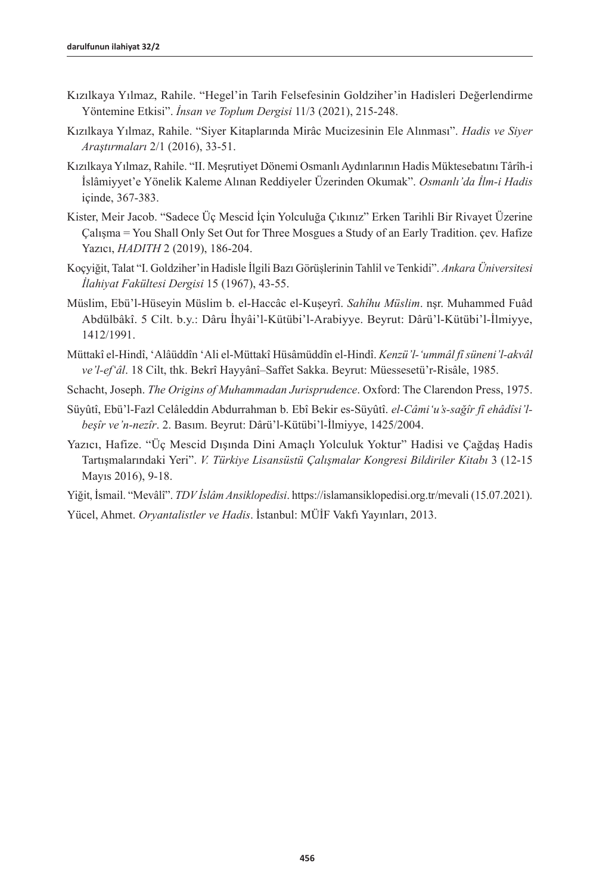Kızılkaya Yılmaz, Rahile. "Hegel'in Tarih Felsefesinin Goldziher'in Hadisleri Değerlendirme Yöntemine Etkisi". *İnsan ve Toplum Dergisi* 11/3 (2021), 215-248.

Kızılkaya Yılmaz, Rahile. "Siyer Kitaplarında Mirâc Mucizesinin Ele Alınması". *Hadis ve Siyer Araştırmaları* 2/1 (2016), 33-51.

Kızılkaya Yılmaz, Rahile. "II. Meşrutiyet Dönemi Osmanlı Aydınlarının Hadis Müktesebatını Târîh-i İslâmiyyet'e Yönelik Kaleme Alınan Reddiyeler Üzerinden Okumak". *Osmanlı'da İlm-i Hadis* içinde, 367-383.

Kister, Meir Jacob. "Sadece Üç Mescid İçin Yolculuğa Çıkınız" Erken Tarihli Bir Rivayet Üzerine Çalışma = You Shall Only Set Out for Three Mosgues a Study of an Early Tradition. çev. Hafize Yazıcı, *HADITH* 2 (2019), 186-204.

Koçyiğit, Talat "I. Goldziher'in Hadisle İlgili Bazı Görüşlerinin Tahlil ve Tenkidi". *Ankara Üniversitesi İlahiyat Fakültesi Dergisi* 15 (1967), 43-55.

Müslim, Ebü'l-Hüseyin Müslim b. el-Haccâc el-Kuşeyrî. *Sahîhu Müslim*. nşr. Muhammed Fuâd Abdülbâkî. 5 Cilt. b.y.: Dâru İhyâi'l-Kütübi'l-Arabiyye. Beyrut: Dârü'l-Kütübi'l-İlmiyye, 1412/1991.

Müttakî el-Hindî, 'Alâüddîn 'Ali el-Müttakî Hüsâmüddîn el-Hindî. *Kenzü'l-'ummâl fî süneni'l-akvâl ve'l-ef'âl*. 18 Cilt, thk. Bekrî Hayyânî–Saffet Sakka. Beyrut: Müessesetü'r-Risâle, 1985.

Schacht, Joseph. *The Origins of Muhammadan Jurisprudence*. Oxford: The Clarendon Press, 1975.

Süyûtî, Ebü'l-Fazl Celâleddin Abdurrahman b. Ebî Bekir es-Süyûtî. *el-Câmi'u's-sağîr fî ehâdîsi'l-beşîr ve'n-nezîr*. 2. Basım. Beyrut: Dârü'l-Kütübi'l-İlmiyye, 1425/2004.

Yazıcı, Hafize. "Üç Mescid Dışında Dini Amaçlı Yolculuk Yoktur" Hadisi ve Çağdaş Hadis Tartışmalarındaki Yeri". *V. Türkiye Lisansüstü Çalışmalar Kongresi Bildiriler Kitabı* 3 (12-15 Mayıs 2016), 9-18.

Yiğit, İsmail. "Mevâlî". *TDV İslâm Ansiklopedisi*. https://islamansiklopedisi.org.tr/mevali (15.07.2021).

Yücel, Ahmet. *Oryantalistler ve Hadis*. İstanbul: MÜİF Vakfı Yayınları, 2013.